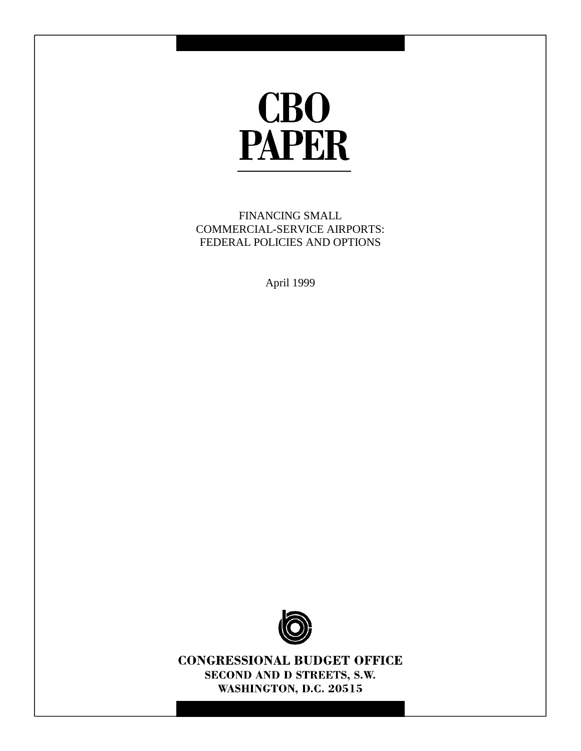# CBO PAPER

FINANCING SMALL
COMMERCIAL-SERVICE AIRPORTS:
FEDERAL POLICIES AND OPTIONS

April 1999

**CONGRESSIONAL BUDGET OFFICE**
**SECOND AND D STREETS, S.W.**
**WASHINGTON, D.C. 20515**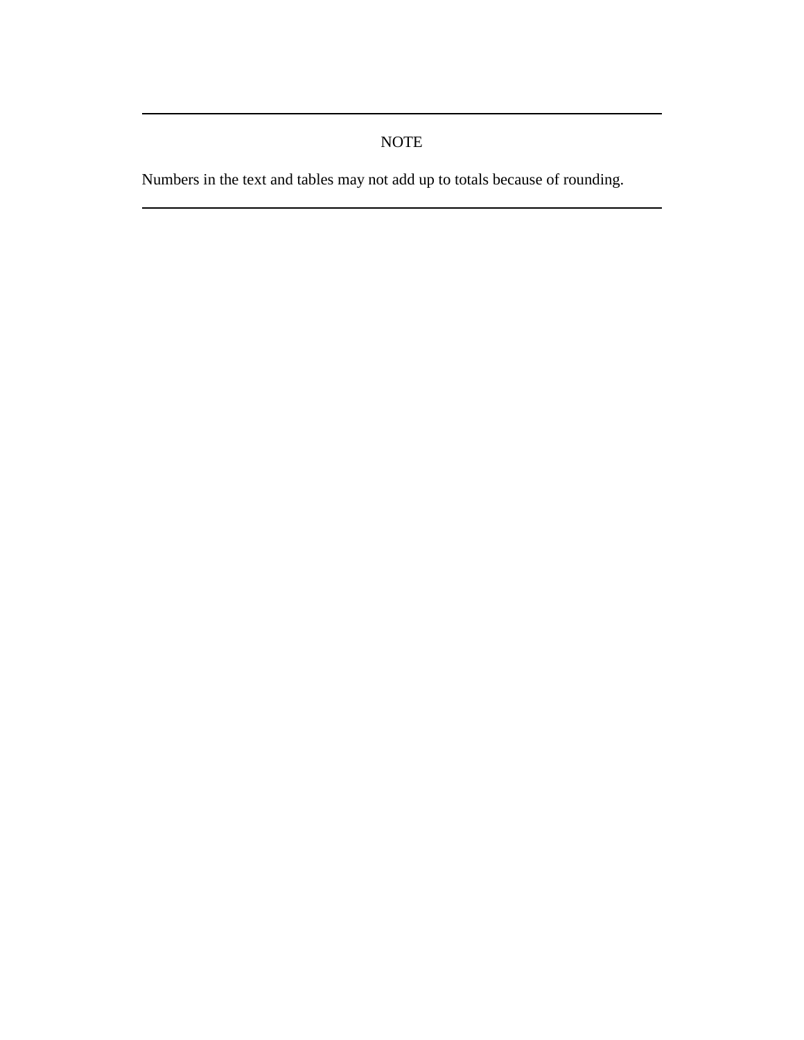---

NOTE

Numbers in the text and tables may not add up to totals because of rounding.

---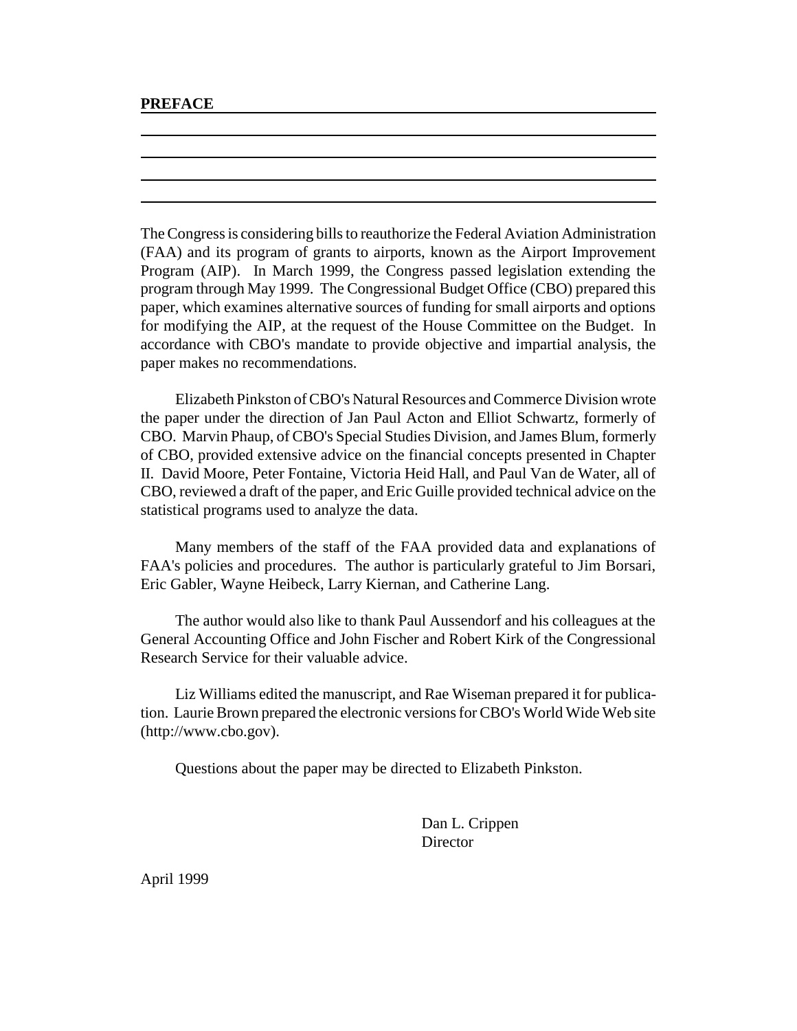## PREFACE

The Congress is considering bills to reauthorize the Federal Aviation Administration (FAA) and its program of grants to airports, known as the Airport Improvement Program (AIP). In March 1999, the Congress passed legislation extending the program through May 1999. The Congressional Budget Office (CBO) prepared this paper, which examines alternative sources of funding for small airports and options for modifying the AIP, at the request of the House Committee on the Budget. In accordance with CBO's mandate to provide objective and impartial analysis, the paper makes no recommendations.

Elizabeth Pinkston of CBO's Natural Resources and Commerce Division wrote the paper under the direction of Jan Paul Acton and Elliot Schwartz, formerly of CBO. Marvin Phaup, of CBO's Special Studies Division, and James Blum, formerly of CBO, provided extensive advice on the financial concepts presented in Chapter II. David Moore, Peter Fontaine, Victoria Heid Hall, and Paul Van de Water, all of CBO, reviewed a draft of the paper, and Eric Guille provided technical advice on the statistical programs used to analyze the data.

Many members of the staff of the FAA provided data and explanations of FAA's policies and procedures. The author is particularly grateful to Jim Borsari, Eric Gabler, Wayne Heibeck, Larry Kiernan, and Catherine Lang.

The author would also like to thank Paul Aussendorf and his colleagues at the General Accounting Office and John Fischer and Robert Kirk of the Congressional Research Service for their valuable advice.

Liz Williams edited the manuscript, and Rae Wiseman prepared it for publication. Laurie Brown prepared the electronic versions for CBO's World Wide Web site (http://www.cbo.gov).

Questions about the paper may be directed to Elizabeth Pinkston.

Dan L. Crippen
Director

April 1999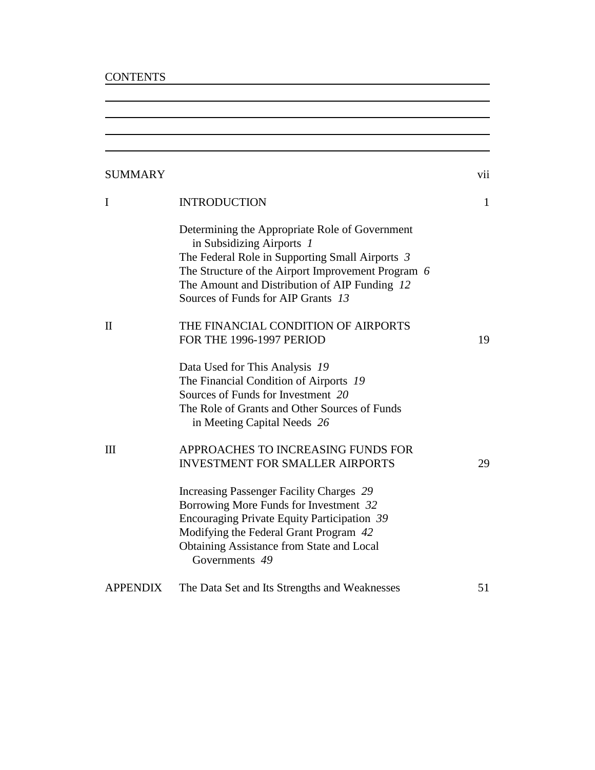# CONTENTS

| | | |
|---|---|---|
| SUMMARY | | vii |
| I | INTRODUCTION | 1 |
| | Determining the Appropriate Role of Government in Subsidizing Airports *1* | |
| | The Federal Role in Supporting Small Airports *3* | |
| | The Structure of the Airport Improvement Program *6* | |
| | The Amount and Distribution of AIP Funding *12* | |
| | Sources of Funds for AIP Grants *13* | |
| II | THE FINANCIAL CONDITION OF AIRPORTS FOR THE 1996-1997 PERIOD | 19 |
| | Data Used for This Analysis *19* | |
| | The Financial Condition of Airports *19* | |
| | Sources of Funds for Investment *20* | |
| | The Role of Grants and Other Sources of Funds in Meeting Capital Needs *26* | |
| III | APPROACHES TO INCREASING FUNDS FOR INVESTMENT FOR SMALLER AIRPORTS | 29 |
| | Increasing Passenger Facility Charges *29* | |
| | Borrowing More Funds for Investment *32* | |
| | Encouraging Private Equity Participation *39* | |
| | Modifying the Federal Grant Program *42* | |
| | Obtaining Assistance from State and Local Governments *49* | |
| APPENDIX | The Data Set and Its Strengths and Weaknesses | 51 |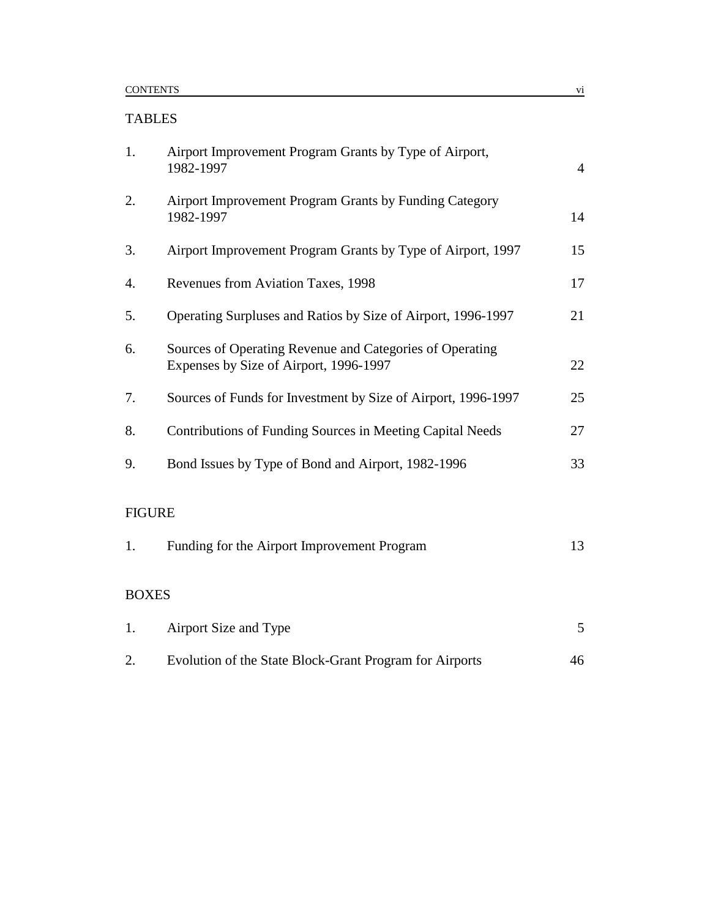## TABLES

| | | |
|---|---|---|
| 1. | Airport Improvement Program Grants by Type of Airport, 1982-1997 | 4 |
| 2. | Airport Improvement Program Grants by Funding Category 1982-1997 | 14 |
| 3. | Airport Improvement Program Grants by Type of Airport, 1997 | 15 |
| 4. | Revenues from Aviation Taxes, 1998 | 17 |
| 5. | Operating Surpluses and Ratios by Size of Airport, 1996-1997 | 21 |
| 6. | Sources of Operating Revenue and Categories of Operating Expenses by Size of Airport, 1996-1997 | 22 |
| 7. | Sources of Funds for Investment by Size of Airport, 1996-1997 | 25 |
| 8. | Contributions of Funding Sources in Meeting Capital Needs | 27 |
| 9. | Bond Issues by Type of Bond and Airport, 1982-1996 | 33 |

## FIGURE

| | | |
|---|---|---|
| 1. | Funding for the Airport Improvement Program | 13 |

## BOXES

| | | |
|---|---|---|
| 1. | Airport Size and Type | 5 |
| 2. | Evolution of the State Block-Grant Program for Airports | 46 |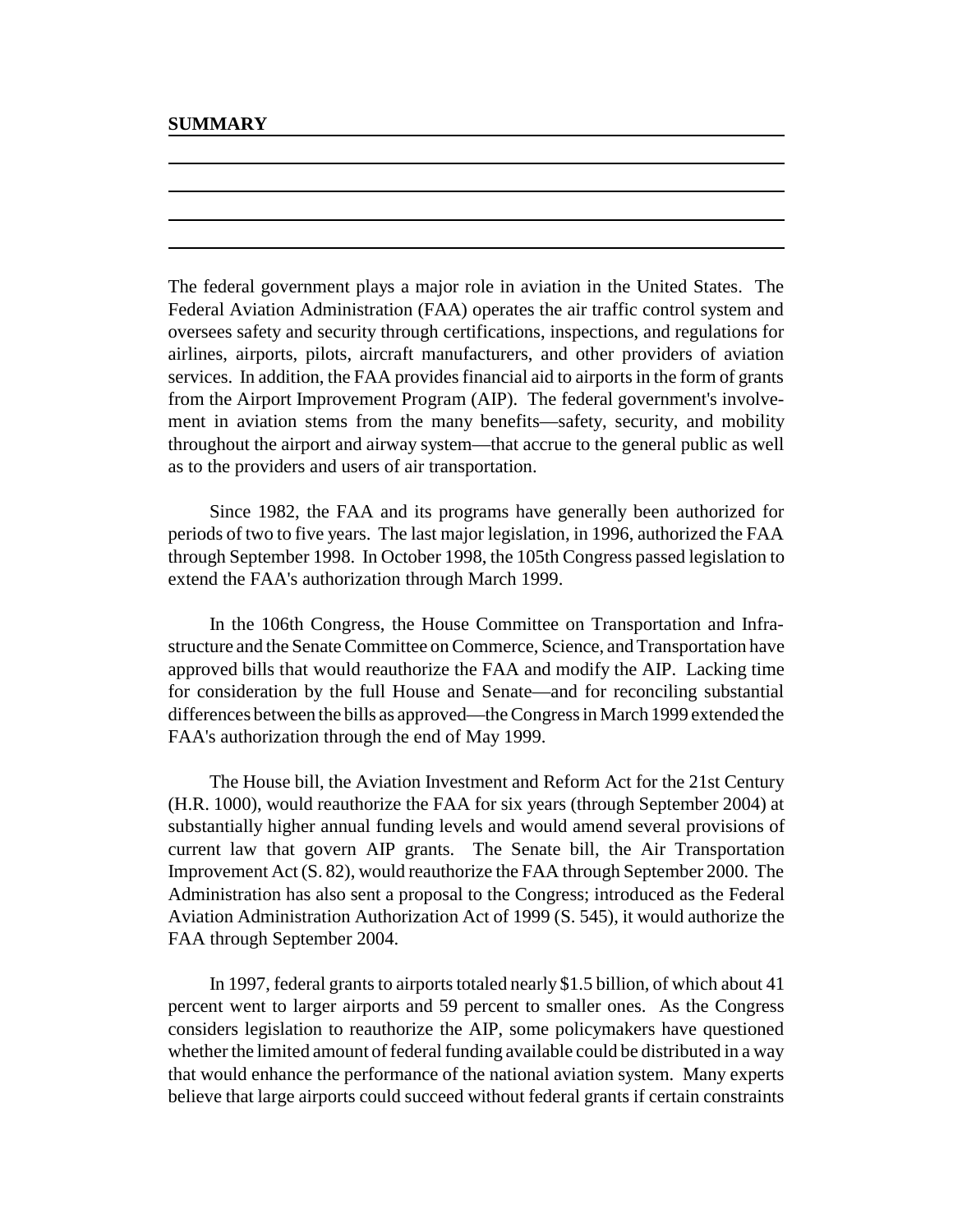## SUMMARY

The federal government plays a major role in aviation in the United States. The Federal Aviation Administration (FAA) operates the air traffic control system and oversees safety and security through certifications, inspections, and regulations for airlines, airports, pilots, aircraft manufacturers, and other providers of aviation services. In addition, the FAA provides financial aid to airports in the form of grants from the Airport Improvement Program (AIP). The federal government's involvement in aviation stems from the many benefits—safety, security, and mobility throughout the airport and airway system—that accrue to the general public as well as to the providers and users of air transportation.

Since 1982, the FAA and its programs have generally been authorized for periods of two to five years. The last major legislation, in 1996, authorized the FAA through September 1998. In October 1998, the 105th Congress passed legislation to extend the FAA's authorization through March 1999.

In the 106th Congress, the House Committee on Transportation and Infrastructure and the Senate Committee on Commerce, Science, and Transportation have approved bills that would reauthorize the FAA and modify the AIP. Lacking time for consideration by the full House and Senate—and for reconciling substantial differences between the bills as approved—the Congress in March 1999 extended the FAA's authorization through the end of May 1999.

The House bill, the Aviation Investment and Reform Act for the 21st Century (H.R. 1000), would reauthorize the FAA for six years (through September 2004) at substantially higher annual funding levels and would amend several provisions of current law that govern AIP grants. The Senate bill, the Air Transportation Improvement Act (S. 82), would reauthorize the FAA through September 2000. The Administration has also sent a proposal to the Congress; introduced as the Federal Aviation Administration Authorization Act of 1999 (S. 545), it would authorize the FAA through September 2004.

In 1997, federal grants to airports totaled nearly $1.5 billion, of which about 41 percent went to larger airports and 59 percent to smaller ones. As the Congress considers legislation to reauthorize the AIP, some policymakers have questioned whether the limited amount of federal funding available could be distributed in a way that would enhance the performance of the national aviation system. Many experts believe that large airports could succeed without federal grants if certain constraints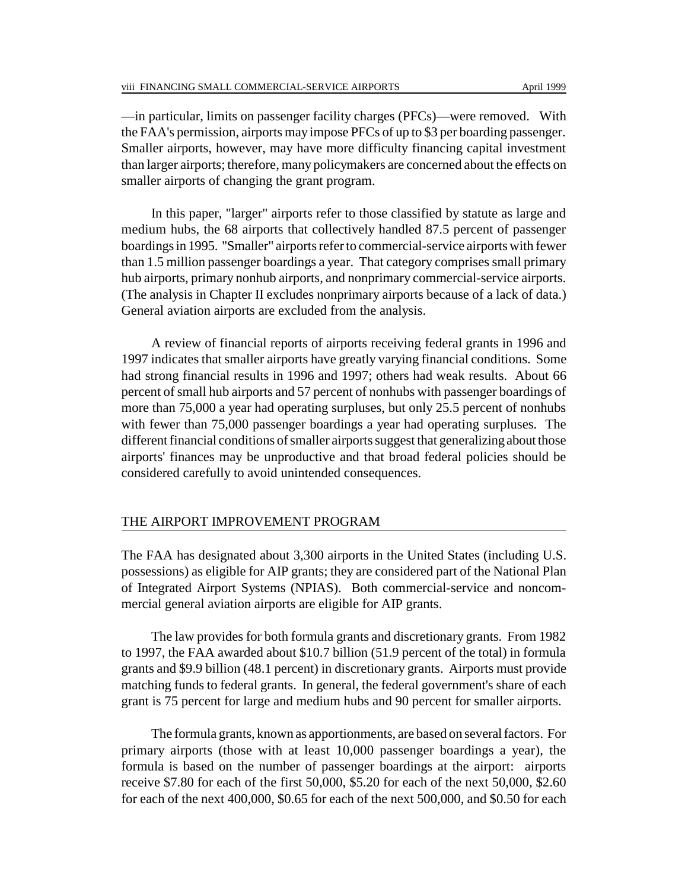—in particular, limits on passenger facility charges (PFCs)—were removed. With the FAA's permission, airports may impose PFCs of up to $3 per boarding passenger. Smaller airports, however, may have more difficulty financing capital investment than larger airports; therefore, many policymakers are concerned about the effects on smaller airports of changing the grant program.

In this paper, "larger" airports refer to those classified by statute as large and medium hubs, the 68 airports that collectively handled 87.5 percent of passenger boardings in 1995. "Smaller" airports refer to commercial-service airports with fewer than 1.5 million passenger boardings a year. That category comprises small primary hub airports, primary nonhub airports, and nonprimary commercial-service airports. (The analysis in Chapter II excludes nonprimary airports because of a lack of data.) General aviation airports are excluded from the analysis.

A review of financial reports of airports receiving federal grants in 1996 and 1997 indicates that smaller airports have greatly varying financial conditions. Some had strong financial results in 1996 and 1997; others had weak results. About 66 percent of small hub airports and 57 percent of nonhubs with passenger boardings of more than 75,000 a year had operating surpluses, but only 25.5 percent of nonhubs with fewer than 75,000 passenger boardings a year had operating surpluses. The different financial conditions of smaller airports suggest that generalizing about those airports' finances may be unproductive and that broad federal policies should be considered carefully to avoid unintended consequences.

## THE AIRPORT IMPROVEMENT PROGRAM

The FAA has designated about 3,300 airports in the United States (including U.S. possessions) as eligible for AIP grants; they are considered part of the National Plan of Integrated Airport Systems (NPIAS). Both commercial-service and noncommercial general aviation airports are eligible for AIP grants.

The law provides for both formula grants and discretionary grants. From 1982 to 1997, the FAA awarded about $10.7 billion (51.9 percent of the total) in formula grants and $9.9 billion (48.1 percent) in discretionary grants. Airports must provide matching funds to federal grants. In general, the federal government's share of each grant is 75 percent for large and medium hubs and 90 percent for smaller airports.

The formula grants, known as apportionments, are based on several factors. For primary airports (those with at least 10,000 passenger boardings a year), the formula is based on the number of passenger boardings at the airport: airports receive $7.80 for each of the first 50,000, $5.20 for each of the next 50,000, $2.60 for each of the next 400,000, $0.65 for each of the next 500,000, and $0.50 for each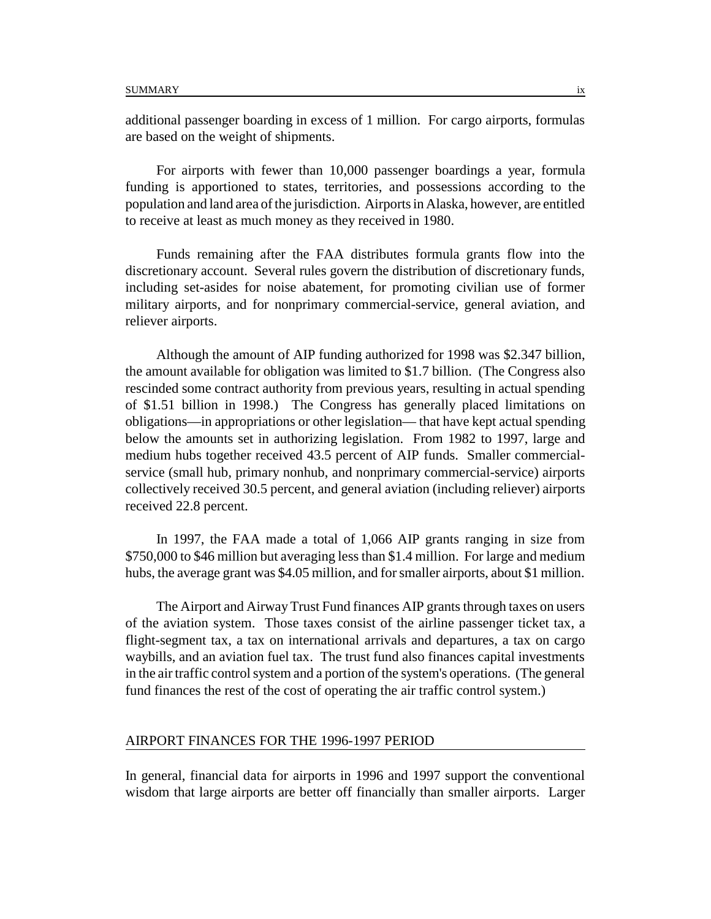additional passenger boarding in excess of 1 million. For cargo airports, formulas are based on the weight of shipments.

For airports with fewer than 10,000 passenger boardings a year, formula funding is apportioned to states, territories, and possessions according to the population and land area of the jurisdiction. Airports in Alaska, however, are entitled to receive at least as much money as they received in 1980.

Funds remaining after the FAA distributes formula grants flow into the discretionary account. Several rules govern the distribution of discretionary funds, including set-asides for noise abatement, for promoting civilian use of former military airports, and for nonprimary commercial-service, general aviation, and reliever airports.

Although the amount of AIP funding authorized for 1998 was $2.347 billion, the amount available for obligation was limited to $1.7 billion. (The Congress also rescinded some contract authority from previous years, resulting in actual spending of $1.51 billion in 1998.) The Congress has generally placed limitations on obligations—in appropriations or other legislation— that have kept actual spending below the amounts set in authorizing legislation. From 1982 to 1997, large and medium hubs together received 43.5 percent of AIP funds. Smaller commercial-service (small hub, primary nonhub, and nonprimary commercial-service) airports collectively received 30.5 percent, and general aviation (including reliever) airports received 22.8 percent.

In 1997, the FAA made a total of 1,066 AIP grants ranging in size from $750,000 to $46 million but averaging less than $1.4 million. For large and medium hubs, the average grant was $4.05 million, and for smaller airports, about $1 million.

The Airport and Airway Trust Fund finances AIP grants through taxes on users of the aviation system. Those taxes consist of the airline passenger ticket tax, a flight-segment tax, a tax on international arrivals and departures, a tax on cargo waybills, and an aviation fuel tax. The trust fund also finances capital investments in the air traffic control system and a portion of the system's operations. (The general fund finances the rest of the cost of operating the air traffic control system.)

## AIRPORT FINANCES FOR THE 1996-1997 PERIOD

In general, financial data for airports in 1996 and 1997 support the conventional wisdom that large airports are better off financially than smaller airports. Larger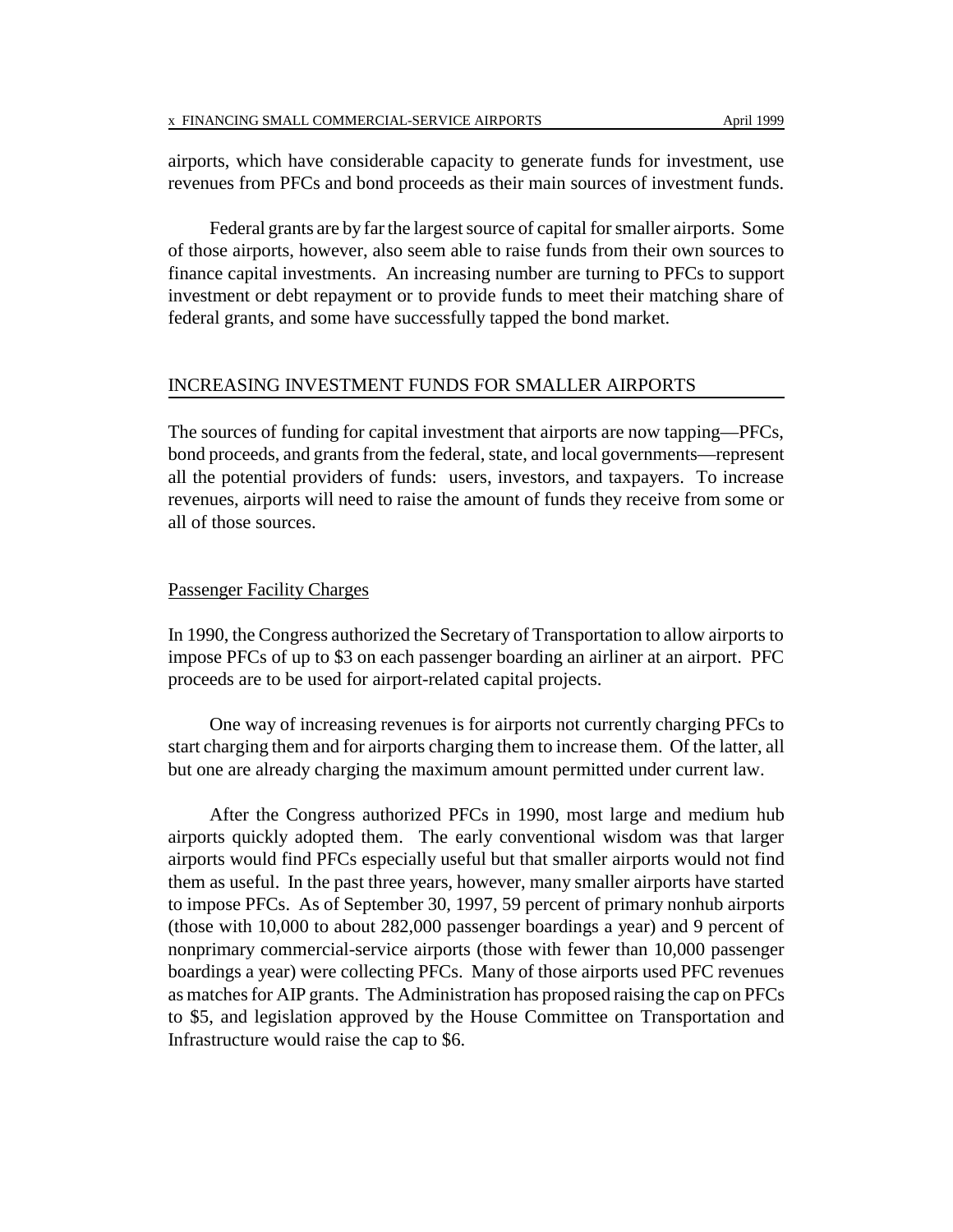airports, which have considerable capacity to generate funds for investment, use revenues from PFCs and bond proceeds as their main sources of investment funds.

Federal grants are by far the largest source of capital for smaller airports. Some of those airports, however, also seem able to raise funds from their own sources to finance capital investments. An increasing number are turning to PFCs to support investment or debt repayment or to provide funds to meet their matching share of federal grants, and some have successfully tapped the bond market.

## INCREASING INVESTMENT FUNDS FOR SMALLER AIRPORTS

The sources of funding for capital investment that airports are now tapping—PFCs, bond proceeds, and grants from the federal, state, and local governments—represent all the potential providers of funds: users, investors, and taxpayers. To increase revenues, airports will need to raise the amount of funds they receive from some or all of those sources.

### Passenger Facility Charges

In 1990, the Congress authorized the Secretary of Transportation to allow airports to impose PFCs of up to $3 on each passenger boarding an airliner at an airport. PFC proceeds are to be used for airport-related capital projects.

One way of increasing revenues is for airports not currently charging PFCs to start charging them and for airports charging them to increase them. Of the latter, all but one are already charging the maximum amount permitted under current law.

After the Congress authorized PFCs in 1990, most large and medium hub airports quickly adopted them. The early conventional wisdom was that larger airports would find PFCs especially useful but that smaller airports would not find them as useful. In the past three years, however, many smaller airports have started to impose PFCs. As of September 30, 1997, 59 percent of primary nonhub airports (those with 10,000 to about 282,000 passenger boardings a year) and 9 percent of nonprimary commercial-service airports (those with fewer than 10,000 passenger boardings a year) were collecting PFCs. Many of those airports used PFC revenues as matches for AIP grants. The Administration has proposed raising the cap on PFCs to $5, and legislation approved by the House Committee on Transportation and Infrastructure would raise the cap to $6.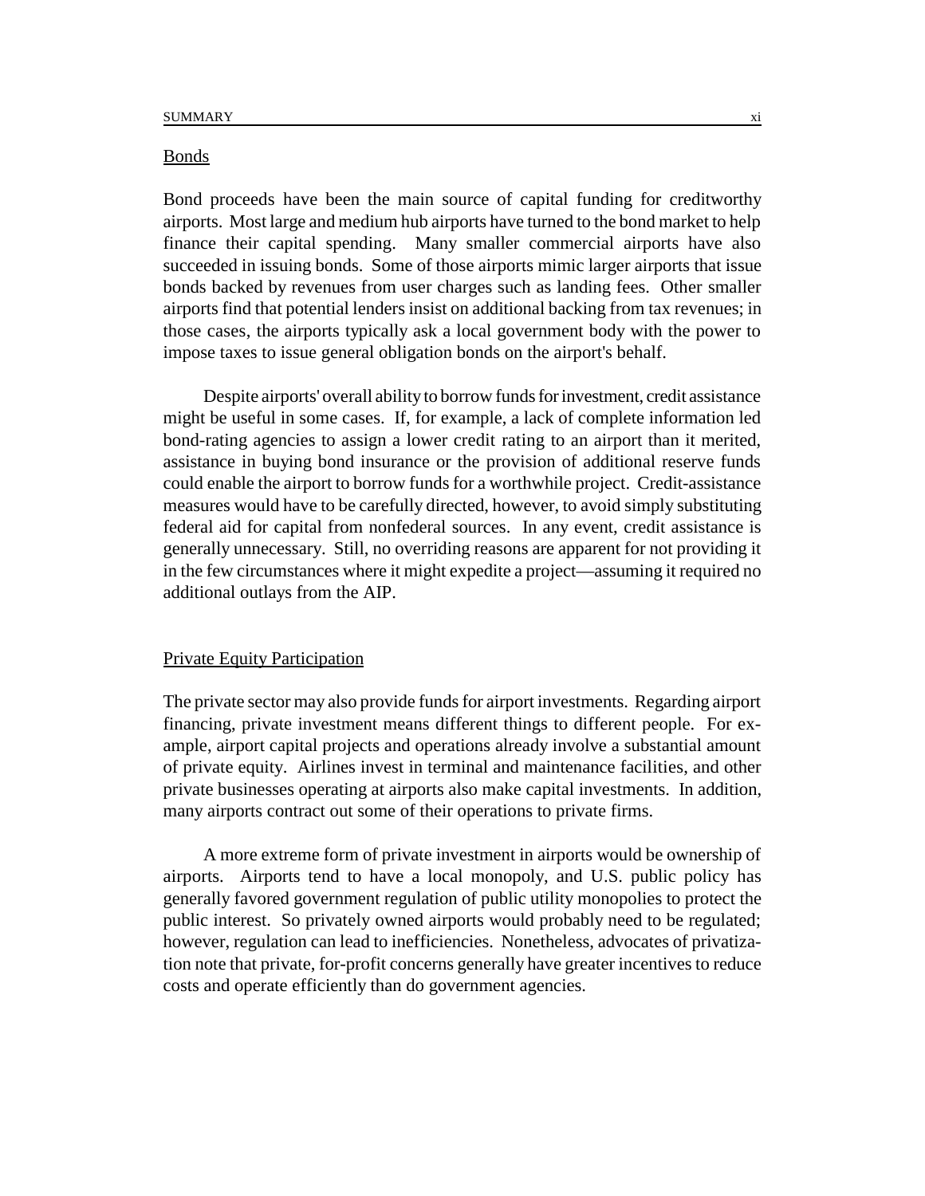## Bonds

Bond proceeds have been the main source of capital funding for creditworthy airports. Most large and medium hub airports have turned to the bond market to help finance their capital spending. Many smaller commercial airports have also succeeded in issuing bonds. Some of those airports mimic larger airports that issue bonds backed by revenues from user charges such as landing fees. Other smaller airports find that potential lenders insist on additional backing from tax revenues; in those cases, the airports typically ask a local government body with the power to impose taxes to issue general obligation bonds on the airport's behalf.

Despite airports' overall ability to borrow funds for investment, credit assistance might be useful in some cases. If, for example, a lack of complete information led bond-rating agencies to assign a lower credit rating to an airport than it merited, assistance in buying bond insurance or the provision of additional reserve funds could enable the airport to borrow funds for a worthwhile project. Credit-assistance measures would have to be carefully directed, however, to avoid simply substituting federal aid for capital from nonfederal sources. In any event, credit assistance is generally unnecessary. Still, no overriding reasons are apparent for not providing it in the few circumstances where it might expedite a project—assuming it required no additional outlays from the AIP.

## Private Equity Participation

The private sector may also provide funds for airport investments. Regarding airport financing, private investment means different things to different people. For example, airport capital projects and operations already involve a substantial amount of private equity. Airlines invest in terminal and maintenance facilities, and other private businesses operating at airports also make capital investments. In addition, many airports contract out some of their operations to private firms.

A more extreme form of private investment in airports would be ownership of airports. Airports tend to have a local monopoly, and U.S. public policy has generally favored government regulation of public utility monopolies to protect the public interest. So privately owned airports would probably need to be regulated; however, regulation can lead to inefficiencies. Nonetheless, advocates of privatization note that private, for-profit concerns generally have greater incentives to reduce costs and operate efficiently than do government agencies.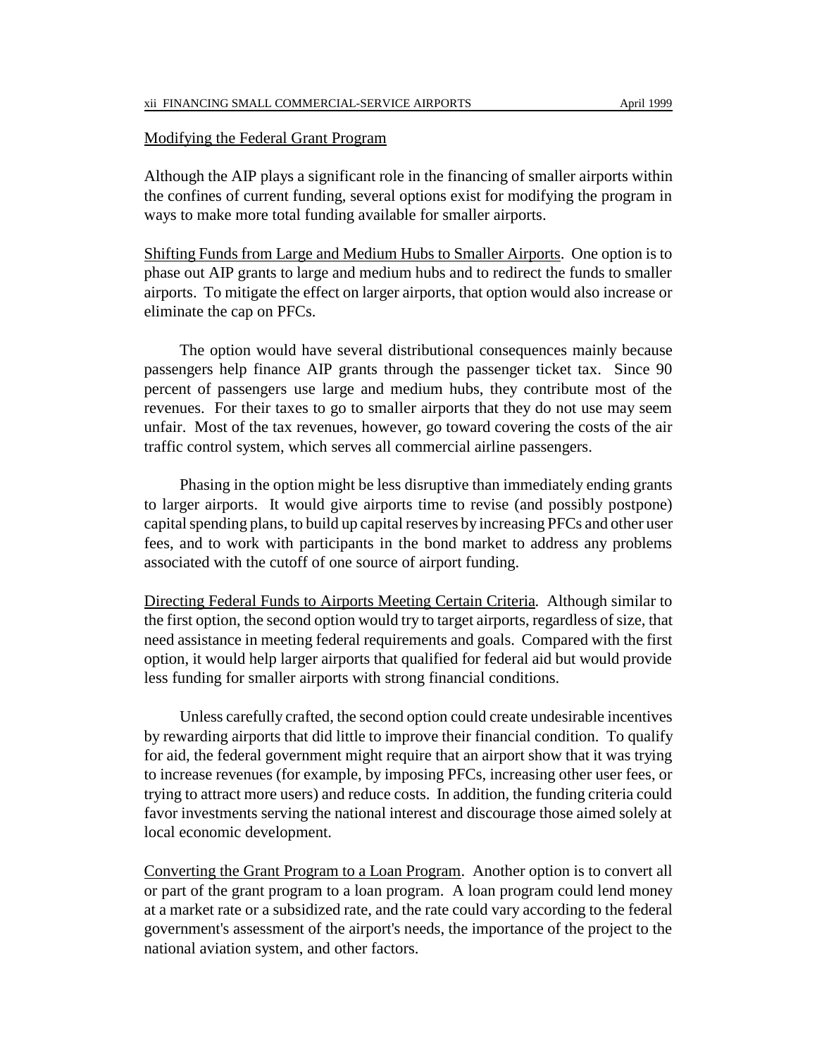Modifying the Federal Grant Program

Although the AIP plays a significant role in the financing of smaller airports within the confines of current funding, several options exist for modifying the program in ways to make more total funding available for smaller airports.

Shifting Funds from Large and Medium Hubs to Smaller Airports. One option is to phase out AIP grants to large and medium hubs and to redirect the funds to smaller airports. To mitigate the effect on larger airports, that option would also increase or eliminate the cap on PFCs.

The option would have several distributional consequences mainly because passengers help finance AIP grants through the passenger ticket tax. Since 90 percent of passengers use large and medium hubs, they contribute most of the revenues. For their taxes to go to smaller airports that they do not use may seem unfair. Most of the tax revenues, however, go toward covering the costs of the air traffic control system, which serves all commercial airline passengers.

Phasing in the option might be less disruptive than immediately ending grants to larger airports. It would give airports time to revise (and possibly postpone) capital spending plans, to build up capital reserves by increasing PFCs and other user fees, and to work with participants in the bond market to address any problems associated with the cutoff of one source of airport funding.

Directing Federal Funds to Airports Meeting Certain Criteria. Although similar to the first option, the second option would try to target airports, regardless of size, that need assistance in meeting federal requirements and goals. Compared with the first option, it would help larger airports that qualified for federal aid but would provide less funding for smaller airports with strong financial conditions.

Unless carefully crafted, the second option could create undesirable incentives by rewarding airports that did little to improve their financial condition. To qualify for aid, the federal government might require that an airport show that it was trying to increase revenues (for example, by imposing PFCs, increasing other user fees, or trying to attract more users) and reduce costs. In addition, the funding criteria could favor investments serving the national interest and discourage those aimed solely at local economic development.

Converting the Grant Program to a Loan Program. Another option is to convert all or part of the grant program to a loan program. A loan program could lend money at a market rate or a subsidized rate, and the rate could vary according to the federal government's assessment of the airport's needs, the importance of the project to the national aviation system, and other factors.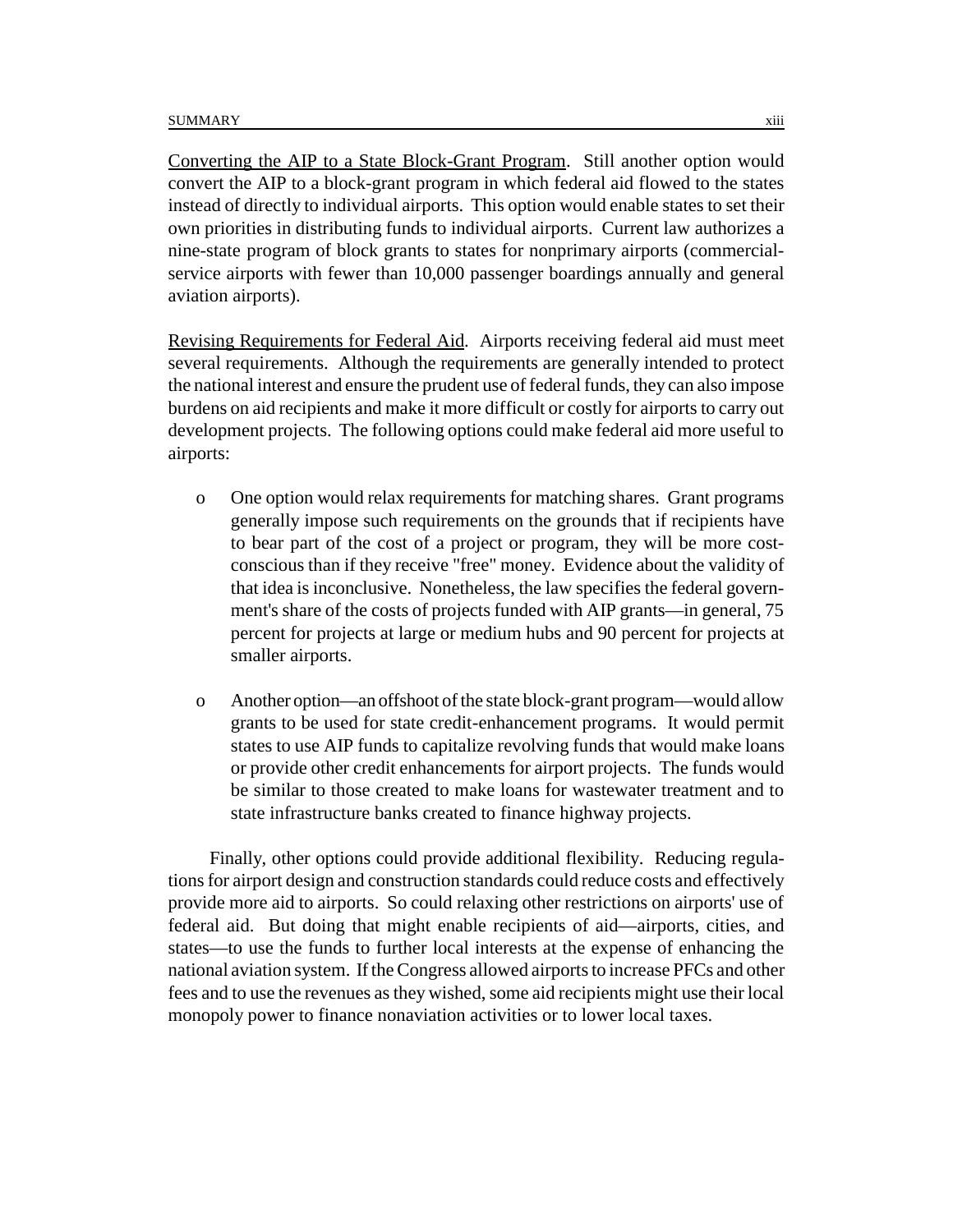Converting the AIP to a State Block-Grant Program. Still another option would convert the AIP to a block-grant program in which federal aid flowed to the states instead of directly to individual airports. This option would enable states to set their own priorities in distributing funds to individual airports. Current law authorizes a nine-state program of block grants to states for nonprimary airports (commercial-service airports with fewer than 10,000 passenger boardings annually and general aviation airports).

Revising Requirements for Federal Aid. Airports receiving federal aid must meet several requirements. Although the requirements are generally intended to protect the national interest and ensure the prudent use of federal funds, they can also impose burdens on aid recipients and make it more difficult or costly for airports to carry out development projects. The following options could make federal aid more useful to airports:

- One option would relax requirements for matching shares. Grant programs generally impose such requirements on the grounds that if recipients have to bear part of the cost of a project or program, they will be more cost-conscious than if they receive "free" money. Evidence about the validity of that idea is inconclusive. Nonetheless, the law specifies the federal government's share of the costs of projects funded with AIP grants—in general, 75 percent for projects at large or medium hubs and 90 percent for projects at smaller airports.

- Another option—an offshoot of the state block-grant program—would allow grants to be used for state credit-enhancement programs. It would permit states to use AIP funds to capitalize revolving funds that would make loans or provide other credit enhancements for airport projects. The funds would be similar to those created to make loans for wastewater treatment and to state infrastructure banks created to finance highway projects.

Finally, other options could provide additional flexibility. Reducing regulations for airport design and construction standards could reduce costs and effectively provide more aid to airports. So could relaxing other restrictions on airports' use of federal aid. But doing that might enable recipients of aid—airports, cities, and states—to use the funds to further local interests at the expense of enhancing the national aviation system. If the Congress allowed airports to increase PFCs and other fees and to use the revenues as they wished, some aid recipients might use their local monopoly power to finance nonaviation activities or to lower local taxes.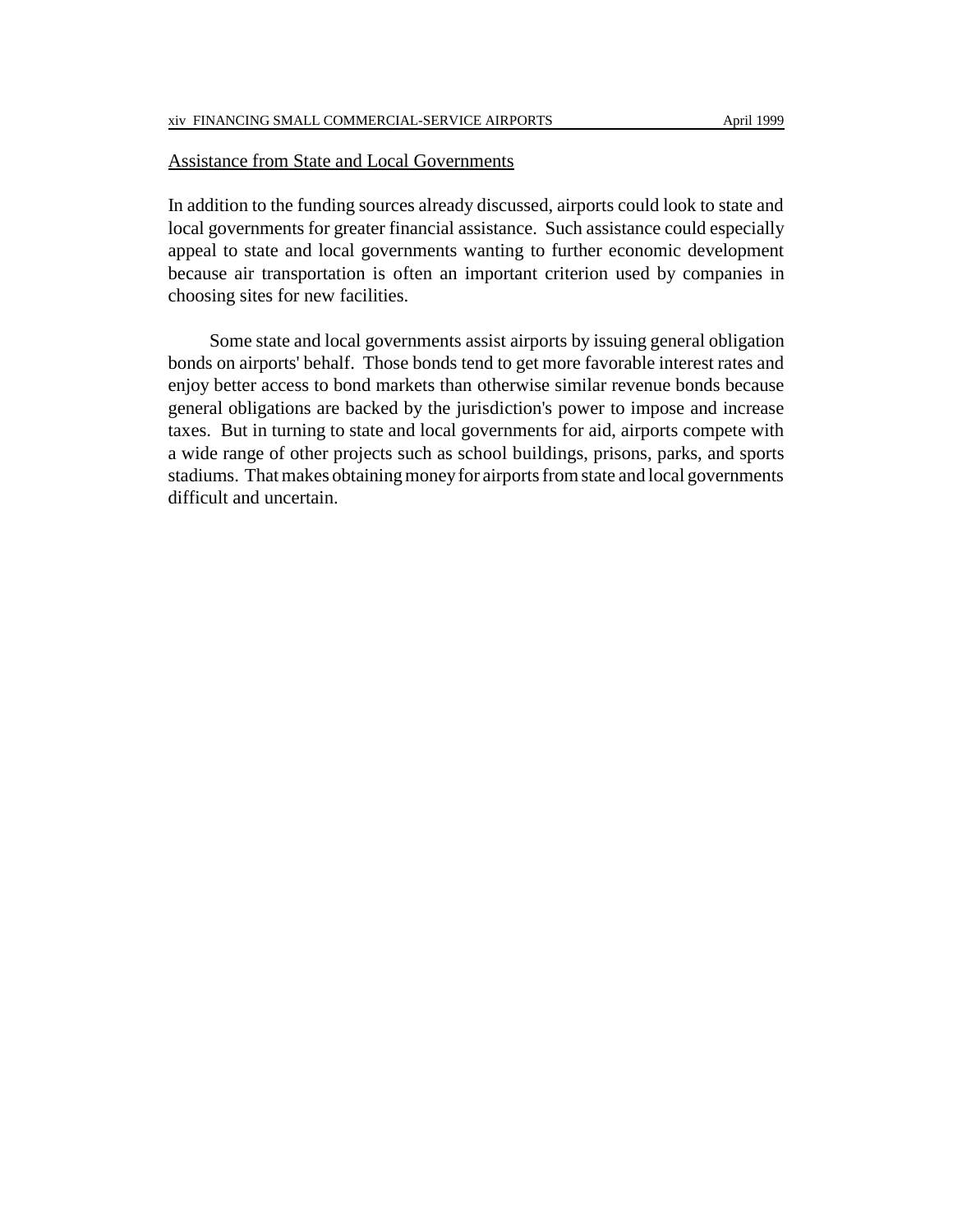## Assistance from State and Local Governments

In addition to the funding sources already discussed, airports could look to state and local governments for greater financial assistance. Such assistance could especially appeal to state and local governments wanting to further economic development because air transportation is often an important criterion used by companies in choosing sites for new facilities.

Some state and local governments assist airports by issuing general obligation bonds on airports' behalf. Those bonds tend to get more favorable interest rates and enjoy better access to bond markets than otherwise similar revenue bonds because general obligations are backed by the jurisdiction's power to impose and increase taxes. But in turning to state and local governments for aid, airports compete with a wide range of other projects such as school buildings, prisons, parks, and sports stadiums. That makes obtaining money for airports from state and local governments difficult and uncertain.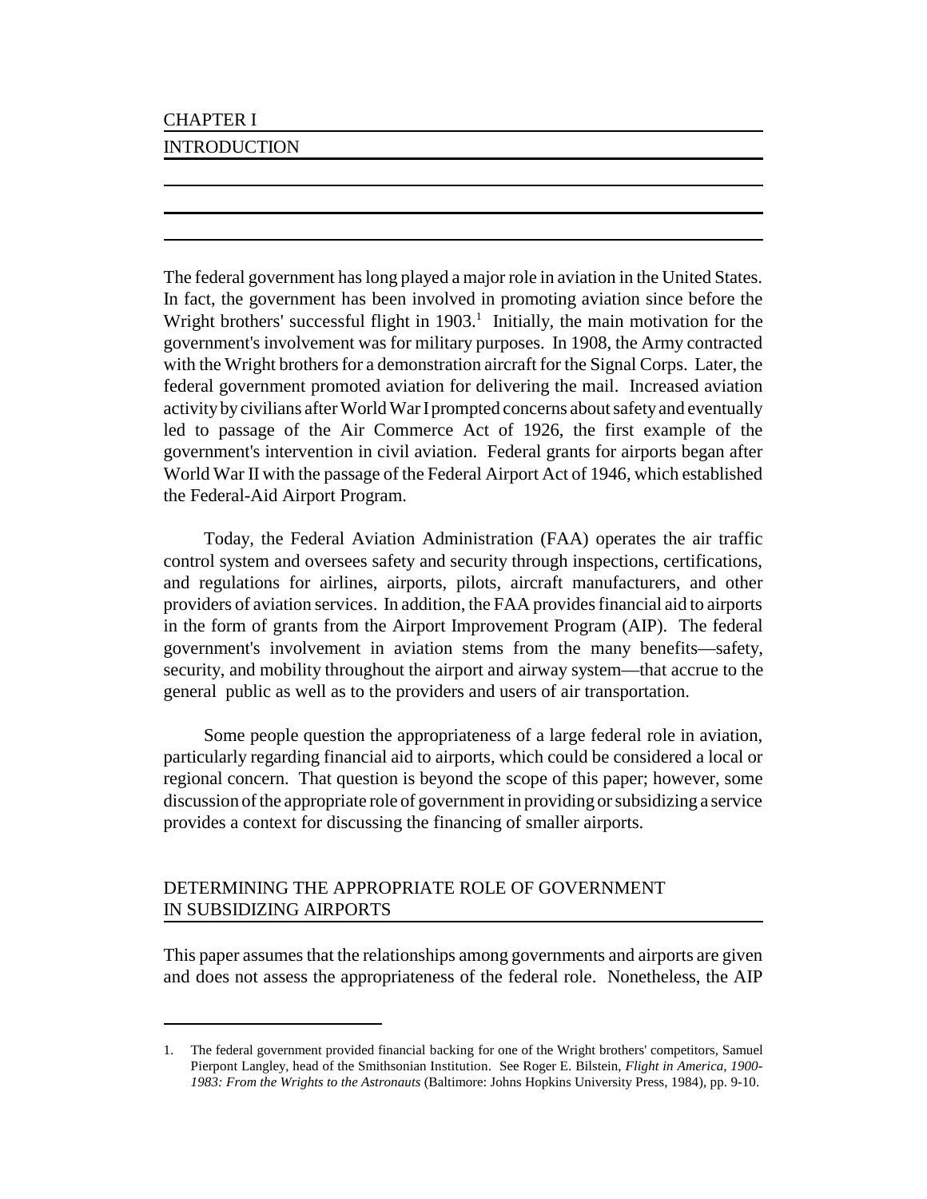# CHAPTER I

# INTRODUCTION

The federal government has long played a major role in aviation in the United States. In fact, the government has been involved in promoting aviation since before the Wright brothers' successful flight in 1903.[1] Initially, the main motivation for the government's involvement was for military purposes. In 1908, the Army contracted with the Wright brothers for a demonstration aircraft for the Signal Corps. Later, the federal government promoted aviation for delivering the mail. Increased aviation activity by civilians after World War I prompted concerns about safety and eventually led to passage of the Air Commerce Act of 1926, the first example of the government's intervention in civil aviation. Federal grants for airports began after World War II with the passage of the Federal Airport Act of 1946, which established the Federal-Aid Airport Program.

Today, the Federal Aviation Administration (FAA) operates the air traffic control system and oversees safety and security through inspections, certifications, and regulations for airlines, airports, pilots, aircraft manufacturers, and other providers of aviation services. In addition, the FAA provides financial aid to airports in the form of grants from the Airport Improvement Program (AIP). The federal government's involvement in aviation stems from the many benefits—safety, security, and mobility throughout the airport and airway system—that accrue to the general public as well as to the providers and users of air transportation.

Some people question the appropriateness of a large federal role in aviation, particularly regarding financial aid to airports, which could be considered a local or regional concern. That question is beyond the scope of this paper; however, some discussion of the appropriate role of government in providing or subsidizing a service provides a context for discussing the financing of smaller airports.

## DETERMINING THE APPROPRIATE ROLE OF GOVERNMENT IN SUBSIDIZING AIRPORTS

This paper assumes that the relationships among governments and airports are given and does not assess the appropriateness of the federal role. Nonetheless, the AIP

1. The federal government provided financial backing for one of the Wright brothers' competitors, Samuel Pierpont Langley, head of the Smithsonian Institution. See Roger E. Bilstein, *Flight in America, 1900-1983: From the Wrights to the Astronauts* (Baltimore: Johns Hopkins University Press, 1984), pp. 9-10.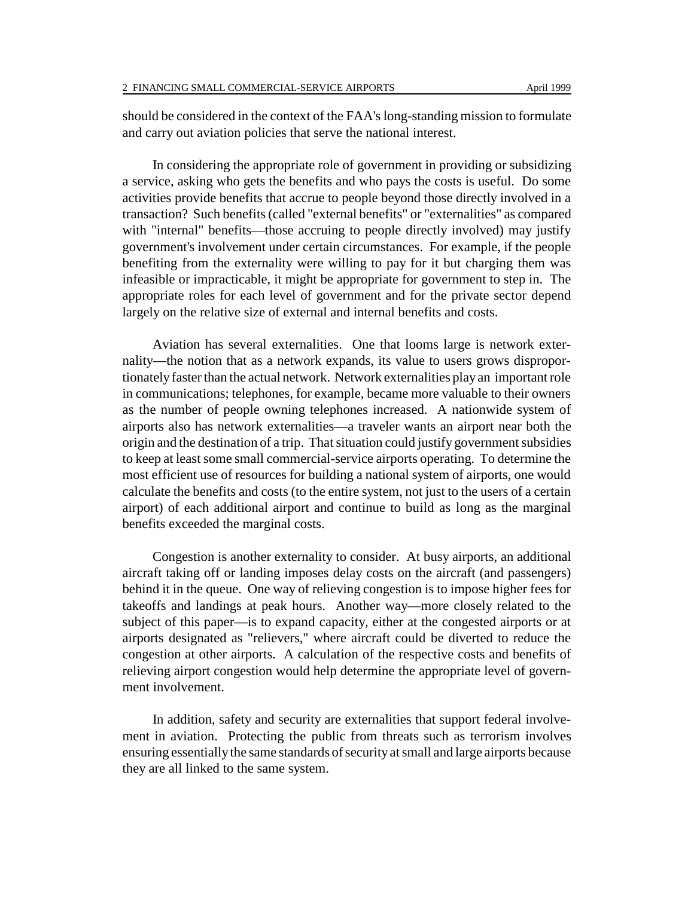should be considered in the context of the FAA's long-standing mission to formulate and carry out aviation policies that serve the national interest.

In considering the appropriate role of government in providing or subsidizing a service, asking who gets the benefits and who pays the costs is useful. Do some activities provide benefits that accrue to people beyond those directly involved in a transaction? Such benefits (called "external benefits" or "externalities" as compared with "internal" benefits—those accruing to people directly involved) may justify government's involvement under certain circumstances. For example, if the people benefiting from the externality were willing to pay for it but charging them was infeasible or impracticable, it might be appropriate for government to step in. The appropriate roles for each level of government and for the private sector depend largely on the relative size of external and internal benefits and costs.

Aviation has several externalities. One that looms large is network externality—the notion that as a network expands, its value to users grows disproportionately faster than the actual network. Network externalities play an important role in communications; telephones, for example, became more valuable to their owners as the number of people owning telephones increased. A nationwide system of airports also has network externalities—a traveler wants an airport near both the origin and the destination of a trip. That situation could justify government subsidies to keep at least some small commercial-service airports operating. To determine the most efficient use of resources for building a national system of airports, one would calculate the benefits and costs (to the entire system, not just to the users of a certain airport) of each additional airport and continue to build as long as the marginal benefits exceeded the marginal costs.

Congestion is another externality to consider. At busy airports, an additional aircraft taking off or landing imposes delay costs on the aircraft (and passengers) behind it in the queue. One way of relieving congestion is to impose higher fees for takeoffs and landings at peak hours. Another way—more closely related to the subject of this paper—is to expand capacity, either at the congested airports or at airports designated as "relievers," where aircraft could be diverted to reduce the congestion at other airports. A calculation of the respective costs and benefits of relieving airport congestion would help determine the appropriate level of government involvement.

In addition, safety and security are externalities that support federal involvement in aviation. Protecting the public from threats such as terrorism involves ensuring essentially the same standards of security at small and large airports because they are all linked to the same system.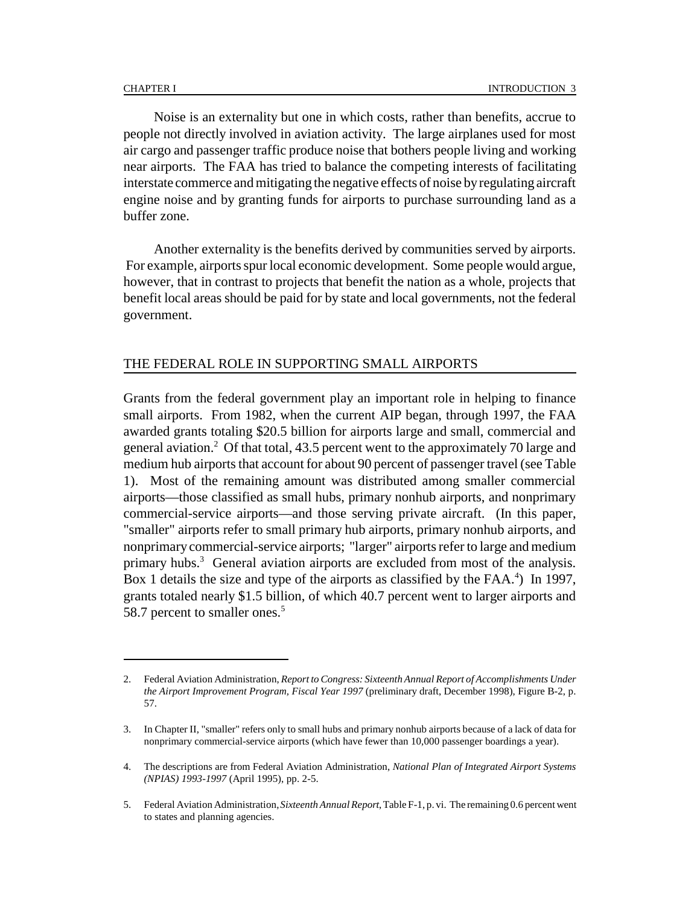Noise is an externality but one in which costs, rather than benefits, accrue to people not directly involved in aviation activity. The large airplanes used for most air cargo and passenger traffic produce noise that bothers people living and working near airports. The FAA has tried to balance the competing interests of facilitating interstate commerce and mitigating the negative effects of noise by regulating aircraft engine noise and by granting funds for airports to purchase surrounding land as a buffer zone.

Another externality is the benefits derived by communities served by airports. For example, airports spur local economic development. Some people would argue, however, that in contrast to projects that benefit the nation as a whole, projects that benefit local areas should be paid for by state and local governments, not the federal government.

## THE FEDERAL ROLE IN SUPPORTING SMALL AIRPORTS

Grants from the federal government play an important role in helping to finance small airports. From 1982, when the current AIP began, through 1997, the FAA awarded grants totaling \$20.5 billion for airports large and small, commercial and general aviation.[2] Of that total, 43.5 percent went to the approximately 70 large and medium hub airports that account for about 90 percent of passenger travel (see Table 1). Most of the remaining amount was distributed among smaller commercial airports—those classified as small hubs, primary nonhub airports, and nonprimary commercial-service airports—and those serving private aircraft. (In this paper, "smaller" airports refer to small primary hub airports, primary nonhub airports, and nonprimary commercial-service airports; "larger" airports refer to large and medium primary hubs.[3] General aviation airports are excluded from most of the analysis. Box 1 details the size and type of the airports as classified by the FAA.[4]) In 1997, grants totaled nearly \$1.5 billion, of which 40.7 percent went to larger airports and 58.7 percent to smaller ones.[5]

---

2. Federal Aviation Administration, *Report to Congress: Sixteenth Annual Report of Accomplishments Under the Airport Improvement Program, Fiscal Year 1997* (preliminary draft, December 1998), Figure B-2, p. 57.

3. In Chapter II, "smaller" refers only to small hubs and primary nonhub airports because of a lack of data for nonprimary commercial-service airports (which have fewer than 10,000 passenger boardings a year).

4. The descriptions are from Federal Aviation Administration, *National Plan of Integrated Airport Systems (NPIAS) 1993-1997* (April 1995), pp. 2-5.

5. Federal Aviation Administration, *Sixteenth Annual Report*, Table F-1, p. vi. The remaining 0.6 percent went to states and planning agencies.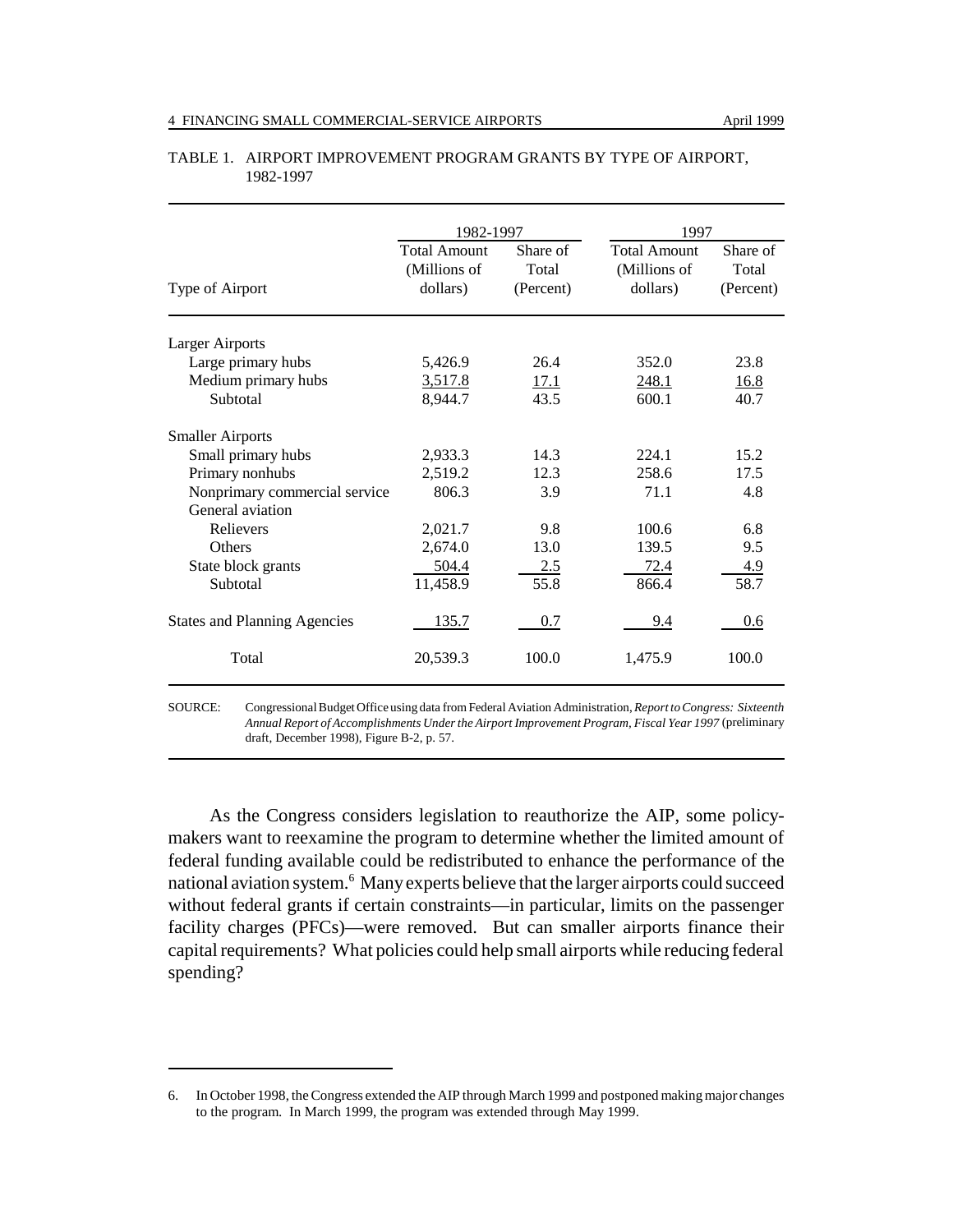TABLE 1. AIRPORT IMPROVEMENT PROGRAM GRANTS BY TYPE OF AIRPORT, 1982-1997

| Type of Airport | 1982-1997 | | 1997 | |
|---|---|---|---|---|
| | Total Amount (Millions of dollars) | Share of Total (Percent) | Total Amount (Millions of dollars) | Share of Total (Percent) |
| Larger Airports | | | | |
| Large primary hubs | 5,426.9 | 26.4 | 352.0 | 23.8 |
| Medium primary hubs | 3,517.8 | 17.1 | 248.1 | 16.8 |
| Subtotal | 8,944.7 | 43.5 | 600.1 | 40.7 |
| Smaller Airports | | | | |
| Small primary hubs | 2,933.3 | 14.3 | 224.1 | 15.2 |
| Primary nonhubs | 2,519.2 | 12.3 | 258.6 | 17.5 |
| Nonprimary commercial service | 806.3 | 3.9 | 71.1 | 4.8 |
| General aviation | | | | |
| Relievers | 2,021.7 | 9.8 | 100.6 | 6.8 |
| Others | 2,674.0 | 13.0 | 139.5 | 9.5 |
| State block grants | 504.4 | 2.5 | 72.4 | 4.9 |
| Subtotal | 11,458.9 | 55.8 | 866.4 | 58.7 |
| States and Planning Agencies | 135.7 | 0.7 | 9.4 | 0.6 |
| Total | 20,539.3 | 100.0 | 1,475.9 | 100.0 |

SOURCE: Congressional Budget Office using data from Federal Aviation Administration, *Report to Congress: Sixteenth Annual Report of Accomplishments Under the Airport Improvement Program, Fiscal Year 1997* (preliminary draft, December 1998), Figure B-2, p. 57.

As the Congress considers legislation to reauthorize the AIP, some policymakers want to reexamine the program to determine whether the limited amount of federal funding available could be redistributed to enhance the performance of the national aviation system.[6] Many experts believe that the larger airports could succeed without federal grants if certain constraints—in particular, limits on the passenger facility charges (PFCs)—were removed. But can smaller airports finance their capital requirements? What policies could help small airports while reducing federal spending?

6. In October 1998, the Congress extended the AIP through March 1999 and postponed making major changes to the program. In March 1999, the program was extended through May 1999.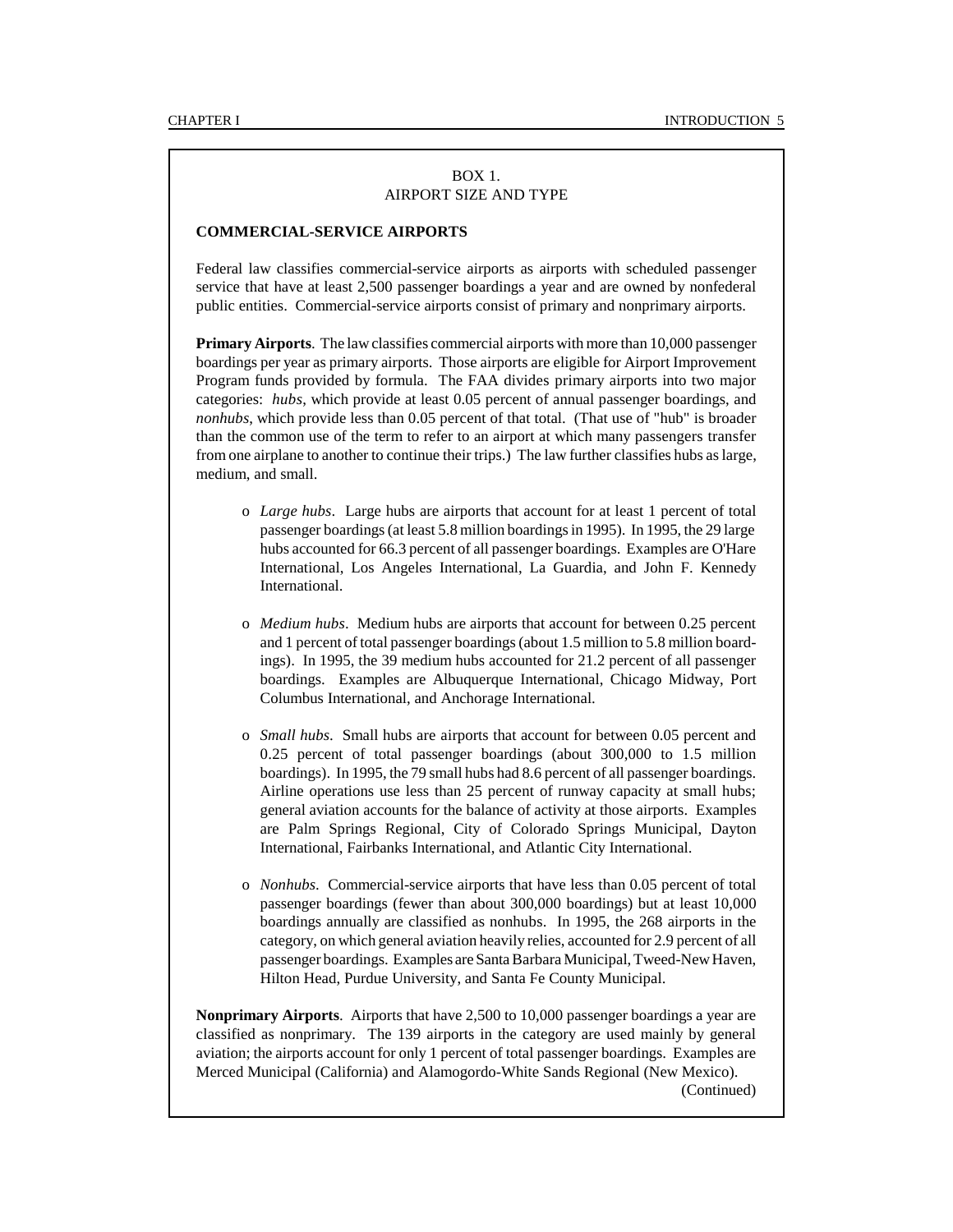BOX 1.
AIRPORT SIZE AND TYPE

**COMMERCIAL-SERVICE AIRPORTS**

Federal law classifies commercial-service airports as airports with scheduled passenger service that have at least 2,500 passenger boardings a year and are owned by nonfederal public entities. Commercial-service airports consist of primary and nonprimary airports.

**Primary Airports**. The law classifies commercial airports with more than 10,000 passenger boardings per year as primary airports. Those airports are eligible for Airport Improvement Program funds provided by formula. The FAA divides primary airports into two major categories: *hubs*, which provide at least 0.05 percent of annual passenger boardings, and *nonhubs*, which provide less than 0.05 percent of that total. (That use of "hub" is broader than the common use of the term to refer to an airport at which many passengers transfer from one airplane to another to continue their trips.) The law further classifies hubs as large, medium, and small.

- *Large hubs*. Large hubs are airports that account for at least 1 percent of total passenger boardings (at least 5.8 million boardings in 1995). In 1995, the 29 large hubs accounted for 66.3 percent of all passenger boardings. Examples are O'Hare International, Los Angeles International, La Guardia, and John F. Kennedy International.

- *Medium hubs*. Medium hubs are airports that account for between 0.25 percent and 1 percent of total passenger boardings (about 1.5 million to 5.8 million boardings). In 1995, the 39 medium hubs accounted for 21.2 percent of all passenger boardings. Examples are Albuquerque International, Chicago Midway, Port Columbus International, and Anchorage International.

- *Small hubs*. Small hubs are airports that account for between 0.05 percent and 0.25 percent of total passenger boardings (about 300,000 to 1.5 million boardings). In 1995, the 79 small hubs had 8.6 percent of all passenger boardings. Airline operations use less than 25 percent of runway capacity at small hubs; general aviation accounts for the balance of activity at those airports. Examples are Palm Springs Regional, City of Colorado Springs Municipal, Dayton International, Fairbanks International, and Atlantic City International.

- *Nonhubs*. Commercial-service airports that have less than 0.05 percent of total passenger boardings (fewer than about 300,000 boardings) but at least 10,000 boardings annually are classified as nonhubs. In 1995, the 268 airports in the category, on which general aviation heavily relies, accounted for 2.9 percent of all passenger boardings. Examples are Santa Barbara Municipal, Tweed-New Haven, Hilton Head, Purdue University, and Santa Fe County Municipal.

**Nonprimary Airports**. Airports that have 2,500 to 10,000 passenger boardings a year are classified as nonprimary. The 139 airports in the category are used mainly by general aviation; the airports account for only 1 percent of total passenger boardings. Examples are Merced Municipal (California) and Alamogordo-White Sands Regional (New Mexico).

(Continued)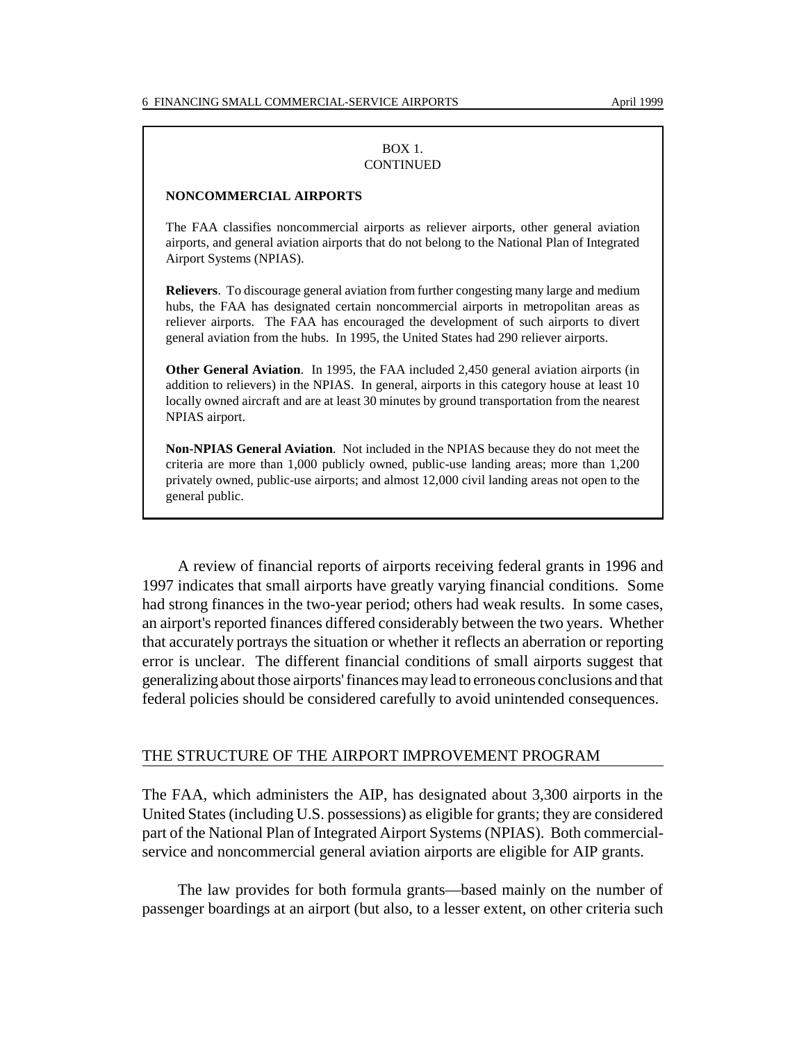BOX 1.
CONTINUED

**NONCOMMERCIAL AIRPORTS**

The FAA classifies noncommercial airports as reliever airports, other general aviation airports, and general aviation airports that do not belong to the National Plan of Integrated Airport Systems (NPIAS).

**Relievers**. To discourage general aviation from further congesting many large and medium hubs, the FAA has designated certain noncommercial airports in metropolitan areas as reliever airports. The FAA has encouraged the development of such airports to divert general aviation from the hubs. In 1995, the United States had 290 reliever airports.

**Other General Aviation**. In 1995, the FAA included 2,450 general aviation airports (in addition to relievers) in the NPIAS. In general, airports in this category house at least 10 locally owned aircraft and are at least 30 minutes by ground transportation from the nearest NPIAS airport.

**Non-NPIAS General Aviation**. Not included in the NPIAS because they do not meet the criteria are more than 1,000 publicly owned, public-use landing areas; more than 1,200 privately owned, public-use airports; and almost 12,000 civil landing areas not open to the general public.

A review of financial reports of airports receiving federal grants in 1996 and 1997 indicates that small airports have greatly varying financial conditions. Some had strong finances in the two-year period; others had weak results. In some cases, an airport's reported finances differed considerably between the two years. Whether that accurately portrays the situation or whether it reflects an aberration or reporting error is unclear. The different financial conditions of small airports suggest that generalizing about those airports' finances may lead to erroneous conclusions and that federal policies should be considered carefully to avoid unintended consequences.

## THE STRUCTURE OF THE AIRPORT IMPROVEMENT PROGRAM

The FAA, which administers the AIP, has designated about 3,300 airports in the United States (including U.S. possessions) as eligible for grants; they are considered part of the National Plan of Integrated Airport Systems (NPIAS). Both commercial-service and noncommercial general aviation airports are eligible for AIP grants.

The law provides for both formula grants—based mainly on the number of passenger boardings at an airport (but also, to a lesser extent, on other criteria such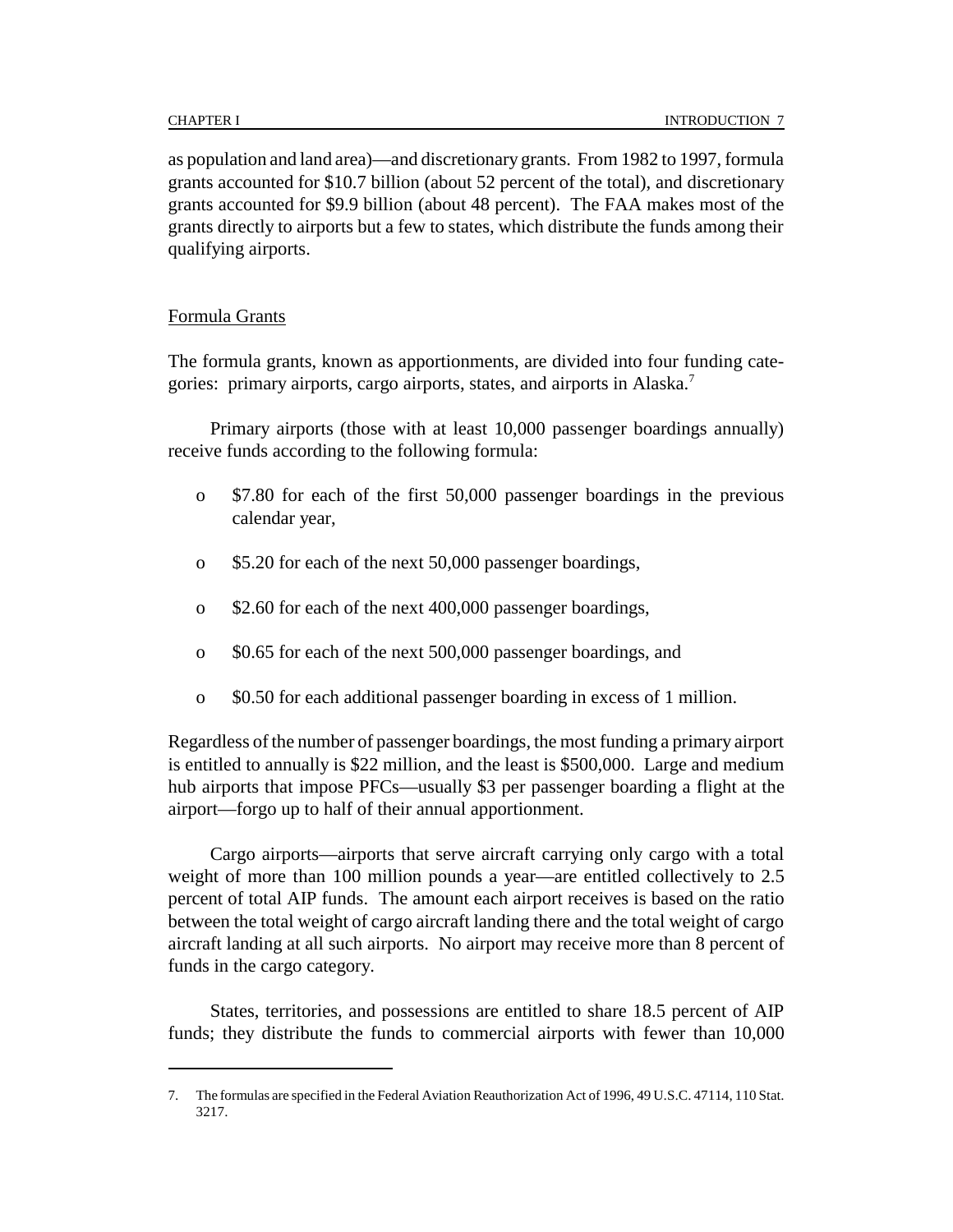as population and land area)—and discretionary grants. From 1982 to 1997, formula grants accounted for $10.7 billion (about 52 percent of the total), and discretionary grants accounted for $9.9 billion (about 48 percent). The FAA makes most of the grants directly to airports but a few to states, which distribute the funds among their qualifying airports.

## Formula Grants

The formula grants, known as apportionments, are divided into four funding categories: primary airports, cargo airports, states, and airports in Alaska.[7]

Primary airports (those with at least 10,000 passenger boardings annually) receive funds according to the following formula:

- $7.80 for each of the first 50,000 passenger boardings in the previous calendar year,
- $5.20 for each of the next 50,000 passenger boardings,
- $2.60 for each of the next 400,000 passenger boardings,
- $0.65 for each of the next 500,000 passenger boardings, and
- $0.50 for each additional passenger boarding in excess of 1 million.

Regardless of the number of passenger boardings, the most funding a primary airport is entitled to annually is $22 million, and the least is $500,000. Large and medium hub airports that impose PFCs—usually $3 per passenger boarding a flight at the airport—forgo up to half of their annual apportionment.

Cargo airports—airports that serve aircraft carrying only cargo with a total weight of more than 100 million pounds a year—are entitled collectively to 2.5 percent of total AIP funds. The amount each airport receives is based on the ratio between the total weight of cargo aircraft landing there and the total weight of cargo aircraft landing at all such airports. No airport may receive more than 8 percent of funds in the cargo category.

States, territories, and possessions are entitled to share 18.5 percent of AIP funds; they distribute the funds to commercial airports with fewer than 10,000

---

7. The formulas are specified in the Federal Aviation Reauthorization Act of 1996, 49 U.S.C. 47114, 110 Stat. 3217.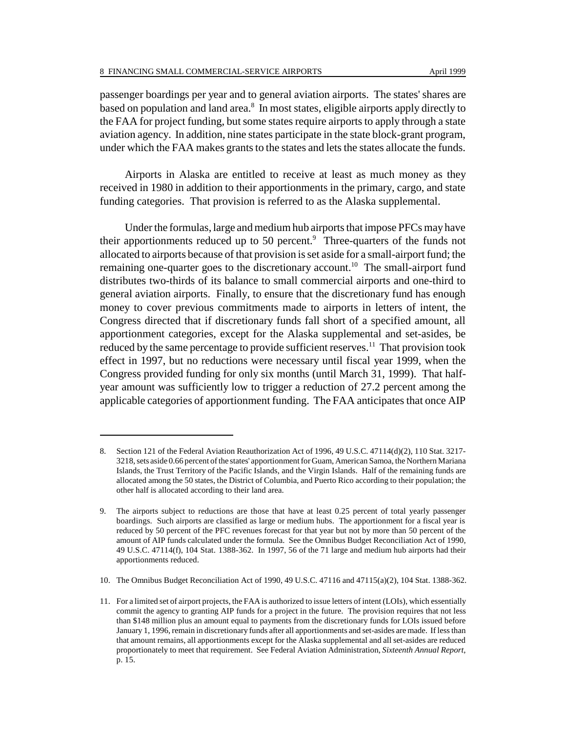passenger boardings per year and to general aviation airports. The states' shares are based on population and land area.[8] In most states, eligible airports apply directly to the FAA for project funding, but some states require airports to apply through a state aviation agency. In addition, nine states participate in the state block-grant program, under which the FAA makes grants to the states and lets the states allocate the funds.

Airports in Alaska are entitled to receive at least as much money as they received in 1980 in addition to their apportionments in the primary, cargo, and state funding categories. That provision is referred to as the Alaska supplemental.

Under the formulas, large and medium hub airports that impose PFCs may have their apportionments reduced up to 50 percent.[9] Three-quarters of the funds not allocated to airports because of that provision is set aside for a small-airport fund; the remaining one-quarter goes to the discretionary account.[10] The small-airport fund distributes two-thirds of its balance to small commercial airports and one-third to general aviation airports. Finally, to ensure that the discretionary fund has enough money to cover previous commitments made to airports in letters of intent, the Congress directed that if discretionary funds fall short of a specified amount, all apportionment categories, except for the Alaska supplemental and set-asides, be reduced by the same percentage to provide sufficient reserves.[11] That provision took effect in 1997, but no reductions were necessary until fiscal year 1999, when the Congress provided funding for only six months (until March 31, 1999). That half-year amount was sufficiently low to trigger a reduction of 27.2 percent among the applicable categories of apportionment funding. The FAA anticipates that once AIP

---

8. Section 121 of the Federal Aviation Reauthorization Act of 1996, 49 U.S.C. 47114(d)(2), 110 Stat. 3217-3218, sets aside 0.66 percent of the states' apportionment for Guam, American Samoa, the Northern Mariana Islands, the Trust Territory of the Pacific Islands, and the Virgin Islands. Half of the remaining funds are allocated among the 50 states, the District of Columbia, and Puerto Rico according to their population; the other half is allocated according to their land area.

9. The airports subject to reductions are those that have at least 0.25 percent of total yearly passenger boardings. Such airports are classified as large or medium hubs. The apportionment for a fiscal year is reduced by 50 percent of the PFC revenues forecast for that year but not by more than 50 percent of the amount of AIP funds calculated under the formula. See the Omnibus Budget Reconciliation Act of 1990, 49 U.S.C. 47114(f), 104 Stat. 1388-362. In 1997, 56 of the 71 large and medium hub airports had their apportionments reduced.

10. The Omnibus Budget Reconciliation Act of 1990, 49 U.S.C. 47116 and 47115(a)(2), 104 Stat. 1388-362.

11. For a limited set of airport projects, the FAA is authorized to issue letters of intent (LOIs), which essentially commit the agency to granting AIP funds for a project in the future. The provision requires that not less than \$148 million plus an amount equal to payments from the discretionary funds for LOIs issued before January 1, 1996, remain in discretionary funds after all apportionments and set-asides are made. If less than that amount remains, all apportionments except for the Alaska supplemental and all set-asides are reduced proportionately to meet that requirement. See Federal Aviation Administration, *Sixteenth Annual Report*, p. 15.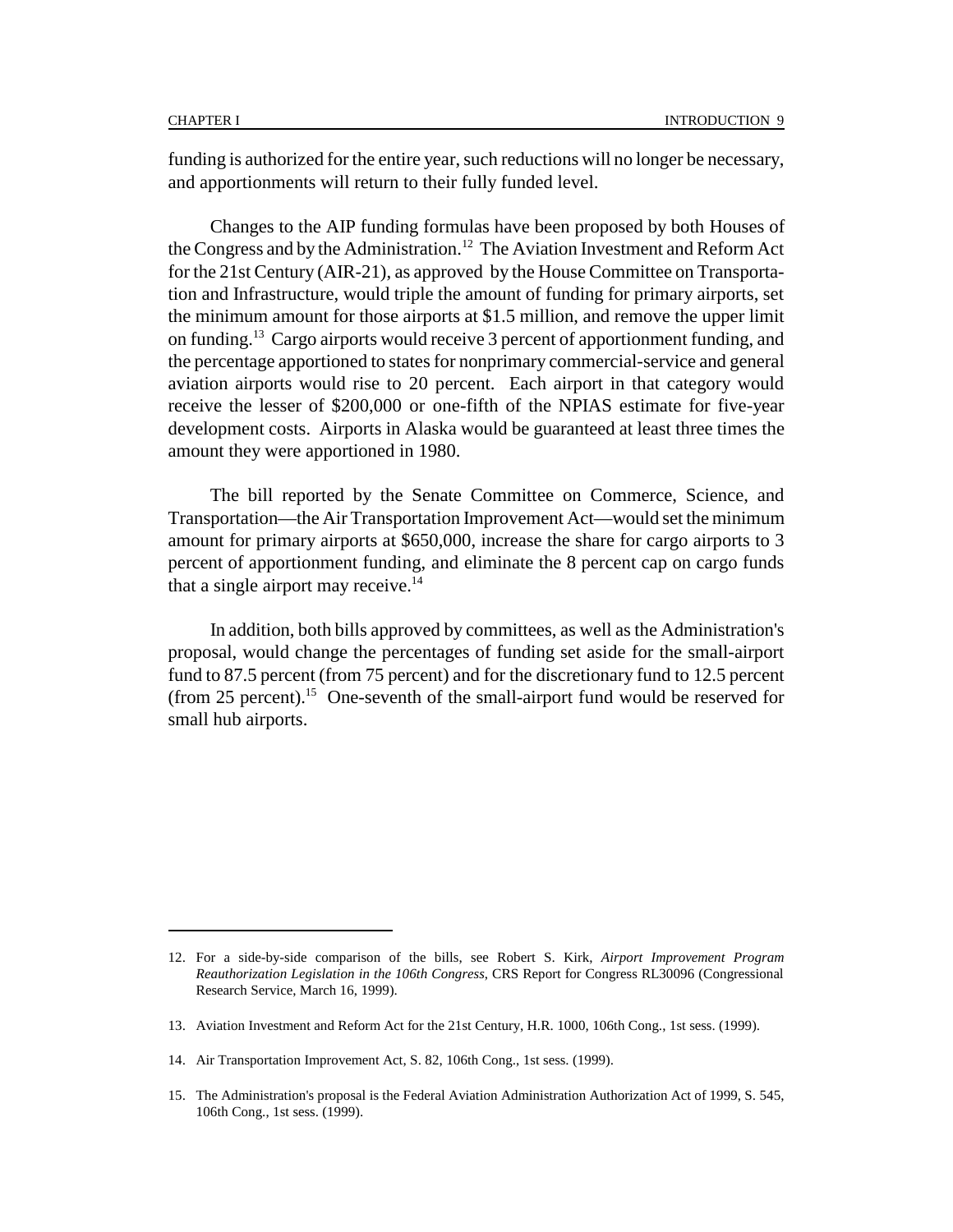funding is authorized for the entire year, such reductions will no longer be necessary, and apportionments will return to their fully funded level.

Changes to the AIP funding formulas have been proposed by both Houses of the Congress and by the Administration.[12] The Aviation Investment and Reform Act for the 21st Century (AIR-21), as approved by the House Committee on Transportation and Infrastructure, would triple the amount of funding for primary airports, set the minimum amount for those airports at $1.5 million, and remove the upper limit on funding.[13] Cargo airports would receive 3 percent of apportionment funding, and the percentage apportioned to states for nonprimary commercial-service and general aviation airports would rise to 20 percent. Each airport in that category would receive the lesser of $200,000 or one-fifth of the NPIAS estimate for five-year development costs. Airports in Alaska would be guaranteed at least three times the amount they were apportioned in 1980.

The bill reported by the Senate Committee on Commerce, Science, and Transportation—the Air Transportation Improvement Act—would set the minimum amount for primary airports at $650,000, increase the share for cargo airports to 3 percent of apportionment funding, and eliminate the 8 percent cap on cargo funds that a single airport may receive.[14]

In addition, both bills approved by committees, as well as the Administration's proposal, would change the percentages of funding set aside for the small-airport fund to 87.5 percent (from 75 percent) and for the discretionary fund to 12.5 percent (from 25 percent).[15] One-seventh of the small-airport fund would be reserved for small hub airports.

---

12. For a side-by-side comparison of the bills, see Robert S. Kirk, *Airport Improvement Program Reauthorization Legislation in the 106th Congress*, CRS Report for Congress RL30096 (Congressional Research Service, March 16, 1999).

13. Aviation Investment and Reform Act for the 21st Century, H.R. 1000, 106th Cong., 1st sess. (1999).

14. Air Transportation Improvement Act, S. 82, 106th Cong., 1st sess. (1999).

15. The Administration's proposal is the Federal Aviation Administration Authorization Act of 1999, S. 545, 106th Cong., 1st sess. (1999).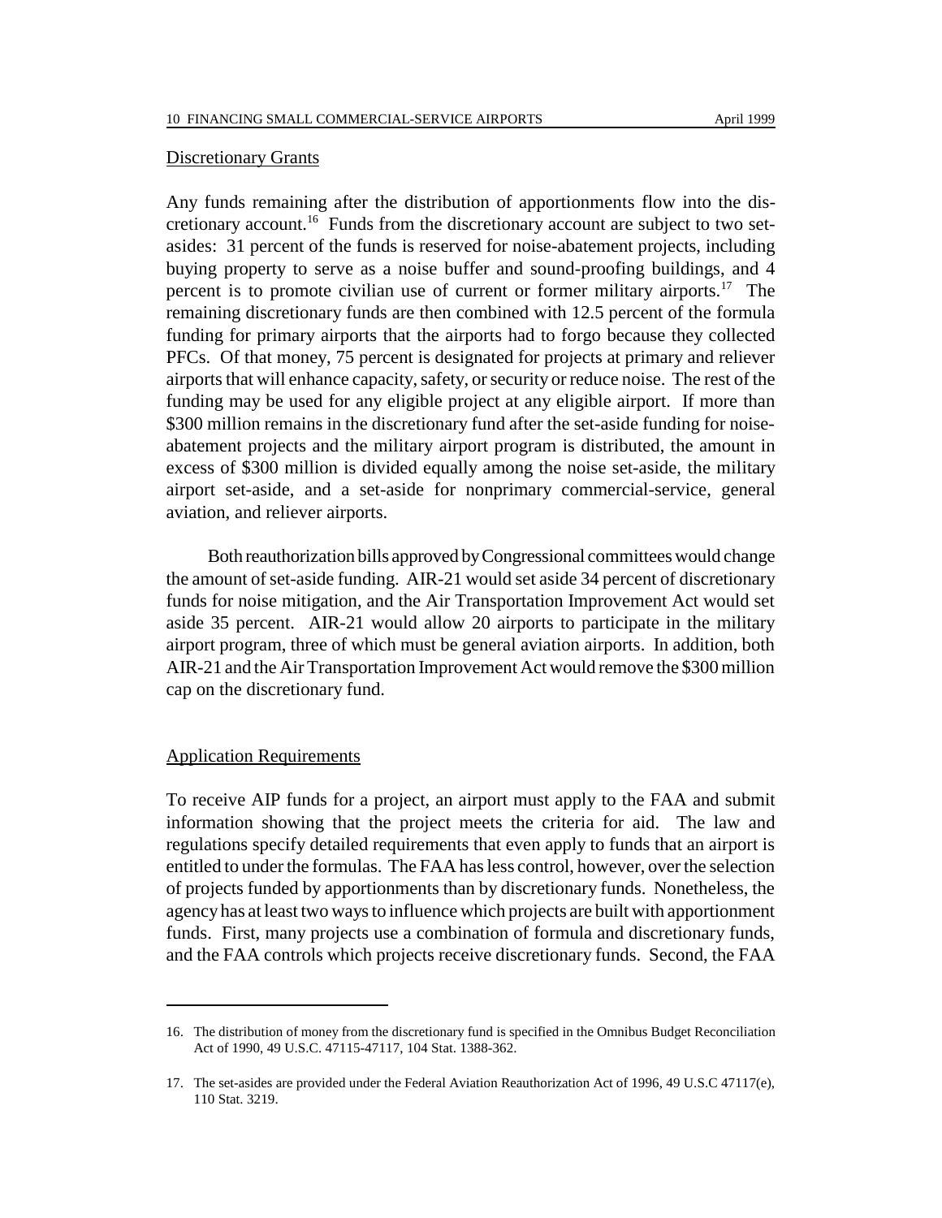Discretionary Grants

Any funds remaining after the distribution of apportionments flow into the discretionary account.[16] Funds from the discretionary account are subject to two set-asides: 31 percent of the funds is reserved for noise-abatement projects, including buying property to serve as a noise buffer and sound-proofing buildings, and 4 percent is to promote civilian use of current or former military airports.[17] The remaining discretionary funds are then combined with 12.5 percent of the formula funding for primary airports that the airports had to forgo because they collected PFCs. Of that money, 75 percent is designated for projects at primary and reliever airports that will enhance capacity, safety, or security or reduce noise. The rest of the funding may be used for any eligible project at any eligible airport. If more than \$300 million remains in the discretionary fund after the set-aside funding for noise-abatement projects and the military airport program is distributed, the amount in excess of \$300 million is divided equally among the noise set-aside, the military airport set-aside, and a set-aside for nonprimary commercial-service, general aviation, and reliever airports.

Both reauthorization bills approved by Congressional committees would change the amount of set-aside funding. AIR-21 would set aside 34 percent of discretionary funds for noise mitigation, and the Air Transportation Improvement Act would set aside 35 percent. AIR-21 would allow 20 airports to participate in the military airport program, three of which must be general aviation airports. In addition, both AIR-21 and the Air Transportation Improvement Act would remove the \$300 million cap on the discretionary fund.

Application Requirements

To receive AIP funds for a project, an airport must apply to the FAA and submit information showing that the project meets the criteria for aid. The law and regulations specify detailed requirements that even apply to funds that an airport is entitled to under the formulas. The FAA has less control, however, over the selection of projects funded by apportionments than by discretionary funds. Nonetheless, the agency has at least two ways to influence which projects are built with apportionment funds. First, many projects use a combination of formula and discretionary funds, and the FAA controls which projects receive discretionary funds. Second, the FAA

---

16. The distribution of money from the discretionary fund is specified in the Omnibus Budget Reconciliation Act of 1990, 49 U.S.C. 47115-47117, 104 Stat. 1388-362.

17. The set-asides are provided under the Federal Aviation Reauthorization Act of 1996, 49 U.S.C 47117(e), 110 Stat. 3219.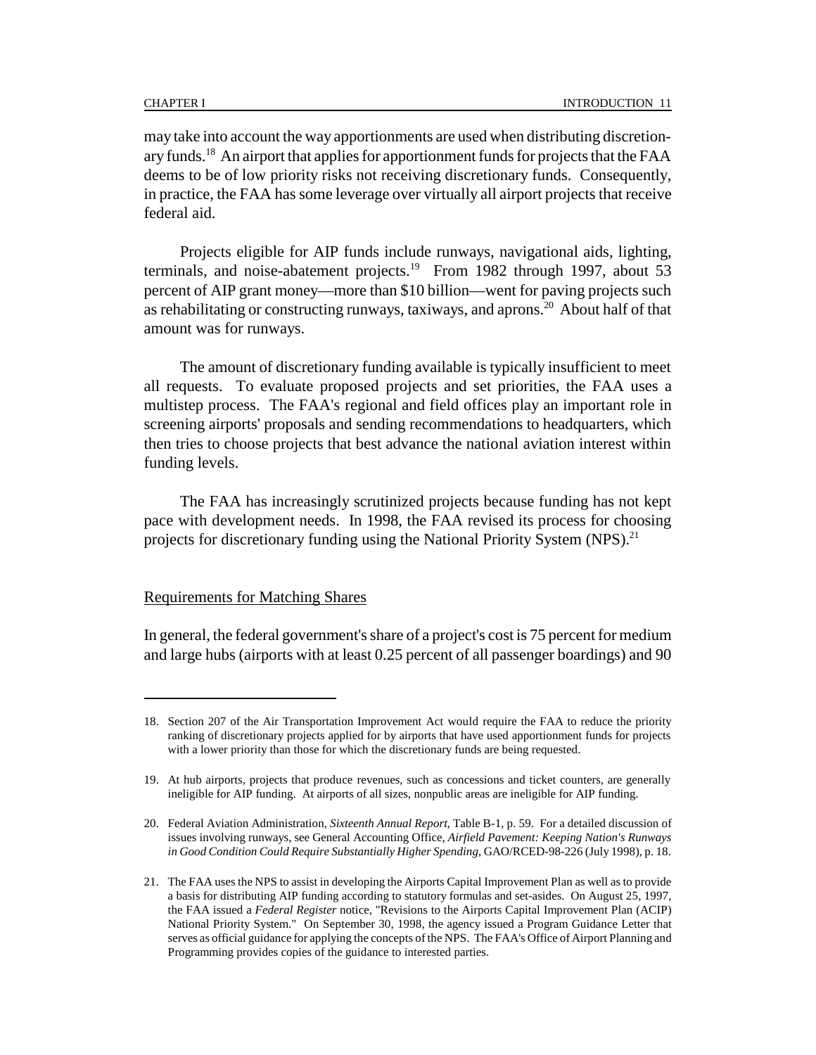may take into account the way apportionments are used when distributing discretionary funds.[18] An airport that applies for apportionment funds for projects that the FAA deems to be of low priority risks not receiving discretionary funds. Consequently, in practice, the FAA has some leverage over virtually all airport projects that receive federal aid.

Projects eligible for AIP funds include runways, navigational aids, lighting, terminals, and noise-abatement projects.[19] From 1982 through 1997, about 53 percent of AIP grant money—more than \$10 billion—went for paving projects such as rehabilitating or constructing runways, taxiways, and aprons.[20] About half of that amount was for runways.

The amount of discretionary funding available is typically insufficient to meet all requests. To evaluate proposed projects and set priorities, the FAA uses a multistep process. The FAA's regional and field offices play an important role in screening airports' proposals and sending recommendations to headquarters, which then tries to choose projects that best advance the national aviation interest within funding levels.

The FAA has increasingly scrutinized projects because funding has not kept pace with development needs. In 1998, the FAA revised its process for choosing projects for discretionary funding using the National Priority System (NPS).[21]

## Requirements for Matching Shares

In general, the federal government's share of a project's cost is 75 percent for medium and large hubs (airports with at least 0.25 percent of all passenger boardings) and 90

---

18. Section 207 of the Air Transportation Improvement Act would require the FAA to reduce the priority ranking of discretionary projects applied for by airports that have used apportionment funds for projects with a lower priority than those for which the discretionary funds are being requested.

19. At hub airports, projects that produce revenues, such as concessions and ticket counters, are generally ineligible for AIP funding. At airports of all sizes, nonpublic areas are ineligible for AIP funding.

20. Federal Aviation Administration, *Sixteenth Annual Report*, Table B-1, p. 59. For a detailed discussion of issues involving runways, see General Accounting Office, *Airfield Pavement: Keeping Nation's Runways in Good Condition Could Require Substantially Higher Spending*, GAO/RCED-98-226 (July 1998), p. 18.

21. The FAA uses the NPS to assist in developing the Airports Capital Improvement Plan as well as to provide a basis for distributing AIP funding according to statutory formulas and set-asides. On August 25, 1997, the FAA issued a *Federal Register* notice, "Revisions to the Airports Capital Improvement Plan (ACIP) National Priority System." On September 30, 1998, the agency issued a Program Guidance Letter that serves as official guidance for applying the concepts of the NPS. The FAA's Office of Airport Planning and Programming provides copies of the guidance to interested parties.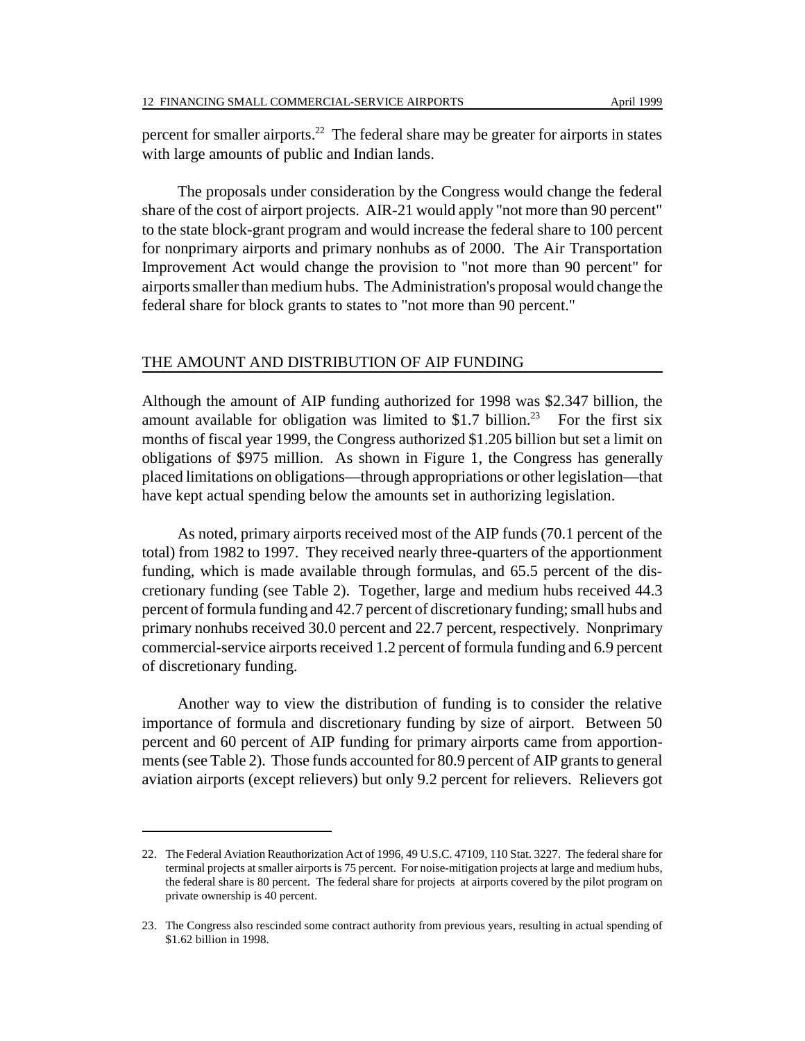percent for smaller airports.[22] The federal share may be greater for airports in states with large amounts of public and Indian lands.

The proposals under consideration by the Congress would change the federal share of the cost of airport projects. AIR-21 would apply "not more than 90 percent" to the state block-grant program and would increase the federal share to 100 percent for nonprimary airports and primary nonhubs as of 2000. The Air Transportation Improvement Act would change the provision to "not more than 90 percent" for airports smaller than medium hubs. The Administration's proposal would change the federal share for block grants to states to "not more than 90 percent."

## THE AMOUNT AND DISTRIBUTION OF AIP FUNDING

Although the amount of AIP funding authorized for 1998 was \$2.347 billion, the amount available for obligation was limited to \$1.7 billion.[23] For the first six months of fiscal year 1999, the Congress authorized \$1.205 billion but set a limit on obligations of \$975 million. As shown in Figure 1, the Congress has generally placed limitations on obligations—through appropriations or other legislation—that have kept actual spending below the amounts set in authorizing legislation.

As noted, primary airports received most of the AIP funds (70.1 percent of the total) from 1982 to 1997. They received nearly three-quarters of the apportionment funding, which is made available through formulas, and 65.5 percent of the discretionary funding (see Table 2). Together, large and medium hubs received 44.3 percent of formula funding and 42.7 percent of discretionary funding; small hubs and primary nonhubs received 30.0 percent and 22.7 percent, respectively. Nonprimary commercial-service airports received 1.2 percent of formula funding and 6.9 percent of discretionary funding.

Another way to view the distribution of funding is to consider the relative importance of formula and discretionary funding by size of airport. Between 50 percent and 60 percent of AIP funding for primary airports came from apportionments (see Table 2). Those funds accounted for 80.9 percent of AIP grants to general aviation airports (except relievers) but only 9.2 percent for relievers. Relievers got

---

22. The Federal Aviation Reauthorization Act of 1996, 49 U.S.C. 47109, 110 Stat. 3227. The federal share for terminal projects at smaller airports is 75 percent. For noise-mitigation projects at large and medium hubs, the federal share is 80 percent. The federal share for projects at airports covered by the pilot program on private ownership is 40 percent.

23. The Congress also rescinded some contract authority from previous years, resulting in actual spending of \$1.62 billion in 1998.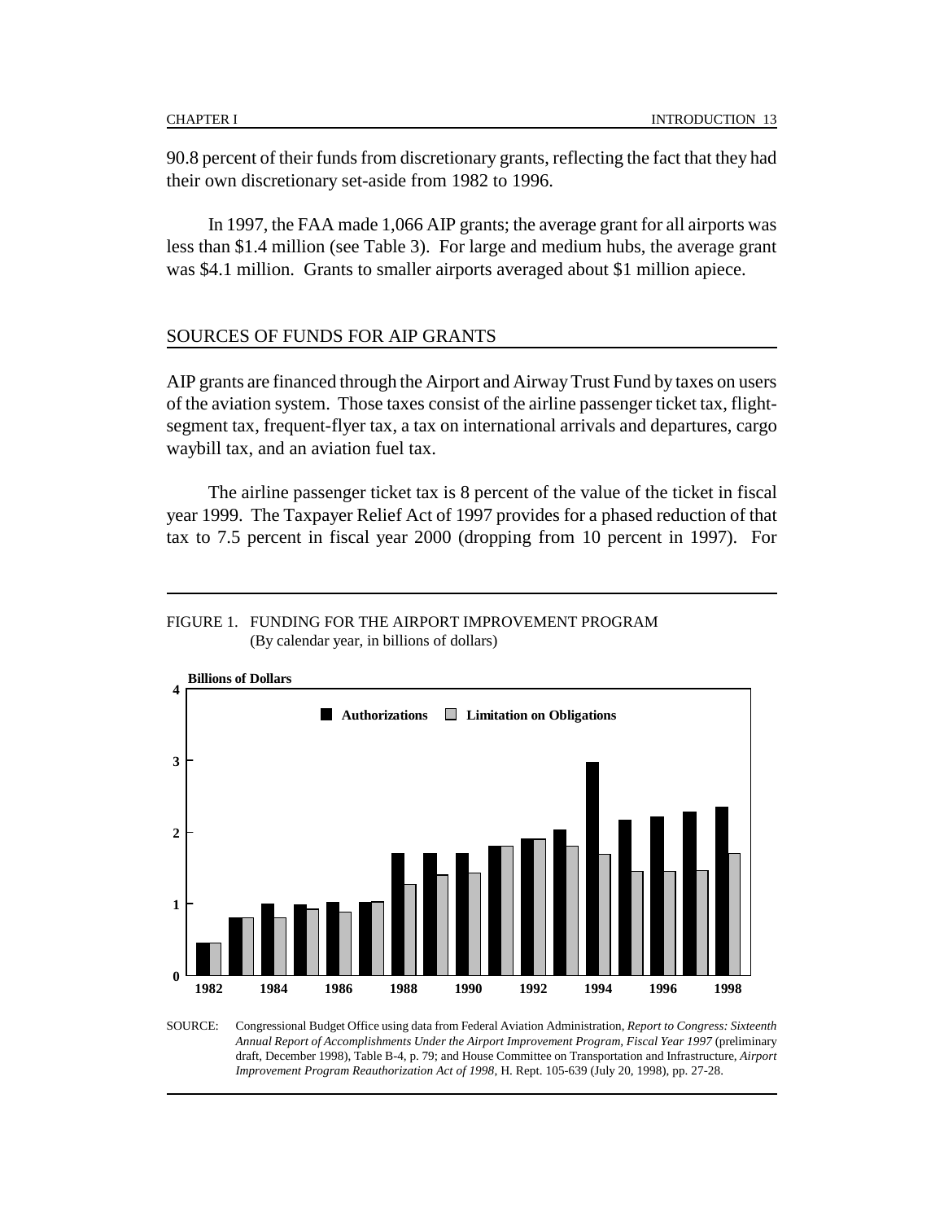90.8 percent of their funds from discretionary grants, reflecting the fact that they had their own discretionary set-aside from 1982 to 1996.

In 1997, the FAA made 1,066 AIP grants; the average grant for all airports was less than $1.4 million (see Table 3). For large and medium hubs, the average grant was $4.1 million. Grants to smaller airports averaged about $1 million apiece.

## SOURCES OF FUNDS FOR AIP GRANTS

AIP grants are financed through the Airport and Airway Trust Fund by taxes on users of the aviation system. Those taxes consist of the airline passenger ticket tax, flight-segment tax, frequent-flyer tax, a tax on international arrivals and departures, cargo waybill tax, and an aviation fuel tax.

The airline passenger ticket tax is 8 percent of the value of the ticket in fiscal year 1999. The Taxpayer Relief Act of 1997 provides for a phased reduction of that tax to 7.5 percent in fiscal year 2000 (dropping from 10 percent in 1997). For

FIGURE 1. FUNDING FOR THE AIRPORT IMPROVEMENT PROGRAM
(By calendar year, in billions of dollars)

SOURCE: Congressional Budget Office using data from Federal Aviation Administration, *Report to Congress: Sixteenth Annual Report of Accomplishments Under the Airport Improvement Program, Fiscal Year 1997* (preliminary draft, December 1998), Table B-4, p. 79; and House Committee on Transportation and Infrastructure, *Airport Improvement Program Reauthorization Act of 1998*, H. Rept. 105-639 (July 20, 1998), pp. 27-28.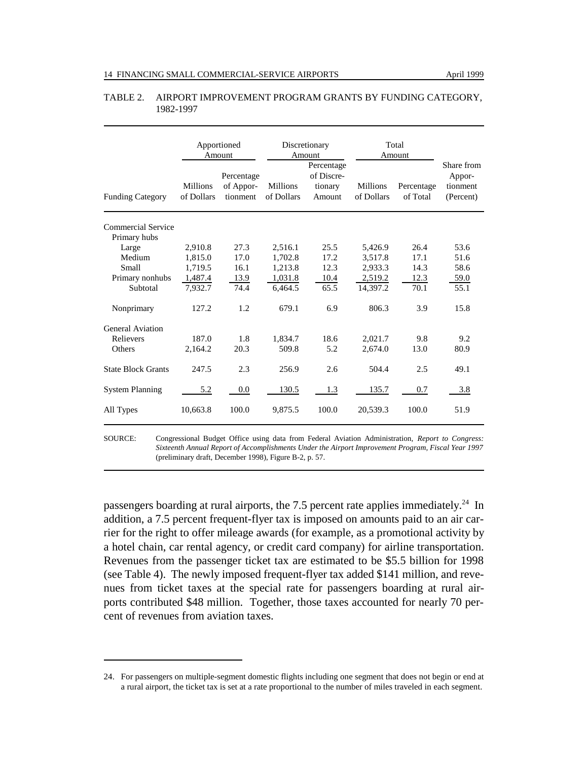TABLE 2. AIRPORT IMPROVEMENT PROGRAM GRANTS BY FUNDING CATEGORY, 1982-1997

| Funding Category | Apportioned Amount | | Discretionary Amount | | Total Amount | | Share from Apportionment (Percent) |
|---|---|---|---|---|---|---|---|
| | Millions of Dollars | Percentage of Apportionment | Millions of Dollars | Percentage of Discretionary Amount | Millions of Dollars | Percentage of Total | |
| Commercial Service | | | | | | | |
| Primary hubs | | | | | | | |
| Large | 2,910.8 | 27.3 | 2,516.1 | 25.5 | 5,426.9 | 26.4 | 53.6 |
| Medium | 1,815.0 | 17.0 | 1,702.8 | 17.2 | 3,517.8 | 17.1 | 51.6 |
| Small | 1,719.5 | 16.1 | 1,213.8 | 12.3 | 2,933.3 | 14.3 | 58.6 |
| Primary nonhubs | 1,487.4 | 13.9 | 1,031.8 | 10.4 | 2,519.2 | 12.3 | 59.0 |
| Subtotal | 7,932.7 | 74.4 | 6,464.5 | 65.5 | 14,397.2 | 70.1 | 55.1 |
| Nonprimary | 127.2 | 1.2 | 679.1 | 6.9 | 806.3 | 3.9 | 15.8 |
| General Aviation | | | | | | | |
| Relievers | 187.0 | 1.8 | 1,834.7 | 18.6 | 2,021.7 | 9.8 | 9.2 |
| Others | 2,164.2 | 20.3 | 509.8 | 5.2 | 2,674.0 | 13.0 | 80.9 |
| State Block Grants | 247.5 | 2.3 | 256.9 | 2.6 | 504.4 | 2.5 | 49.1 |
| System Planning | 5.2 | 0.0 | 130.5 | 1.3 | 135.7 | 0.7 | 3.8 |
| All Types | 10,663.8 | 100.0 | 9,875.5 | 100.0 | 20,539.3 | 100.0 | 51.9 |

SOURCE: Congressional Budget Office using data from Federal Aviation Administration, *Report to Congress: Sixteenth Annual Report of Accomplishments Under the Airport Improvement Program, Fiscal Year 1997* (preliminary draft, December 1998), Figure B-2, p. 57.

passengers boarding at rural airports, the 7.5 percent rate applies immediately.[24] In addition, a 7.5 percent frequent-flyer tax is imposed on amounts paid to an air carrier for the right to offer mileage awards (for example, as a promotional activity by a hotel chain, car rental agency, or credit card company) for airline transportation. Revenues from the passenger ticket tax are estimated to be $5.5 billion for 1998 (see Table 4). The newly imposed frequent-flyer tax added $141 million, and revenues from ticket taxes at the special rate for passengers boarding at rural airports contributed $48 million. Together, those taxes accounted for nearly 70 percent of revenues from aviation taxes.

24. For passengers on multiple-segment domestic flights including one segment that does not begin or end at a rural airport, the ticket tax is set at a rate proportional to the number of miles traveled in each segment.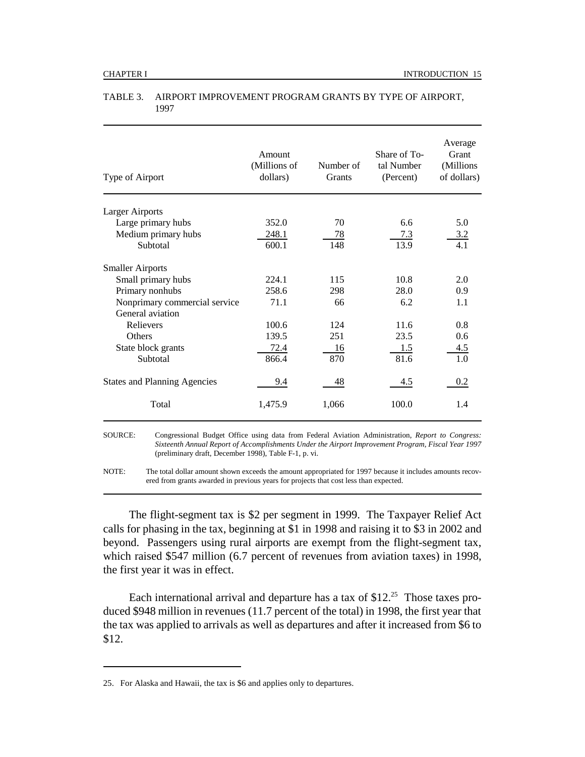TABLE 3. AIRPORT IMPROVEMENT PROGRAM GRANTS BY TYPE OF AIRPORT, 1997

| Type of Airport | Amount (Millions of dollars) | Number of Grants | Share of Total Number (Percent) | Average Grant (Millions of dollars) |
|---|---|---|---|---|
| Larger Airports | | | | |
| Large primary hubs | 352.0 | 70 | 6.6 | 5.0 |
| Medium primary hubs | 248.1 | 78 | 7.3 | 3.2 |
| Subtotal | 600.1 | 148 | 13.9 | 4.1 |
| Smaller Airports | | | | |
| Small primary hubs | 224.1 | 115 | 10.8 | 2.0 |
| Primary nonhubs | 258.6 | 298 | 28.0 | 0.9 |
| Nonprimary commercial service | 71.1 | 66 | 6.2 | 1.1 |
| General aviation | | | | |
| Relievers | 100.6 | 124 | 11.6 | 0.8 |
| Others | 139.5 | 251 | 23.5 | 0.6 |
| State block grants | 72.4 | 16 | 1.5 | 4.5 |
| Subtotal | 866.4 | 870 | 81.6 | 1.0 |
| States and Planning Agencies | 9.4 | 48 | 4.5 | 0.2 |
| Total | 1,475.9 | 1,066 | 100.0 | 1.4 |

SOURCE: Congressional Budget Office using data from Federal Aviation Administration, *Report to Congress: Sixteenth Annual Report of Accomplishments Under the Airport Improvement Program, Fiscal Year 1997* (preliminary draft, December 1998), Table F-1, p. vi.

NOTE: The total dollar amount shown exceeds the amount appropriated for 1997 because it includes amounts recovered from grants awarded in previous years for projects that cost less than expected.

The flight-segment tax is $2 per segment in 1999. The Taxpayer Relief Act calls for phasing in the tax, beginning at $1 in 1998 and raising it to $3 in 2002 and beyond. Passengers using rural airports are exempt from the flight-segment tax, which raised $547 million (6.7 percent of revenues from aviation taxes) in 1998, the first year it was in effect.

Each international arrival and departure has a tax of $12.[25] Those taxes produced $948 million in revenues (11.7 percent of the total) in 1998, the first year that the tax was applied to arrivals as well as departures and after it increased from $6 to $12.

25. For Alaska and Hawaii, the tax is $6 and applies only to departures.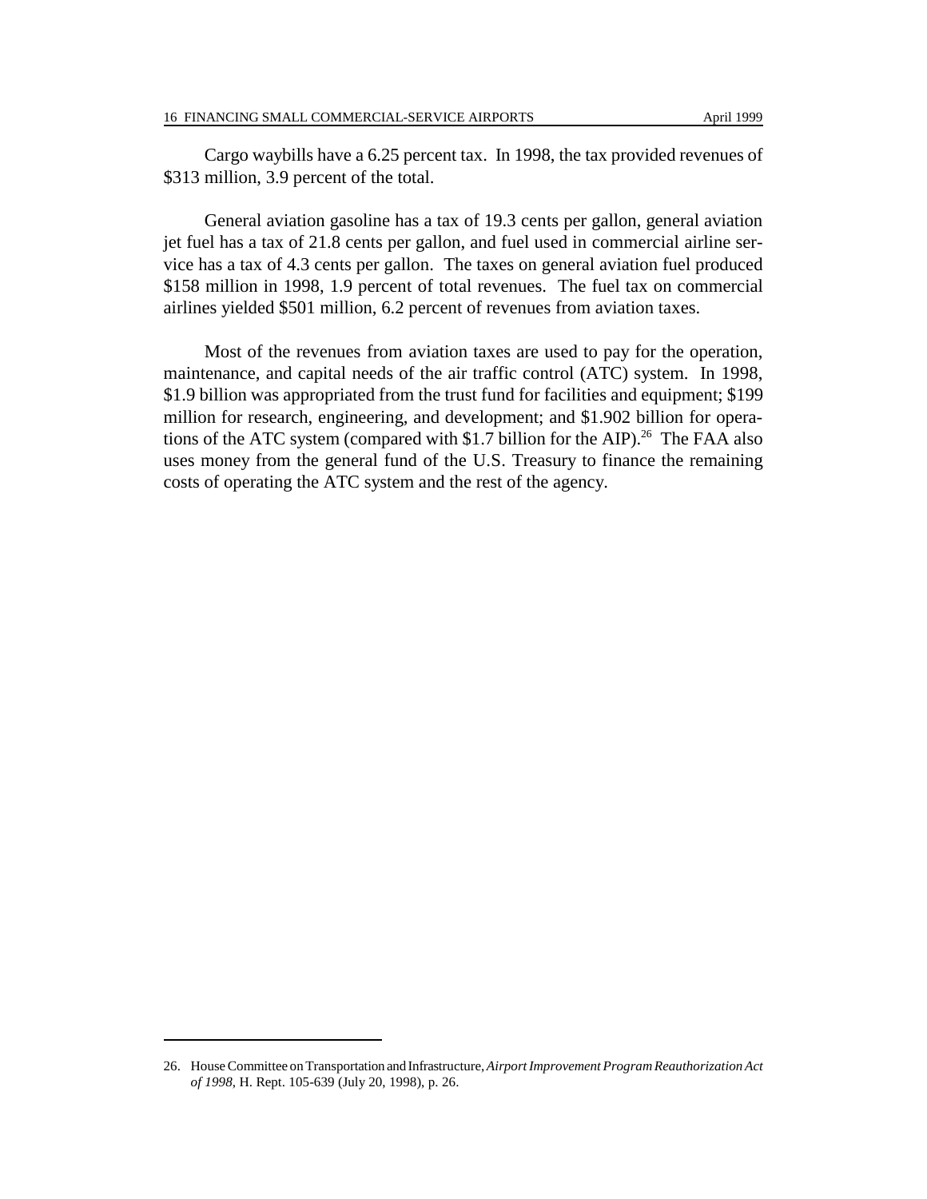Cargo waybills have a 6.25 percent tax. In 1998, the tax provided revenues of $313 million, 3.9 percent of the total.

General aviation gasoline has a tax of 19.3 cents per gallon, general aviation jet fuel has a tax of 21.8 cents per gallon, and fuel used in commercial airline service has a tax of 4.3 cents per gallon. The taxes on general aviation fuel produced $158 million in 1998, 1.9 percent of total revenues. The fuel tax on commercial airlines yielded $501 million, 6.2 percent of revenues from aviation taxes.

Most of the revenues from aviation taxes are used to pay for the operation, maintenance, and capital needs of the air traffic control (ATC) system. In 1998, $1.9 billion was appropriated from the trust fund for facilities and equipment; $199 million for research, engineering, and development; and $1.902 billion for operations of the ATC system (compared with $1.7 billion for the AIP).[26] The FAA also uses money from the general fund of the U.S. Treasury to finance the remaining costs of operating the ATC system and the rest of the agency.

---

26. House Committee on Transportation and Infrastructure, *Airport Improvement Program Reauthorization Act of 1998*, H. Rept. 105-639 (July 20, 1998), p. 26.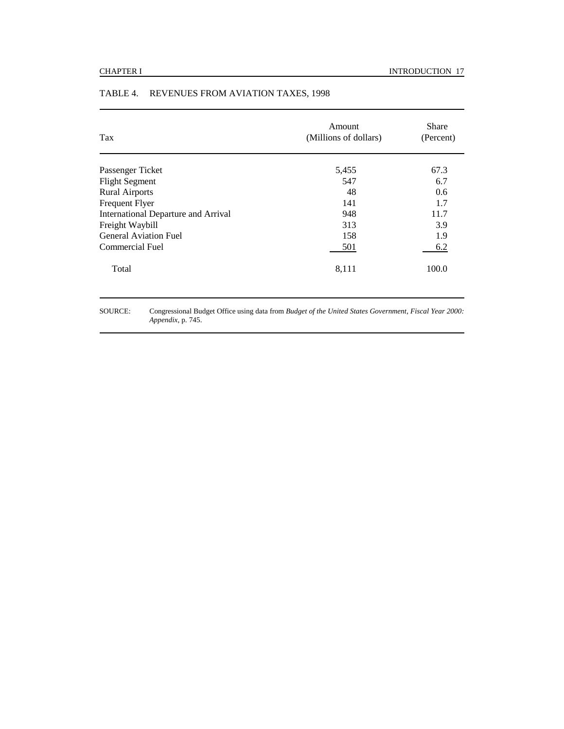TABLE 4. REVENUES FROM AVIATION TAXES, 1998

| Tax | Amount (Millions of dollars) | Share (Percent) |
|---|---|---|
| Passenger Ticket | 5,455 | 67.3 |
| Flight Segment | 547 | 6.7 |
| Rural Airports | 48 | 0.6 |
| Frequent Flyer | 141 | 1.7 |
| International Departure and Arrival | 948 | 11.7 |
| Freight Waybill | 313 | 3.9 |
| General Aviation Fuel | 158 | 1.9 |
| Commercial Fuel | 501 | 6.2 |
| Total | 8,111 | 100.0 |

SOURCE: Congressional Budget Office using data from *Budget of the United States Government, Fiscal Year 2000: Appendix*, p. 745.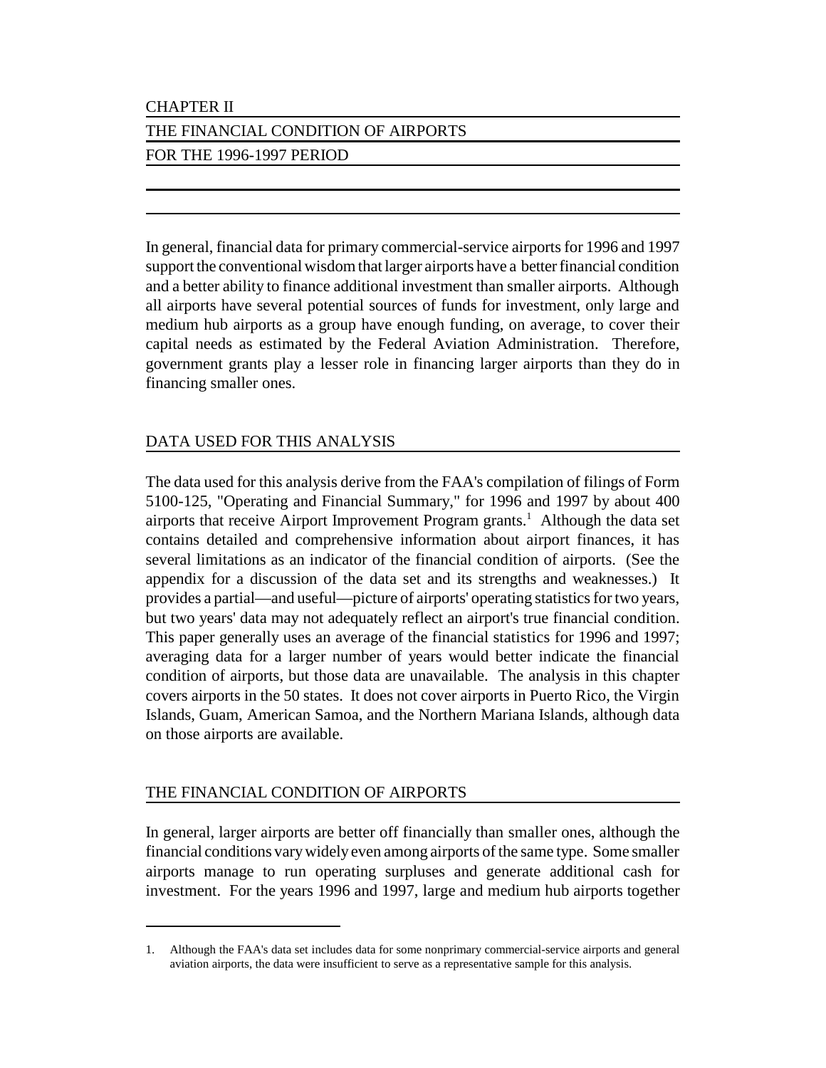# CHAPTER II

# THE FINANCIAL CONDITION OF AIRPORTS FOR THE 1996-1997 PERIOD

In general, financial data for primary commercial-service airports for 1996 and 1997 support the conventional wisdom that larger airports have a better financial condition and a better ability to finance additional investment than smaller airports. Although all airports have several potential sources of funds for investment, only large and medium hub airports as a group have enough funding, on average, to cover their capital needs as estimated by the Federal Aviation Administration. Therefore, government grants play a lesser role in financing larger airports than they do in financing smaller ones.

## DATA USED FOR THIS ANALYSIS

The data used for this analysis derive from the FAA's compilation of filings of Form 5100-125, "Operating and Financial Summary," for 1996 and 1997 by about 400 airports that receive Airport Improvement Program grants.[1] Although the data set contains detailed and comprehensive information about airport finances, it has several limitations as an indicator of the financial condition of airports. (See the appendix for a discussion of the data set and its strengths and weaknesses.) It provides a partial—and useful—picture of airports' operating statistics for two years, but two years' data may not adequately reflect an airport's true financial condition. This paper generally uses an average of the financial statistics for 1996 and 1997; averaging data for a larger number of years would better indicate the financial condition of airports, but those data are unavailable. The analysis in this chapter covers airports in the 50 states. It does not cover airports in Puerto Rico, the Virgin Islands, Guam, American Samoa, and the Northern Mariana Islands, although data on those airports are available.

## THE FINANCIAL CONDITION OF AIRPORTS

In general, larger airports are better off financially than smaller ones, although the financial conditions vary widely even among airports of the same type. Some smaller airports manage to run operating surpluses and generate additional cash for investment. For the years 1996 and 1997, large and medium hub airports together

1. Although the FAA's data set includes data for some nonprimary commercial-service airports and general aviation airports, the data were insufficient to serve as a representative sample for this analysis.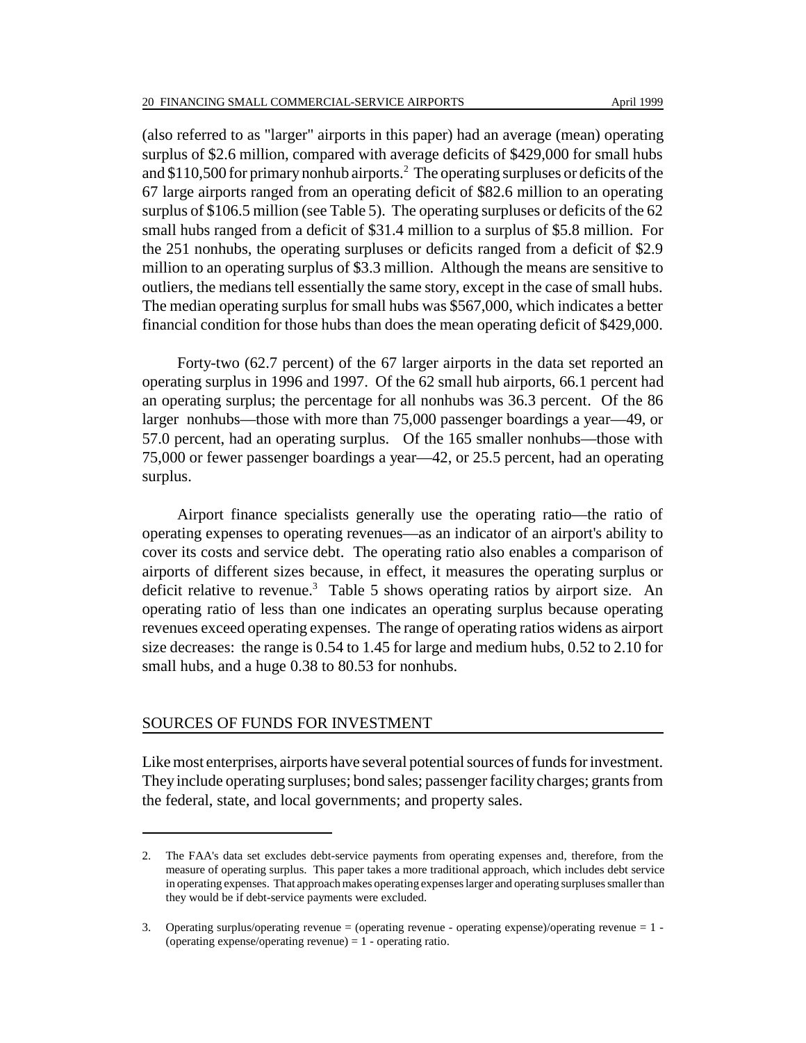(also referred to as "larger" airports in this paper) had an average (mean) operating surplus of \$2.6 million, compared with average deficits of \$429,000 for small hubs and \$110,500 for primary nonhub airports.[2] The operating surpluses or deficits of the 67 large airports ranged from an operating deficit of \$82.6 million to an operating surplus of \$106.5 million (see Table 5). The operating surpluses or deficits of the 62 small hubs ranged from a deficit of \$31.4 million to a surplus of \$5.8 million. For the 251 nonhubs, the operating surpluses or deficits ranged from a deficit of \$2.9 million to an operating surplus of \$3.3 million. Although the means are sensitive to outliers, the medians tell essentially the same story, except in the case of small hubs. The median operating surplus for small hubs was \$567,000, which indicates a better financial condition for those hubs than does the mean operating deficit of \$429,000.

Forty-two (62.7 percent) of the 67 larger airports in the data set reported an operating surplus in 1996 and 1997. Of the 62 small hub airports, 66.1 percent had an operating surplus; the percentage for all nonhubs was 36.3 percent. Of the 86 larger nonhubs—those with more than 75,000 passenger boardings a year—49, or 57.0 percent, had an operating surplus. Of the 165 smaller nonhubs—those with 75,000 or fewer passenger boardings a year—42, or 25.5 percent, had an operating surplus.

Airport finance specialists generally use the operating ratio—the ratio of operating expenses to operating revenues—as an indicator of an airport's ability to cover its costs and service debt. The operating ratio also enables a comparison of airports of different sizes because, in effect, it measures the operating surplus or deficit relative to revenue.[3] Table 5 shows operating ratios by airport size. An operating ratio of less than one indicates an operating surplus because operating revenues exceed operating expenses. The range of operating ratios widens as airport size decreases: the range is 0.54 to 1.45 for large and medium hubs, 0.52 to 2.10 for small hubs, and a huge 0.38 to 80.53 for nonhubs.

## SOURCES OF FUNDS FOR INVESTMENT

Like most enterprises, airports have several potential sources of funds for investment. They include operating surpluses; bond sales; passenger facility charges; grants from the federal, state, and local governments; and property sales.

---

2. The FAA's data set excludes debt-service payments from operating expenses and, therefore, from the measure of operating surplus. This paper takes a more traditional approach, which includes debt service in operating expenses. That approach makes operating expenses larger and operating surpluses smaller than they would be if debt-service payments were excluded.

3. Operating surplus/operating revenue = (operating revenue - operating expense)/operating revenue = 1 - (operating expense/operating revenue) = 1 - operating ratio.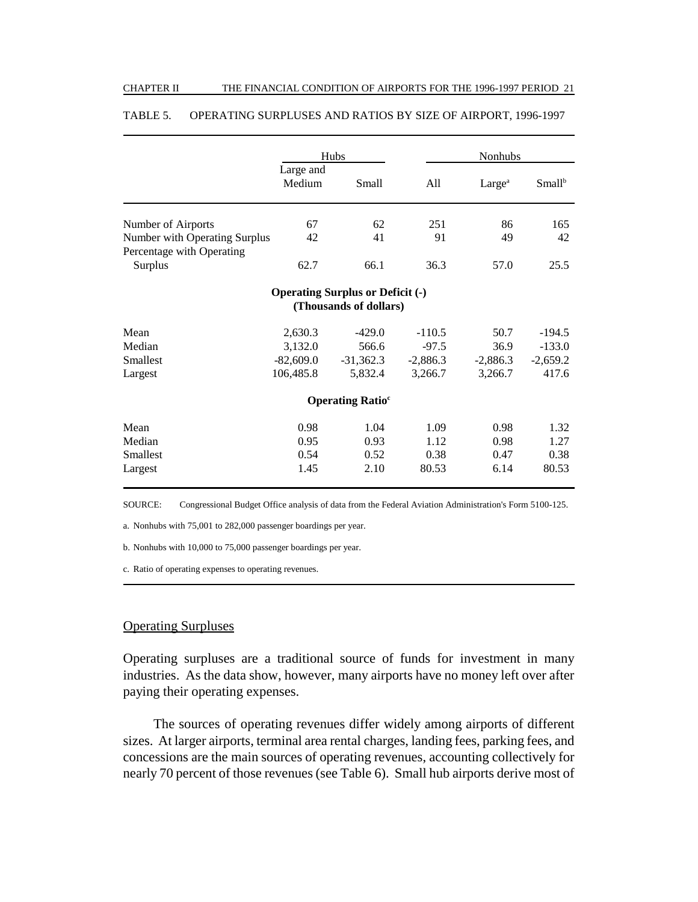TABLE 5. OPERATING SURPLUSES AND RATIOS BY SIZE OF AIRPORT, 1996-1997

| | Hubs | | Nonhubs | | |
|---|---|---|---|---|---|
| | Large and Medium | Small | All | Large[a] | Small[b] |
| Number of Airports | 67 | 62 | 251 | 86 | 165 |
| Number with Operating Surplus | 42 | 41 | 91 | 49 | 42 |
| Percentage with Operating Surplus | 62.7 | 66.1 | 36.3 | 57.0 | 25.5 |
| **Operating Surplus or Deficit (-) (Thousands of dollars)** | | | | | |
| Mean | 2,630.3 | -429.0 | -110.5 | 50.7 | -194.5 |
| Median | 3,132.0 | 566.6 | -97.5 | 36.9 | -133.0 |
| Smallest | -82,609.0 | -31,362.3 | -2,886.3 | -2,886.3 | -2,659.2 |
| Largest | 106,485.8 | 5,832.4 | 3,266.7 | 3,266.7 | 417.6 |
| **Operating Ratio[c]** | | | | | |
| Mean | 0.98 | 1.04 | 1.09 | 0.98 | 1.32 |
| Median | 0.95 | 0.93 | 1.12 | 0.98 | 1.27 |
| Smallest | 0.54 | 0.52 | 0.38 | 0.47 | 0.38 |
| Largest | 1.45 | 2.10 | 80.53 | 6.14 | 80.53 |

SOURCE: Congressional Budget Office analysis of data from the Federal Aviation Administration's Form 5100-125.

a. Nonhubs with 75,001 to 282,000 passenger boardings per year.

b. Nonhubs with 10,000 to 75,000 passenger boardings per year.

c. Ratio of operating expenses to operating revenues.

## Operating Surpluses

Operating surpluses are a traditional source of funds for investment in many industries. As the data show, however, many airports have no money left over after paying their operating expenses.

The sources of operating revenues differ widely among airports of different sizes. At larger airports, terminal area rental charges, landing fees, parking fees, and concessions are the main sources of operating revenues, accounting collectively for nearly 70 percent of those revenues (see Table 6). Small hub airports derive most of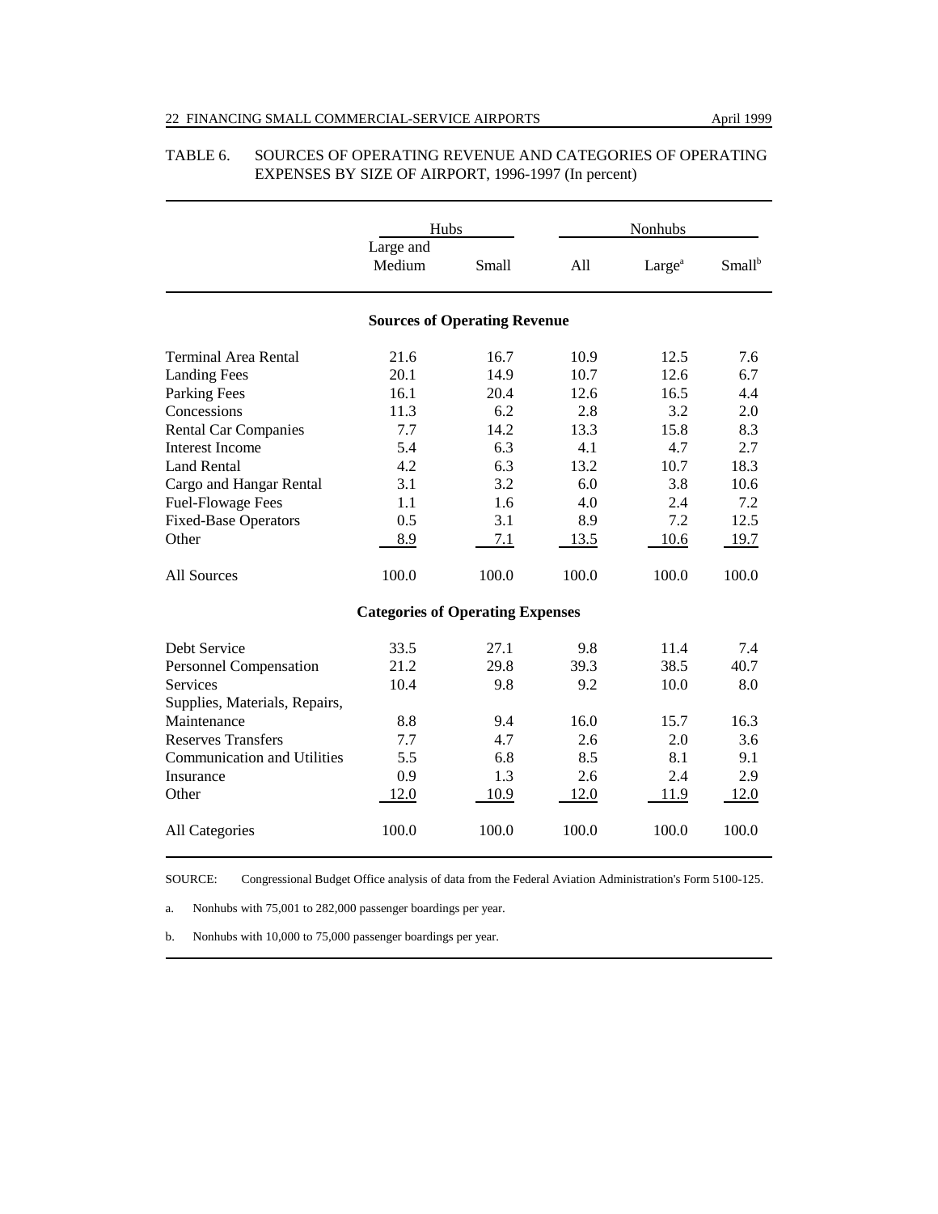TABLE 6. SOURCES OF OPERATING REVENUE AND CATEGORIES OF OPERATING EXPENSES BY SIZE OF AIRPORT, 1996-1997 (In percent)

| | Hubs | | Nonhubs | | |
|---|---|---|---|---|---|
| | Large and Medium | Small | All | Large[a] | Small[b] |
| **Sources of Operating Revenue** | | | | | |
| Terminal Area Rental | 21.6 | 16.7 | 10.9 | 12.5 | 7.6 |
| Landing Fees | 20.1 | 14.9 | 10.7 | 12.6 | 6.7 |
| Parking Fees | 16.1 | 20.4 | 12.6 | 16.5 | 4.4 |
| Concessions | 11.3 | 6.2 | 2.8 | 3.2 | 2.0 |
| Rental Car Companies | 7.7 | 14.2 | 13.3 | 15.8 | 8.3 |
| Interest Income | 5.4 | 6.3 | 4.1 | 4.7 | 2.7 |
| Land Rental | 4.2 | 6.3 | 13.2 | 10.7 | 18.3 |
| Cargo and Hangar Rental | 3.1 | 3.2 | 6.0 | 3.8 | 10.6 |
| Fuel-Flowage Fees | 1.1 | 1.6 | 4.0 | 2.4 | 7.2 |
| Fixed-Base Operators | 0.5 | 3.1 | 8.9 | 7.2 | 12.5 |
| Other | 8.9 | 7.1 | 13.5 | 10.6 | 19.7 |
| All Sources | 100.0 | 100.0 | 100.0 | 100.0 | 100.0 |
| **Categories of Operating Expenses** | | | | | |
| Debt Service | 33.5 | 27.1 | 9.8 | 11.4 | 7.4 |
| Personnel Compensation | 21.2 | 29.8 | 39.3 | 38.5 | 40.7 |
| Services | 10.4 | 9.8 | 9.2 | 10.0 | 8.0 |
| Supplies, Materials, Repairs, Maintenance | 8.8 | 9.4 | 16.0 | 15.7 | 16.3 |
| Reserves Transfers | 7.7 | 4.7 | 2.6 | 2.0 | 3.6 |
| Communication and Utilities | 5.5 | 6.8 | 8.5 | 8.1 | 9.1 |
| Insurance | 0.9 | 1.3 | 2.6 | 2.4 | 2.9 |
| Other | 12.0 | 10.9 | 12.0 | 11.9 | 12.0 |
| All Categories | 100.0 | 100.0 | 100.0 | 100.0 | 100.0 |

SOURCE: Congressional Budget Office analysis of data from the Federal Aviation Administration's Form 5100-125.

a. Nonhubs with 75,001 to 282,000 passenger boardings per year.

b. Nonhubs with 10,000 to 75,000 passenger boardings per year.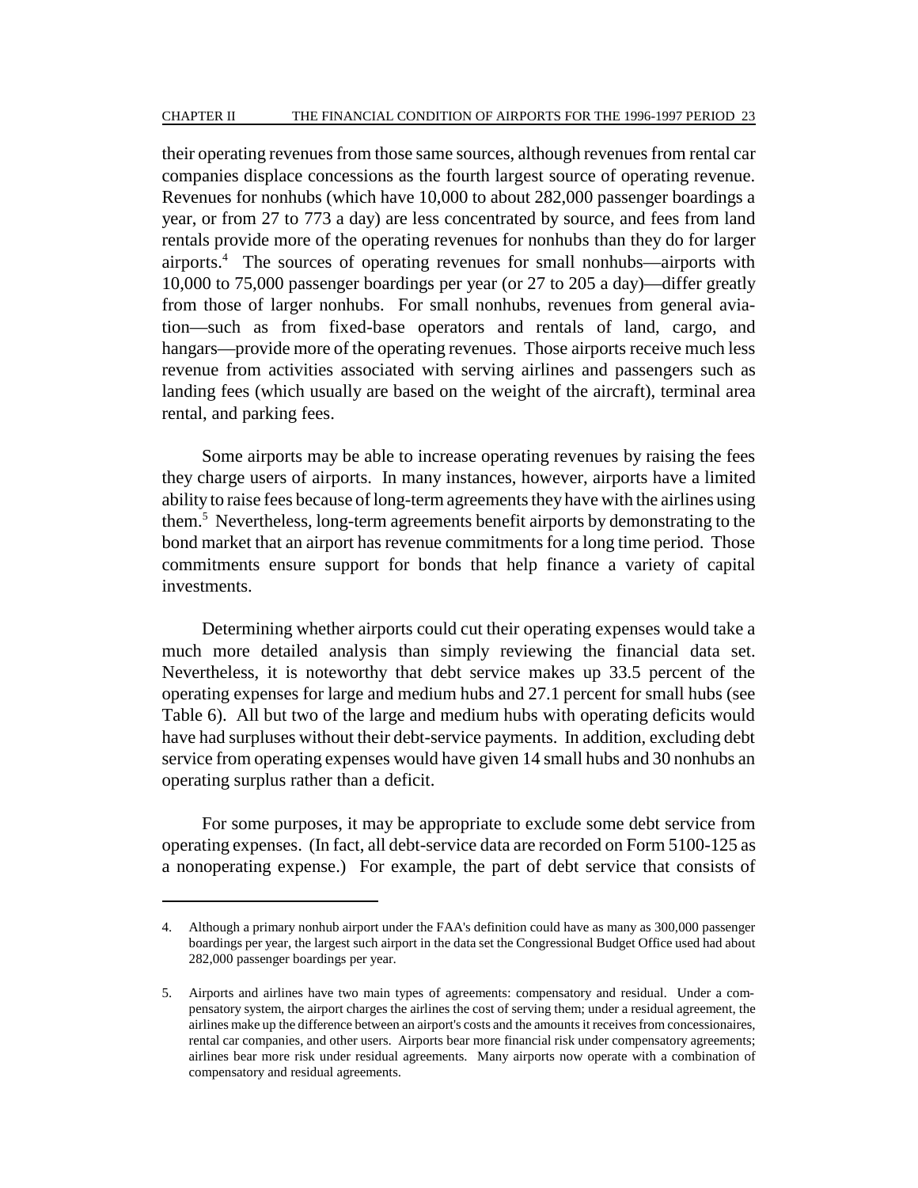their operating revenues from those same sources, although revenues from rental car companies displace concessions as the fourth largest source of operating revenue. Revenues for nonhubs (which have 10,000 to about 282,000 passenger boardings a year, or from 27 to 773 a day) are less concentrated by source, and fees from land rentals provide more of the operating revenues for nonhubs than they do for larger airports.[4] The sources of operating revenues for small nonhubs—airports with 10,000 to 75,000 passenger boardings per year (or 27 to 205 a day)—differ greatly from those of larger nonhubs. For small nonhubs, revenues from general aviation—such as from fixed-base operators and rentals of land, cargo, and hangars—provide more of the operating revenues. Those airports receive much less revenue from activities associated with serving airlines and passengers such as landing fees (which usually are based on the weight of the aircraft), terminal area rental, and parking fees.

Some airports may be able to increase operating revenues by raising the fees they charge users of airports. In many instances, however, airports have a limited ability to raise fees because of long-term agreements they have with the airlines using them.[5] Nevertheless, long-term agreements benefit airports by demonstrating to the bond market that an airport has revenue commitments for a long time period. Those commitments ensure support for bonds that help finance a variety of capital investments.

Determining whether airports could cut their operating expenses would take a much more detailed analysis than simply reviewing the financial data set. Nevertheless, it is noteworthy that debt service makes up 33.5 percent of the operating expenses for large and medium hubs and 27.1 percent for small hubs (see Table 6). All but two of the large and medium hubs with operating deficits would have had surpluses without their debt-service payments. In addition, excluding debt service from operating expenses would have given 14 small hubs and 30 nonhubs an operating surplus rather than a deficit.

For some purposes, it may be appropriate to exclude some debt service from operating expenses. (In fact, all debt-service data are recorded on Form 5100-125 as a nonoperating expense.) For example, the part of debt service that consists of

---

4. Although a primary nonhub airport under the FAA's definition could have as many as 300,000 passenger boardings per year, the largest such airport in the data set the Congressional Budget Office used had about 282,000 passenger boardings per year.

5. Airports and airlines have two main types of agreements: compensatory and residual. Under a compensatory system, the airport charges the airlines the cost of serving them; under a residual agreement, the airlines make up the difference between an airport's costs and the amounts it receives from concessionaires, rental car companies, and other users. Airports bear more financial risk under compensatory agreements; airlines bear more risk under residual agreements. Many airports now operate with a combination of compensatory and residual agreements.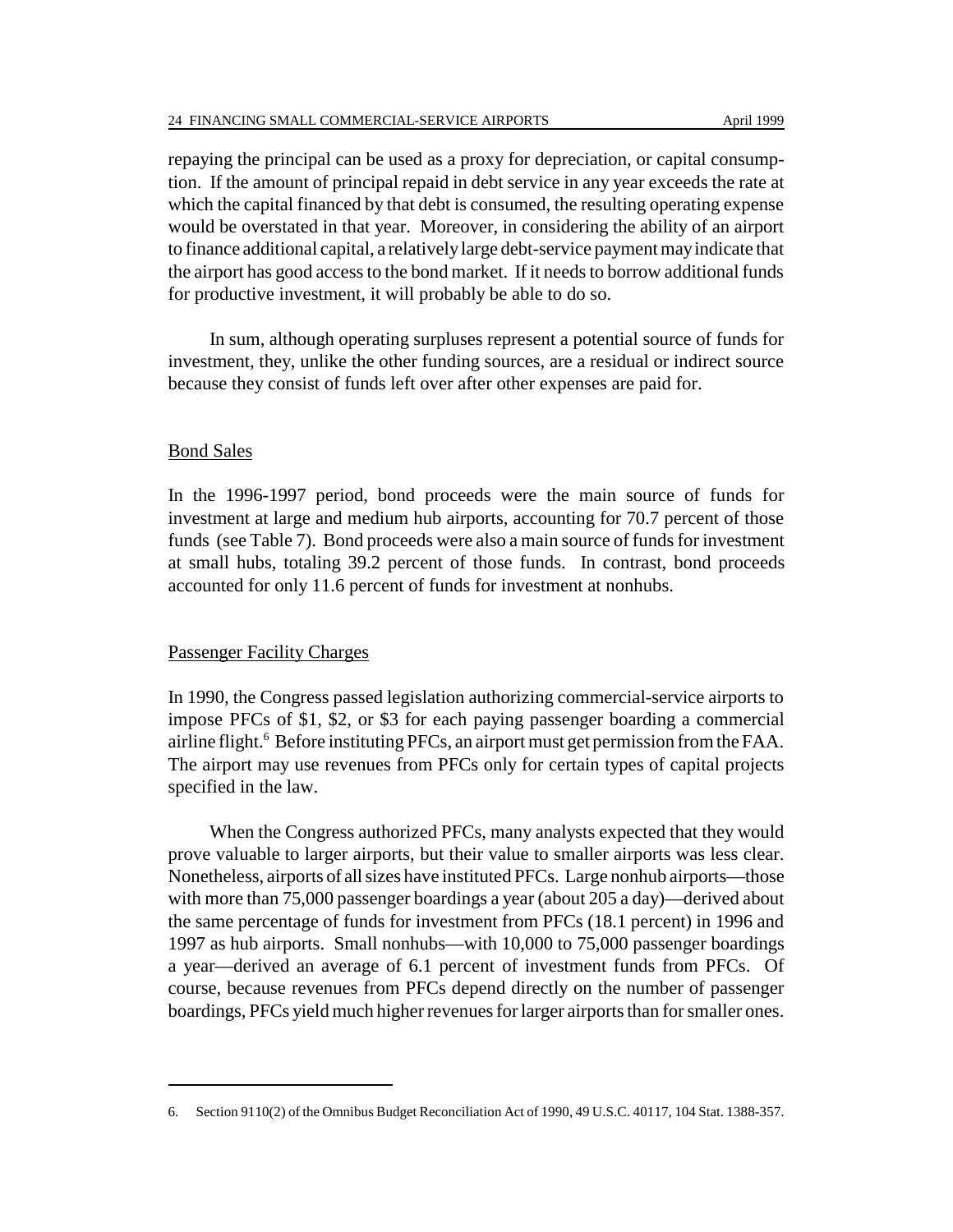repaying the principal can be used as a proxy for depreciation, or capital consumption. If the amount of principal repaid in debt service in any year exceeds the rate at which the capital financed by that debt is consumed, the resulting operating expense would be overstated in that year. Moreover, in considering the ability of an airport to finance additional capital, a relatively large debt-service payment may indicate that the airport has good access to the bond market. If it needs to borrow additional funds for productive investment, it will probably be able to do so.

In sum, although operating surpluses represent a potential source of funds for investment, they, unlike the other funding sources, are a residual or indirect source because they consist of funds left over after other expenses are paid for.

### Bond Sales

In the 1996-1997 period, bond proceeds were the main source of funds for investment at large and medium hub airports, accounting for 70.7 percent of those funds (see Table 7). Bond proceeds were also a main source of funds for investment at small hubs, totaling 39.2 percent of those funds. In contrast, bond proceeds accounted for only 11.6 percent of funds for investment at nonhubs.

### Passenger Facility Charges

In 1990, the Congress passed legislation authorizing commercial-service airports to impose PFCs of $1, $2, or $3 for each paying passenger boarding a commercial airline flight.[6] Before instituting PFCs, an airport must get permission from the FAA. The airport may use revenues from PFCs only for certain types of capital projects specified in the law.

When the Congress authorized PFCs, many analysts expected that they would prove valuable to larger airports, but their value to smaller airports was less clear. Nonetheless, airports of all sizes have instituted PFCs. Large nonhub airports—those with more than 75,000 passenger boardings a year (about 205 a day)—derived about the same percentage of funds for investment from PFCs (18.1 percent) in 1996 and 1997 as hub airports. Small nonhubs—with 10,000 to 75,000 passenger boardings a year—derived an average of 6.1 percent of investment funds from PFCs. Of course, because revenues from PFCs depend directly on the number of passenger boardings, PFCs yield much higher revenues for larger airports than for smaller ones.

---

6. Section 9110(2) of the Omnibus Budget Reconciliation Act of 1990, 49 U.S.C. 40117, 104 Stat. 1388-357.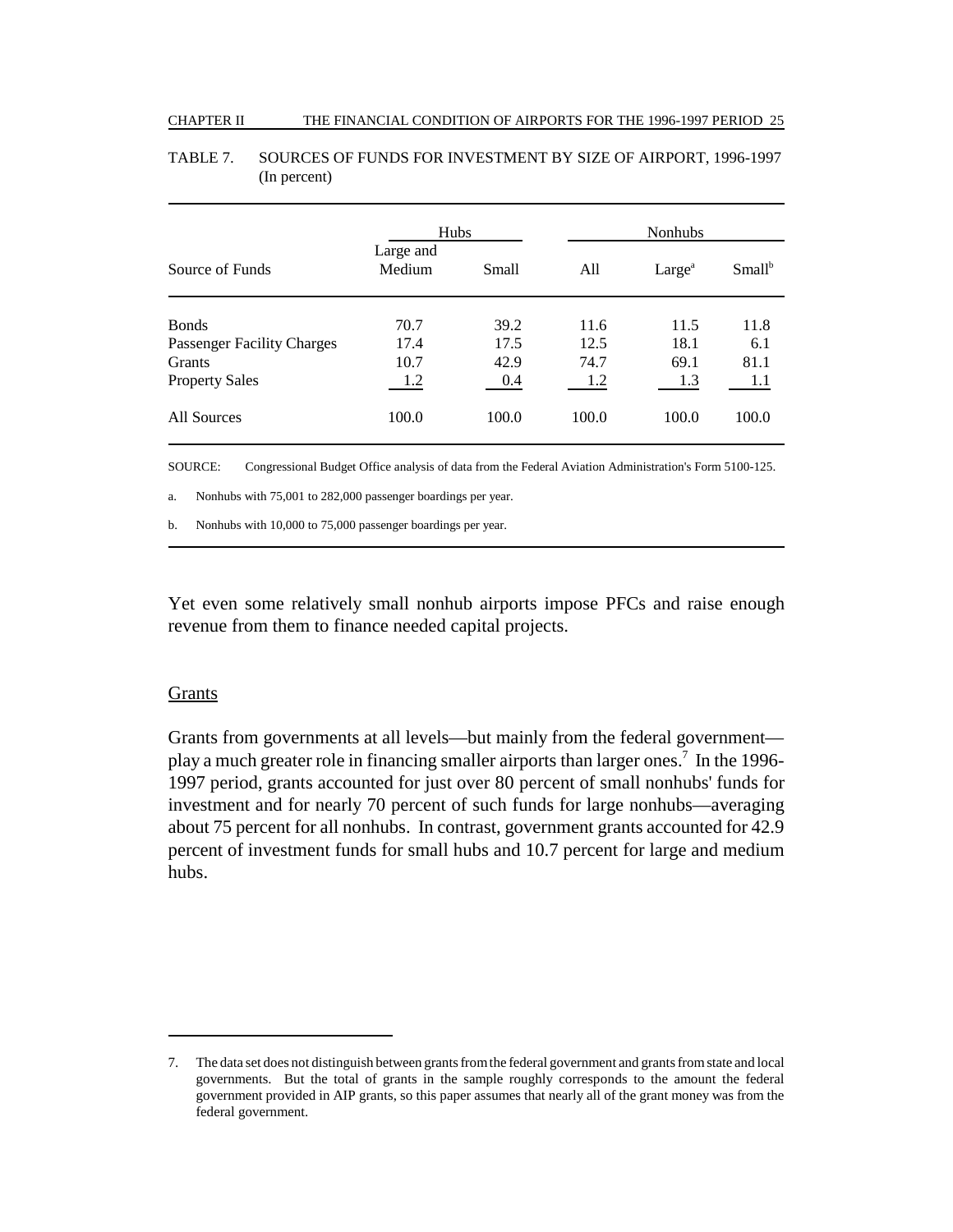TABLE 7. SOURCES OF FUNDS FOR INVESTMENT BY SIZE OF AIRPORT, 1996-1997 (In percent)

| | Hubs | | Nonhubs | | |
|---|---|---|---|---|---|
| Source of Funds | Large and Medium | Small | All | Large[a] | Small[b] |
| Bonds | 70.7 | 39.2 | 11.6 | 11.5 | 11.8 |
| Passenger Facility Charges | 17.4 | 17.5 | 12.5 | 18.1 | 6.1 |
| Grants | 10.7 | 42.9 | 74.7 | 69.1 | 81.1 |
| Property Sales | 1.2 | 0.4 | 1.2 | 1.3 | 1.1 |
| All Sources | 100.0 | 100.0 | 100.0 | 100.0 | 100.0 |

SOURCE: Congressional Budget Office analysis of data from the Federal Aviation Administration's Form 5100-125.

a. Nonhubs with 75,001 to 282,000 passenger boardings per year.

b. Nonhubs with 10,000 to 75,000 passenger boardings per year.

Yet even some relatively small nonhub airports impose PFCs and raise enough revenue from them to finance needed capital projects.

## Grants

Grants from governments at all levels—but mainly from the federal government—play a much greater role in financing smaller airports than larger ones.[7] In the 1996-1997 period, grants accounted for just over 80 percent of small nonhubs' funds for investment and for nearly 70 percent of such funds for large nonhubs—averaging about 75 percent for all nonhubs. In contrast, government grants accounted for 42.9 percent of investment funds for small hubs and 10.7 percent for large and medium hubs.

---

7. The data set does not distinguish between grants from the federal government and grants from state and local governments. But the total of grants in the sample roughly corresponds to the amount the federal government provided in AIP grants, so this paper assumes that nearly all of the grant money was from the federal government.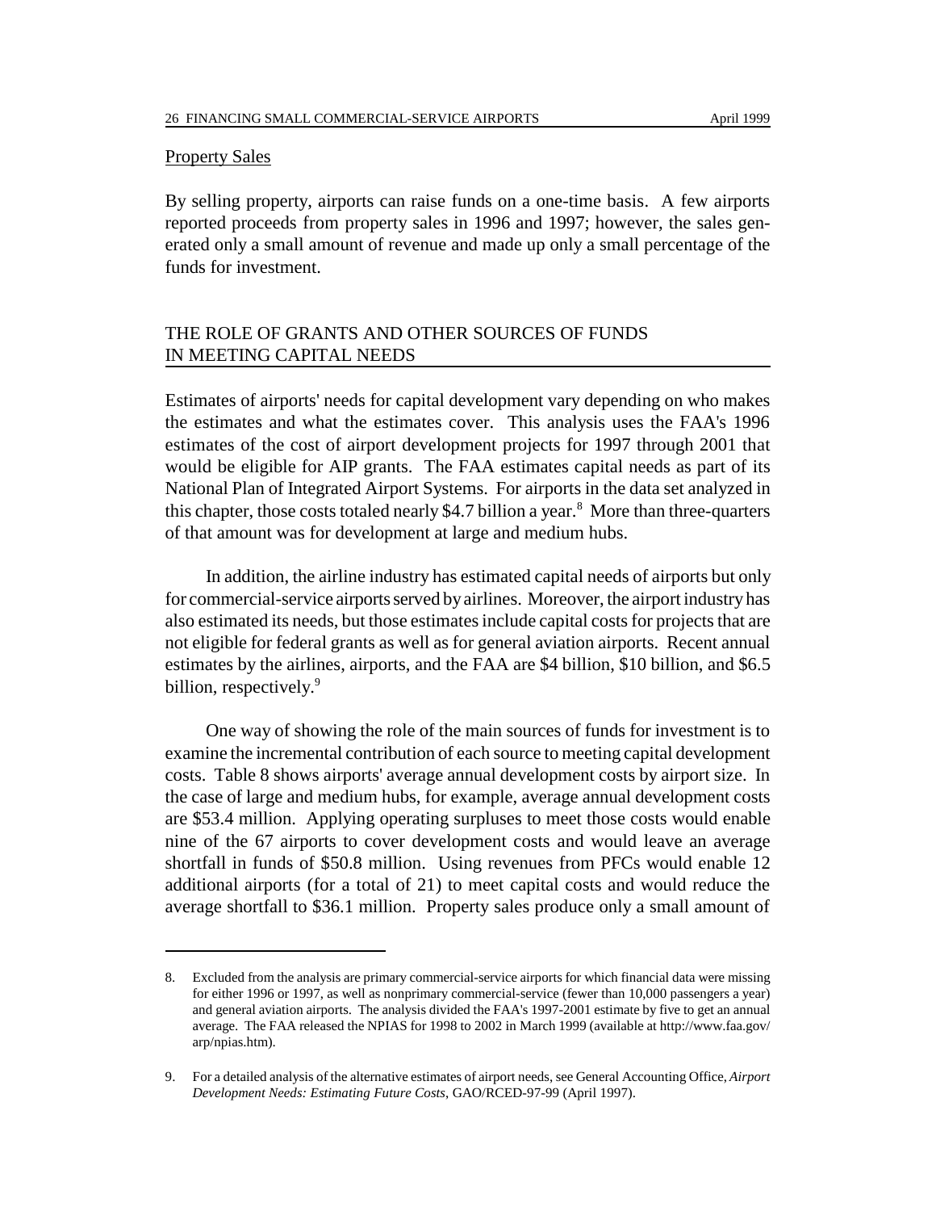### Property Sales

By selling property, airports can raise funds on a one-time basis. A few airports reported proceeds from property sales in 1996 and 1997; however, the sales generated only a small amount of revenue and made up only a small percentage of the funds for investment.

## THE ROLE OF GRANTS AND OTHER SOURCES OF FUNDS IN MEETING CAPITAL NEEDS

Estimates of airports' needs for capital development vary depending on who makes the estimates and what the estimates cover. This analysis uses the FAA's 1996 estimates of the cost of airport development projects for 1997 through 2001 that would be eligible for AIP grants. The FAA estimates capital needs as part of its National Plan of Integrated Airport Systems. For airports in the data set analyzed in this chapter, those costs totaled nearly $4.7 billion a year.[8] More than three-quarters of that amount was for development at large and medium hubs.

In addition, the airline industry has estimated capital needs of airports but only for commercial-service airports served by airlines. Moreover, the airport industry has also estimated its needs, but those estimates include capital costs for projects that are not eligible for federal grants as well as for general aviation airports. Recent annual estimates by the airlines, airports, and the FAA are $4 billion, $10 billion, and $6.5 billion, respectively.[9]

One way of showing the role of the main sources of funds for investment is to examine the incremental contribution of each source to meeting capital development costs. Table 8 shows airports' average annual development costs by airport size. In the case of large and medium hubs, for example, average annual development costs are $53.4 million. Applying operating surpluses to meet those costs would enable nine of the 67 airports to cover development costs and would leave an average shortfall in funds of $50.8 million. Using revenues from PFCs would enable 12 additional airports (for a total of 21) to meet capital costs and would reduce the average shortfall to $36.1 million. Property sales produce only a small amount of

---

8. Excluded from the analysis are primary commercial-service airports for which financial data were missing for either 1996 or 1997, as well as nonprimary commercial-service (fewer than 10,000 passengers a year) and general aviation airports. The analysis divided the FAA's 1997-2001 estimate by five to get an annual average. The FAA released the NPIAS for 1998 to 2002 in March 1999 (available at http://www.faa.gov/arp/npias.htm).

9. For a detailed analysis of the alternative estimates of airport needs, see General Accounting Office, *Airport Development Needs: Estimating Future Costs*, GAO/RCED-97-99 (April 1997).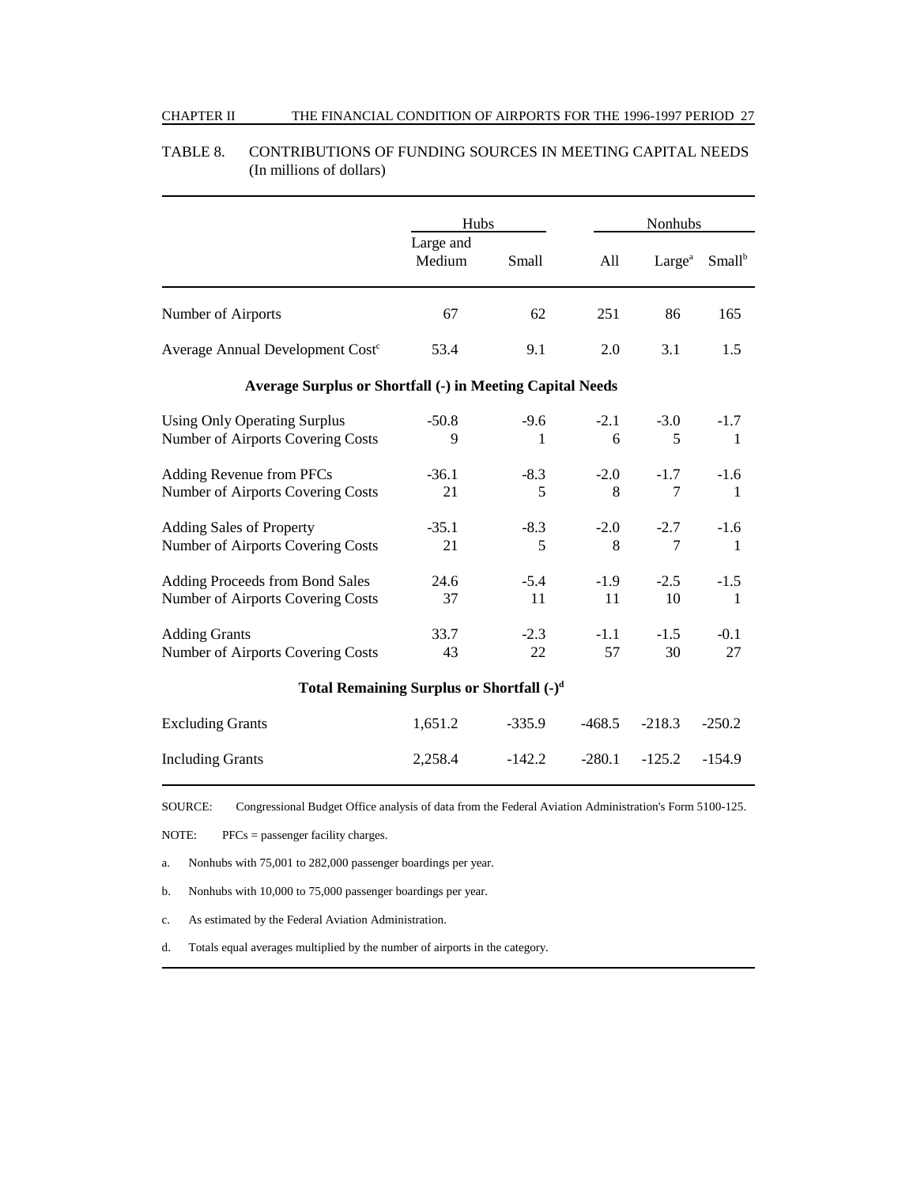TABLE 8. CONTRIBUTIONS OF FUNDING SOURCES IN MEETING CAPITAL NEEDS (In millions of dollars)

| | Hubs | | Nonhubs | | |
|---|---|---|---|---|---|
| | Large and Medium | Small | All | Large[a] | Small[b] |
| Number of Airports | 67 | 62 | 251 | 86 | 165 |
| Average Annual Development Cost[c] | 53.4 | 9.1 | 2.0 | 3.1 | 1.5 |
| **Average Surplus or Shortfall (-) in Meeting Capital Needs** | | | | | |
| Using Only Operating Surplus | -50.8 | -9.6 | -2.1 | -3.0 | -1.7 |
| Number of Airports Covering Costs | 9 | 1 | 6 | 5 | 1 |
| Adding Revenue from PFCs | -36.1 | -8.3 | -2.0 | -1.7 | -1.6 |
| Number of Airports Covering Costs | 21 | 5 | 8 | 7 | 1 |
| Adding Sales of Property | -35.1 | -8.3 | -2.0 | -2.7 | -1.6 |
| Number of Airports Covering Costs | 21 | 5 | 8 | 7 | 1 |
| Adding Proceeds from Bond Sales | 24.6 | -5.4 | -1.9 | -2.5 | -1.5 |
| Number of Airports Covering Costs | 37 | 11 | 11 | 10 | 1 |
| Adding Grants | 33.7 | -2.3 | -1.1 | -1.5 | -0.1 |
| Number of Airports Covering Costs | 43 | 22 | 57 | 30 | 27 |
| **Total Remaining Surplus or Shortfall (-)[d]** | | | | | |
| Excluding Grants | 1,651.2 | -335.9 | -468.5 | -218.3 | -250.2 |
| Including Grants | 2,258.4 | -142.2 | -280.1 | -125.2 | -154.9 |

SOURCE: Congressional Budget Office analysis of data from the Federal Aviation Administration's Form 5100-125.

NOTE: PFCs = passenger facility charges.

a. Nonhubs with 75,001 to 282,000 passenger boardings per year.

b. Nonhubs with 10,000 to 75,000 passenger boardings per year.

c. As estimated by the Federal Aviation Administration.

d. Totals equal averages multiplied by the number of airports in the category.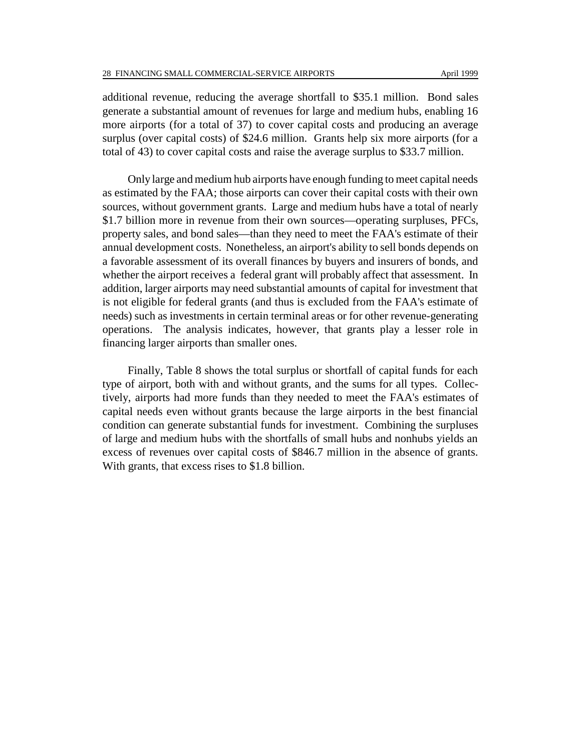additional revenue, reducing the average shortfall to $35.1 million. Bond sales generate a substantial amount of revenues for large and medium hubs, enabling 16 more airports (for a total of 37) to cover capital costs and producing an average surplus (over capital costs) of $24.6 million. Grants help six more airports (for a total of 43) to cover capital costs and raise the average surplus to $33.7 million.

Only large and medium hub airports have enough funding to meet capital needs as estimated by the FAA; those airports can cover their capital costs with their own sources, without government grants. Large and medium hubs have a total of nearly $1.7 billion more in revenue from their own sources—operating surpluses, PFCs, property sales, and bond sales—than they need to meet the FAA's estimate of their annual development costs. Nonetheless, an airport's ability to sell bonds depends on a favorable assessment of its overall finances by buyers and insurers of bonds, and whether the airport receives a federal grant will probably affect that assessment. In addition, larger airports may need substantial amounts of capital for investment that is not eligible for federal grants (and thus is excluded from the FAA's estimate of needs) such as investments in certain terminal areas or for other revenue-generating operations. The analysis indicates, however, that grants play a lesser role in financing larger airports than smaller ones.

Finally, Table 8 shows the total surplus or shortfall of capital funds for each type of airport, both with and without grants, and the sums for all types. Collectively, airports had more funds than they needed to meet the FAA's estimates of capital needs even without grants because the large airports in the best financial condition can generate substantial funds for investment. Combining the surpluses of large and medium hubs with the shortfalls of small hubs and nonhubs yields an excess of revenues over capital costs of $846.7 million in the absence of grants. With grants, that excess rises to $1.8 billion.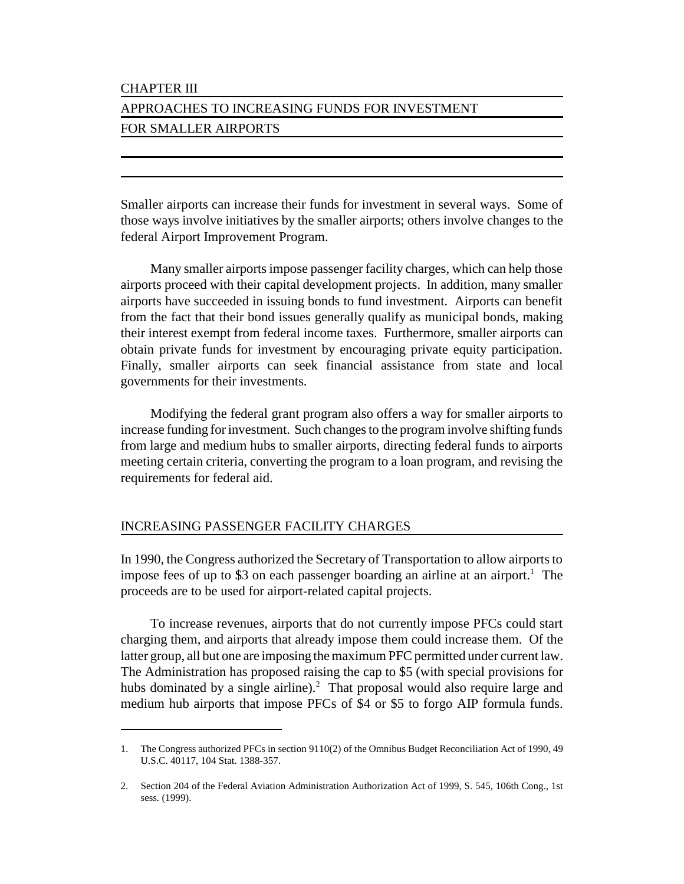# CHAPTER III

# APPROACHES TO INCREASING FUNDS FOR INVESTMENT FOR SMALLER AIRPORTS

Smaller airports can increase their funds for investment in several ways. Some of those ways involve initiatives by the smaller airports; others involve changes to the federal Airport Improvement Program.

Many smaller airports impose passenger facility charges, which can help those airports proceed with their capital development projects. In addition, many smaller airports have succeeded in issuing bonds to fund investment. Airports can benefit from the fact that their bond issues generally qualify as municipal bonds, making their interest exempt from federal income taxes. Furthermore, smaller airports can obtain private funds for investment by encouraging private equity participation. Finally, smaller airports can seek financial assistance from state and local governments for their investments.

Modifying the federal grant program also offers a way for smaller airports to increase funding for investment. Such changes to the program involve shifting funds from large and medium hubs to smaller airports, directing federal funds to airports meeting certain criteria, converting the program to a loan program, and revising the requirements for federal aid.

## INCREASING PASSENGER FACILITY CHARGES

In 1990, the Congress authorized the Secretary of Transportation to allow airports to impose fees of up to $3 on each passenger boarding an airline at an airport.[1] The proceeds are to be used for airport-related capital projects.

To increase revenues, airports that do not currently impose PFCs could start charging them, and airports that already impose them could increase them. Of the latter group, all but one are imposing the maximum PFC permitted under current law. The Administration has proposed raising the cap to $5 (with special provisions for hubs dominated by a single airline).[2] That proposal would also require large and medium hub airports that impose PFCs of $4 or $5 to forgo AIP formula funds.

---

1. The Congress authorized PFCs in section 9110(2) of the Omnibus Budget Reconciliation Act of 1990, 49 U.S.C. 40117, 104 Stat. 1388-357.

2. Section 204 of the Federal Aviation Administration Authorization Act of 1999, S. 545, 106th Cong., 1st sess. (1999).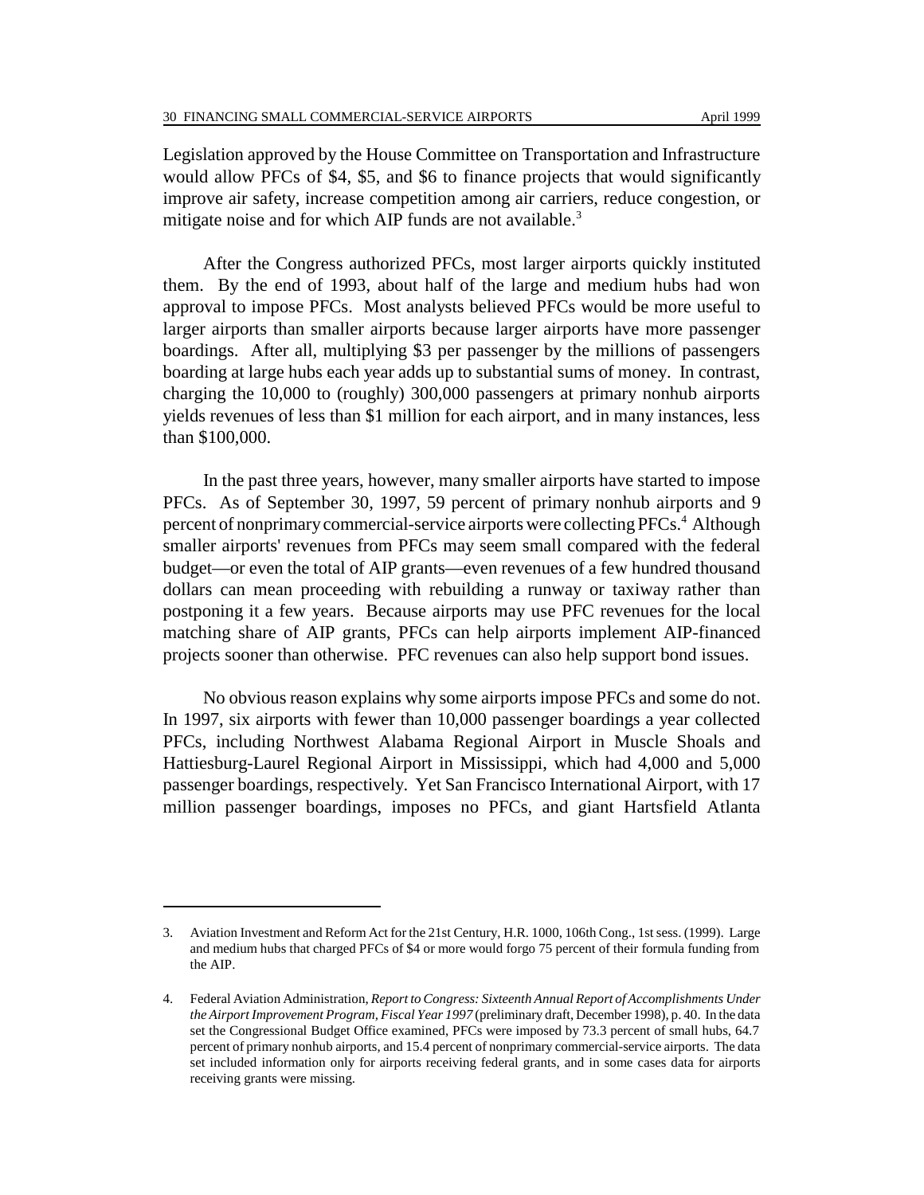Legislation approved by the House Committee on Transportation and Infrastructure would allow PFCs of $4, $5, and $6 to finance projects that would significantly improve air safety, increase competition among air carriers, reduce congestion, or mitigate noise and for which AIP funds are not available.[3]

After the Congress authorized PFCs, most larger airports quickly instituted them. By the end of 1993, about half of the large and medium hubs had won approval to impose PFCs. Most analysts believed PFCs would be more useful to larger airports than smaller airports because larger airports have more passenger boardings. After all, multiplying $3 per passenger by the millions of passengers boarding at large hubs each year adds up to substantial sums of money. In contrast, charging the 10,000 to (roughly) 300,000 passengers at primary nonhub airports yields revenues of less than $1 million for each airport, and in many instances, less than $100,000.

In the past three years, however, many smaller airports have started to impose PFCs. As of September 30, 1997, 59 percent of primary nonhub airports and 9 percent of nonprimary commercial-service airports were collecting PFCs.[4] Although smaller airports' revenues from PFCs may seem small compared with the federal budget—or even the total of AIP grants—even revenues of a few hundred thousand dollars can mean proceeding with rebuilding a runway or taxiway rather than postponing it a few years. Because airports may use PFC revenues for the local matching share of AIP grants, PFCs can help airports implement AIP-financed projects sooner than otherwise. PFC revenues can also help support bond issues.

No obvious reason explains why some airports impose PFCs and some do not. In 1997, six airports with fewer than 10,000 passenger boardings a year collected PFCs, including Northwest Alabama Regional Airport in Muscle Shoals and Hattiesburg-Laurel Regional Airport in Mississippi, which had 4,000 and 5,000 passenger boardings, respectively. Yet San Francisco International Airport, with 17 million passenger boardings, imposes no PFCs, and giant Hartsfield Atlanta

---

3. Aviation Investment and Reform Act for the 21st Century, H.R. 1000, 106th Cong., 1st sess. (1999). Large and medium hubs that charged PFCs of $4 or more would forgo 75 percent of their formula funding from the AIP.

4. Federal Aviation Administration, *Report to Congress: Sixteenth Annual Report of Accomplishments Under the Airport Improvement Program, Fiscal Year 1997* (preliminary draft, December 1998), p. 40. In the data set the Congressional Budget Office examined, PFCs were imposed by 73.3 percent of small hubs, 64.7 percent of primary nonhub airports, and 15.4 percent of nonprimary commercial-service airports. The data set included information only for airports receiving federal grants, and in some cases data for airports receiving grants were missing.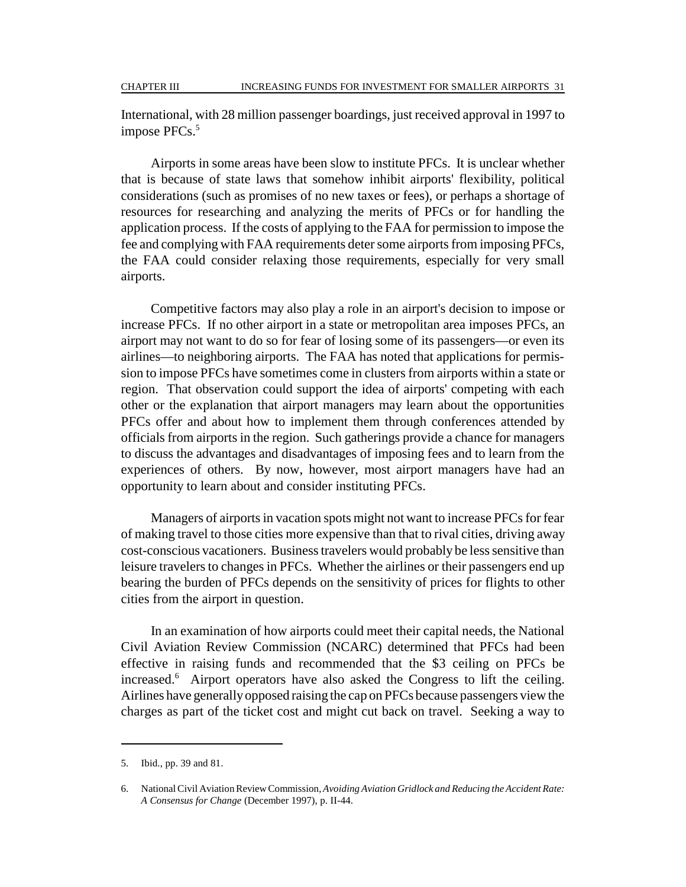International, with 28 million passenger boardings, just received approval in 1997 to impose PFCs.[5]

Airports in some areas have been slow to institute PFCs. It is unclear whether that is because of state laws that somehow inhibit airports' flexibility, political considerations (such as promises of no new taxes or fees), or perhaps a shortage of resources for researching and analyzing the merits of PFCs or for handling the application process. If the costs of applying to the FAA for permission to impose the fee and complying with FAA requirements deter some airports from imposing PFCs, the FAA could consider relaxing those requirements, especially for very small airports.

Competitive factors may also play a role in an airport's decision to impose or increase PFCs. If no other airport in a state or metropolitan area imposes PFCs, an airport may not want to do so for fear of losing some of its passengers—or even its airlines—to neighboring airports. The FAA has noted that applications for permission to impose PFCs have sometimes come in clusters from airports within a state or region. That observation could support the idea of airports' competing with each other or the explanation that airport managers may learn about the opportunities PFCs offer and about how to implement them through conferences attended by officials from airports in the region. Such gatherings provide a chance for managers to discuss the advantages and disadvantages of imposing fees and to learn from the experiences of others. By now, however, most airport managers have had an opportunity to learn about and consider instituting PFCs.

Managers of airports in vacation spots might not want to increase PFCs for fear of making travel to those cities more expensive than that to rival cities, driving away cost-conscious vacationers. Business travelers would probably be less sensitive than leisure travelers to changes in PFCs. Whether the airlines or their passengers end up bearing the burden of PFCs depends on the sensitivity of prices for flights to other cities from the airport in question.

In an examination of how airports could meet their capital needs, the National Civil Aviation Review Commission (NCARC) determined that PFCs had been effective in raising funds and recommended that the $3 ceiling on PFCs be increased.[6] Airport operators have also asked the Congress to lift the ceiling. Airlines have generally opposed raising the cap on PFCs because passengers view the charges as part of the ticket cost and might cut back on travel. Seeking a way to

---

5. Ibid., pp. 39 and 81.

6. National Civil Aviation Review Commission, *Avoiding Aviation Gridlock and Reducing the Accident Rate: A Consensus for Change* (December 1997), p. II-44.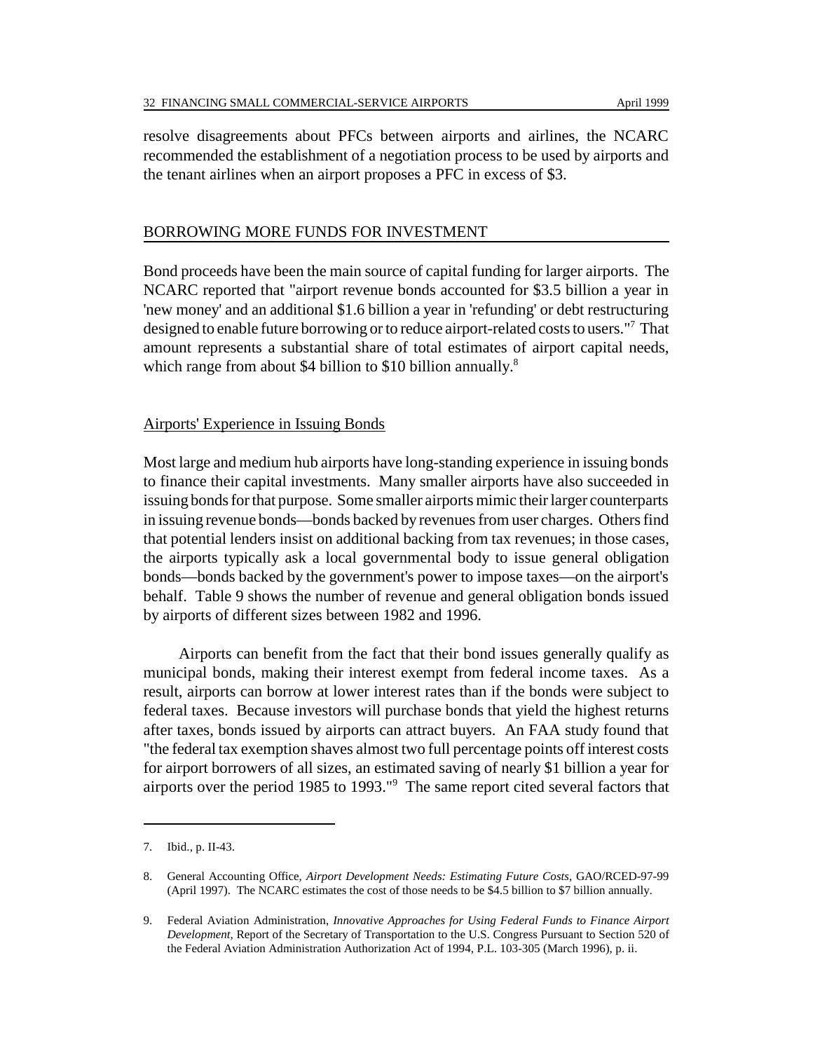resolve disagreements about PFCs between airports and airlines, the NCARC recommended the establishment of a negotiation process to be used by airports and the tenant airlines when an airport proposes a PFC in excess of $3.

## BORROWING MORE FUNDS FOR INVESTMENT

Bond proceeds have been the main source of capital funding for larger airports. The NCARC reported that "airport revenue bonds accounted for $3.5 billion a year in 'new money' and an additional $1.6 billion a year in 'refunding' or debt restructuring designed to enable future borrowing or to reduce airport-related costs to users."[7] That amount represents a substantial share of total estimates of airport capital needs, which range from about $4 billion to $10 billion annually.[8]

### Airports' Experience in Issuing Bonds

Most large and medium hub airports have long-standing experience in issuing bonds to finance their capital investments. Many smaller airports have also succeeded in issuing bonds for that purpose. Some smaller airports mimic their larger counterparts in issuing revenue bonds—bonds backed by revenues from user charges. Others find that potential lenders insist on additional backing from tax revenues; in those cases, the airports typically ask a local governmental body to issue general obligation bonds—bonds backed by the government's power to impose taxes—on the airport's behalf. Table 9 shows the number of revenue and general obligation bonds issued by airports of different sizes between 1982 and 1996.

Airports can benefit from the fact that their bond issues generally qualify as municipal bonds, making their interest exempt from federal income taxes. As a result, airports can borrow at lower interest rates than if the bonds were subject to federal taxes. Because investors will purchase bonds that yield the highest returns after taxes, bonds issued by airports can attract buyers. An FAA study found that "the federal tax exemption shaves almost two full percentage points off interest costs for airport borrowers of all sizes, an estimated saving of nearly $1 billion a year for airports over the period 1985 to 1993."[9] The same report cited several factors that

---

7. Ibid., p. II-43.

8. General Accounting Office, *Airport Development Needs: Estimating Future Costs*, GAO/RCED-97-99 (April 1997). The NCARC estimates the cost of those needs to be $4.5 billion to $7 billion annually.

9. Federal Aviation Administration, *Innovative Approaches for Using Federal Funds to Finance Airport Development*, Report of the Secretary of Transportation to the U.S. Congress Pursuant to Section 520 of the Federal Aviation Administration Authorization Act of 1994, P.L. 103-305 (March 1996), p. ii.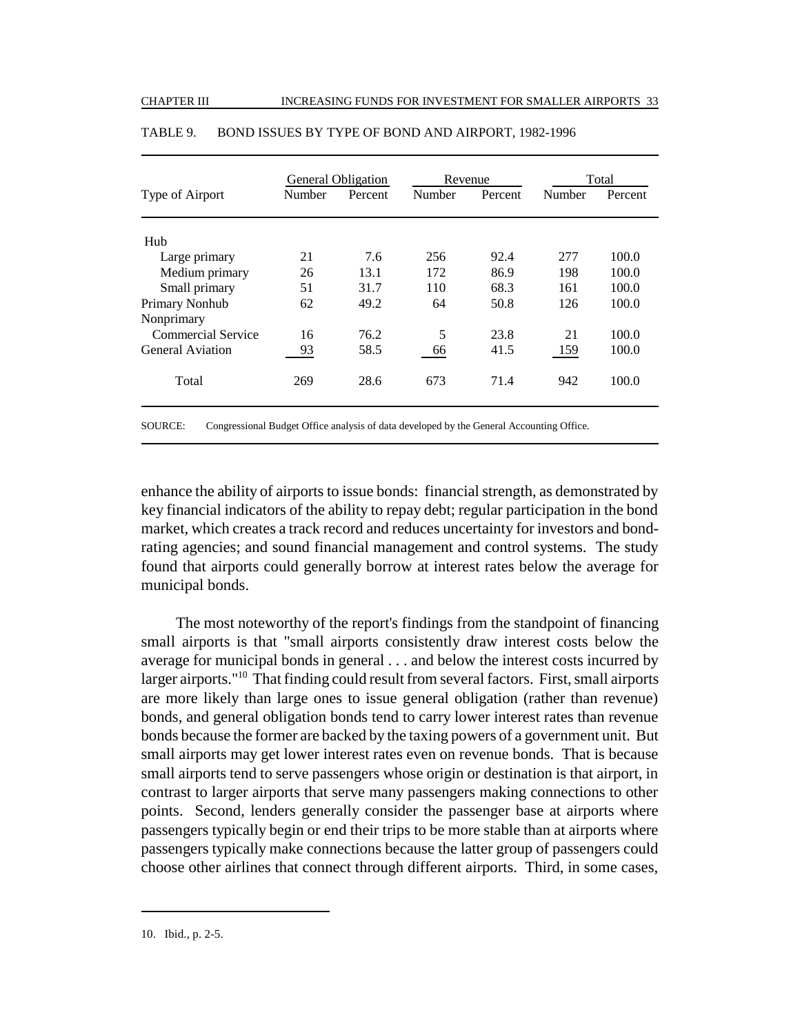TABLE 9. BOND ISSUES BY TYPE OF BOND AND AIRPORT, 1982-1996

| Type of Airport | General Obligation | | Revenue | | Total | |
|---|---|---|---|---|---|---|
| | Number | Percent | Number | Percent | Number | Percent |
| Hub | | | | | | |
| Large primary | 21 | 7.6 | 256 | 92.4 | 277 | 100.0 |
| Medium primary | 26 | 13.1 | 172 | 86.9 | 198 | 100.0 |
| Small primary | 51 | 31.7 | 110 | 68.3 | 161 | 100.0 |
| Primary Nonhub | 62 | 49.2 | 64 | 50.8 | 126 | 100.0 |
| Nonprimary | | | | | | |
| Commercial Service | 16 | 76.2 | 5 | 23.8 | 21 | 100.0 |
| General Aviation | 93 | 58.5 | 66 | 41.5 | 159 | 100.0 |
| Total | 269 | 28.6 | 673 | 71.4 | 942 | 100.0 |

SOURCE: Congressional Budget Office analysis of data developed by the General Accounting Office.

enhance the ability of airports to issue bonds: financial strength, as demonstrated by key financial indicators of the ability to repay debt; regular participation in the bond market, which creates a track record and reduces uncertainty for investors and bond-rating agencies; and sound financial management and control systems. The study found that airports could generally borrow at interest rates below the average for municipal bonds.

The most noteworthy of the report's findings from the standpoint of financing small airports is that "small airports consistently draw interest costs below the average for municipal bonds in general . . . and below the interest costs incurred by larger airports."[10] That finding could result from several factors. First, small airports are more likely than large ones to issue general obligation (rather than revenue) bonds, and general obligation bonds tend to carry lower interest rates than revenue bonds because the former are backed by the taxing powers of a government unit. But small airports may get lower interest rates even on revenue bonds. That is because small airports tend to serve passengers whose origin or destination is that airport, in contrast to larger airports that serve many passengers making connections to other points. Second, lenders generally consider the passenger base at airports where passengers typically begin or end their trips to be more stable than at airports where passengers typically make connections because the latter group of passengers could choose other airlines that connect through different airports. Third, in some cases,

10. Ibid., p. 2-5.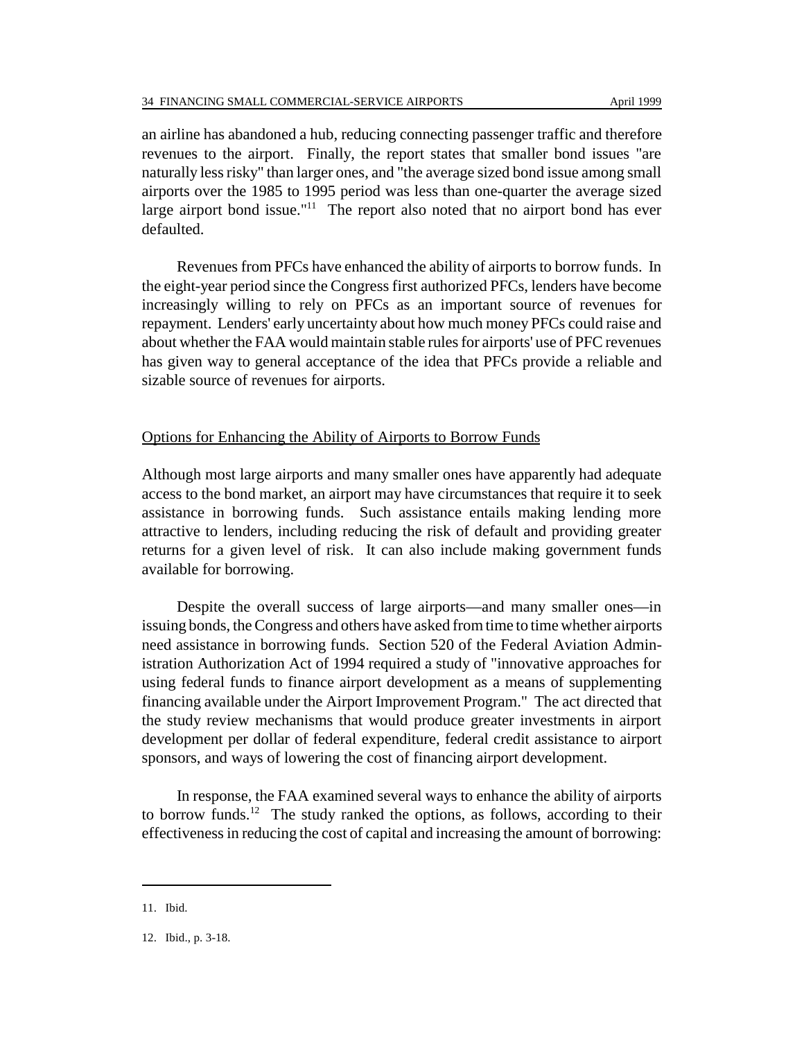an airline has abandoned a hub, reducing connecting passenger traffic and therefore revenues to the airport. Finally, the report states that smaller bond issues "are naturally less risky" than larger ones, and "the average sized bond issue among small airports over the 1985 to 1995 period was less than one-quarter the average sized large airport bond issue."[11] The report also noted that no airport bond has ever defaulted.

Revenues from PFCs have enhanced the ability of airports to borrow funds. In the eight-year period since the Congress first authorized PFCs, lenders have become increasingly willing to rely on PFCs as an important source of revenues for repayment. Lenders' early uncertainty about how much money PFCs could raise and about whether the FAA would maintain stable rules for airports' use of PFC revenues has given way to general acceptance of the idea that PFCs provide a reliable and sizable source of revenues for airports.

## Options for Enhancing the Ability of Airports to Borrow Funds

Although most large airports and many smaller ones have apparently had adequate access to the bond market, an airport may have circumstances that require it to seek assistance in borrowing funds. Such assistance entails making lending more attractive to lenders, including reducing the risk of default and providing greater returns for a given level of risk. It can also include making government funds available for borrowing.

Despite the overall success of large airports—and many smaller ones—in issuing bonds, the Congress and others have asked from time to time whether airports need assistance in borrowing funds. Section 520 of the Federal Aviation Administration Authorization Act of 1994 required a study of "innovative approaches for using federal funds to finance airport development as a means of supplementing financing available under the Airport Improvement Program." The act directed that the study review mechanisms that would produce greater investments in airport development per dollar of federal expenditure, federal credit assistance to airport sponsors, and ways of lowering the cost of financing airport development.

In response, the FAA examined several ways to enhance the ability of airports to borrow funds.[12] The study ranked the options, as follows, according to their effectiveness in reducing the cost of capital and increasing the amount of borrowing:

---

11. Ibid.

12. Ibid., p. 3-18.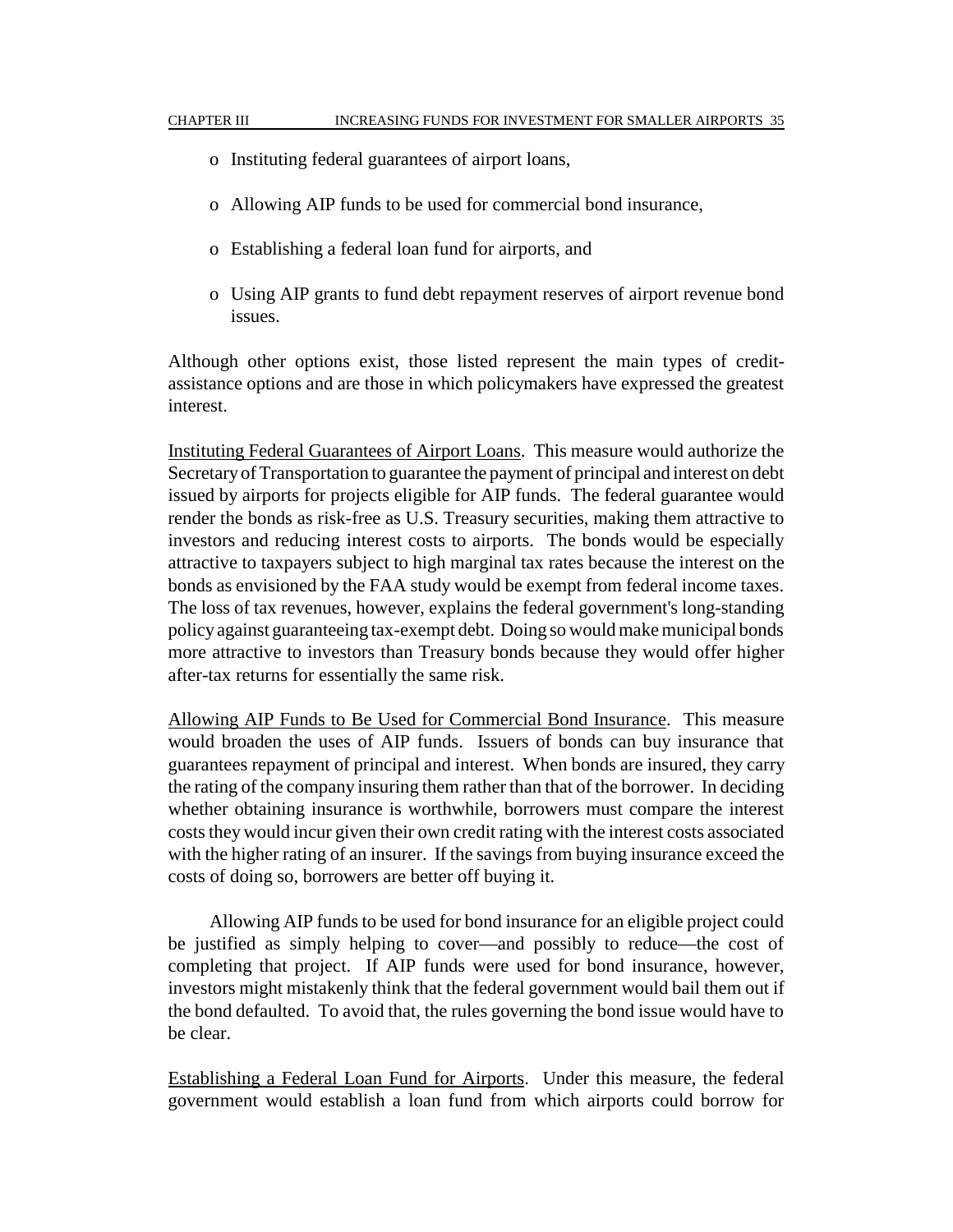- Instituting federal guarantees of airport loans,
- Allowing AIP funds to be used for commercial bond insurance,
- Establishing a federal loan fund for airports, and
- Using AIP grants to fund debt repayment reserves of airport revenue bond issues.

Although other options exist, those listed represent the main types of credit-assistance options and are those in which policymakers have expressed the greatest interest.

<u>Instituting Federal Guarantees of Airport Loans</u>. This measure would authorize the Secretary of Transportation to guarantee the payment of principal and interest on debt issued by airports for projects eligible for AIP funds. The federal guarantee would render the bonds as risk-free as U.S. Treasury securities, making them attractive to investors and reducing interest costs to airports. The bonds would be especially attractive to taxpayers subject to high marginal tax rates because the interest on the bonds as envisioned by the FAA study would be exempt from federal income taxes. The loss of tax revenues, however, explains the federal government's long-standing policy against guaranteeing tax-exempt debt. Doing so would make municipal bonds more attractive to investors than Treasury bonds because they would offer higher after-tax returns for essentially the same risk.

<u>Allowing AIP Funds to Be Used for Commercial Bond Insurance</u>. This measure would broaden the uses of AIP funds. Issuers of bonds can buy insurance that guarantees repayment of principal and interest. When bonds are insured, they carry the rating of the company insuring them rather than that of the borrower. In deciding whether obtaining insurance is worthwhile, borrowers must compare the interest costs they would incur given their own credit rating with the interest costs associated with the higher rating of an insurer. If the savings from buying insurance exceed the costs of doing so, borrowers are better off buying it.

Allowing AIP funds to be used for bond insurance for an eligible project could be justified as simply helping to cover—and possibly to reduce—the cost of completing that project. If AIP funds were used for bond insurance, however, investors might mistakenly think that the federal government would bail them out if the bond defaulted. To avoid that, the rules governing the bond issue would have to be clear.

<u>Establishing a Federal Loan Fund for Airports</u>. Under this measure, the federal government would establish a loan fund from which airports could borrow for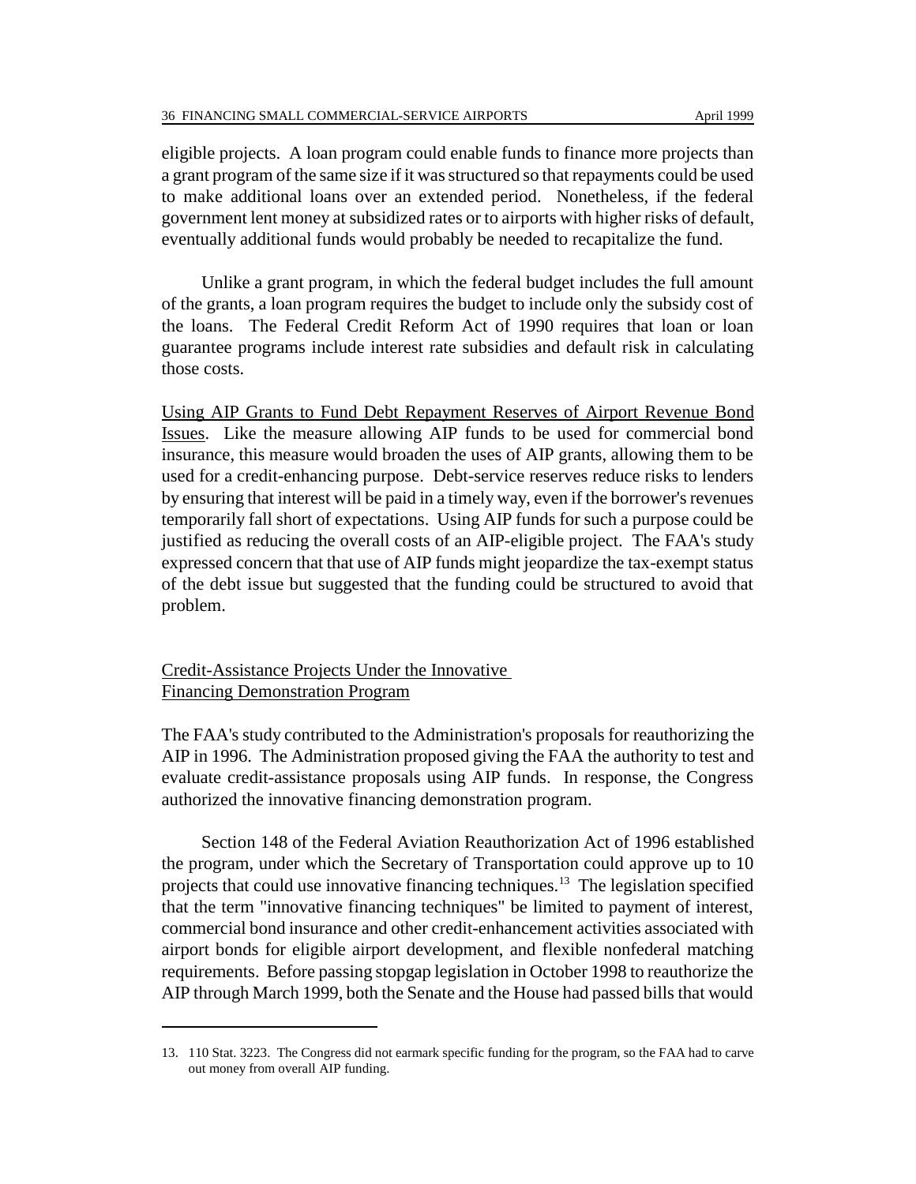eligible projects. A loan program could enable funds to finance more projects than a grant program of the same size if it was structured so that repayments could be used to make additional loans over an extended period. Nonetheless, if the federal government lent money at subsidized rates or to airports with higher risks of default, eventually additional funds would probably be needed to recapitalize the fund.

Unlike a grant program, in which the federal budget includes the full amount of the grants, a loan program requires the budget to include only the subsidy cost of the loans. The Federal Credit Reform Act of 1990 requires that loan or loan guarantee programs include interest rate subsidies and default risk in calculating those costs.

<u>Using AIP Grants to Fund Debt Repayment Reserves of Airport Revenue Bond Issues</u>. Like the measure allowing AIP funds to be used for commercial bond insurance, this measure would broaden the uses of AIP grants, allowing them to be used for a credit-enhancing purpose. Debt-service reserves reduce risks to lenders by ensuring that interest will be paid in a timely way, even if the borrower's revenues temporarily fall short of expectations. Using AIP funds for such a purpose could be justified as reducing the overall costs of an AIP-eligible project. The FAA's study expressed concern that that use of AIP funds might jeopardize the tax-exempt status of the debt issue but suggested that the funding could be structured to avoid that problem.

### <u>Credit-Assistance Projects Under the Innovative Financing Demonstration Program</u>

The FAA's study contributed to the Administration's proposals for reauthorizing the AIP in 1996. The Administration proposed giving the FAA the authority to test and evaluate credit-assistance proposals using AIP funds. In response, the Congress authorized the innovative financing demonstration program.

Section 148 of the Federal Aviation Reauthorization Act of 1996 established the program, under which the Secretary of Transportation could approve up to 10 projects that could use innovative financing techniques.[13] The legislation specified that the term "innovative financing techniques" be limited to payment of interest, commercial bond insurance and other credit-enhancement activities associated with airport bonds for eligible airport development, and flexible nonfederal matching requirements. Before passing stopgap legislation in October 1998 to reauthorize the AIP through March 1999, both the Senate and the House had passed bills that would

13. 110 Stat. 3223. The Congress did not earmark specific funding for the program, so the FAA had to carve out money from overall AIP funding.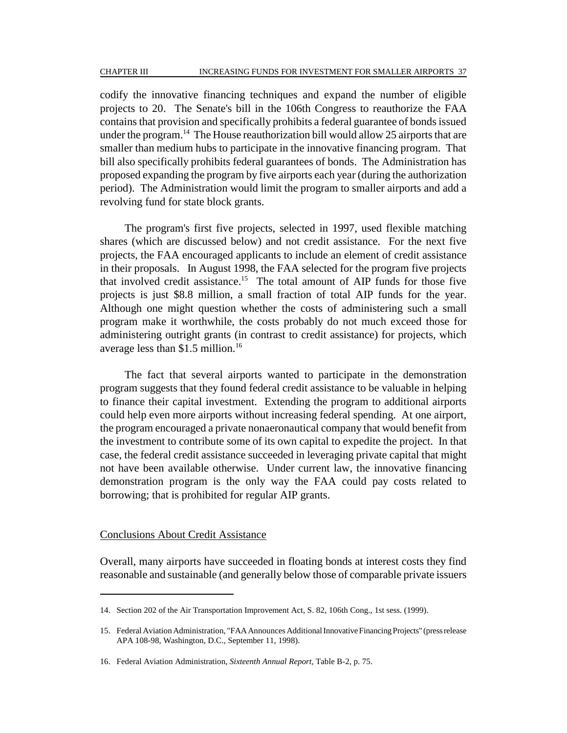codify the innovative financing techniques and expand the number of eligible projects to 20. The Senate's bill in the 106th Congress to reauthorize the FAA contains that provision and specifically prohibits a federal guarantee of bonds issued under the program.[14] The House reauthorization bill would allow 25 airports that are smaller than medium hubs to participate in the innovative financing program. That bill also specifically prohibits federal guarantees of bonds. The Administration has proposed expanding the program by five airports each year (during the authorization period). The Administration would limit the program to smaller airports and add a revolving fund for state block grants.

The program's first five projects, selected in 1997, used flexible matching shares (which are discussed below) and not credit assistance. For the next five projects, the FAA encouraged applicants to include an element of credit assistance in their proposals. In August 1998, the FAA selected for the program five projects that involved credit assistance.[15] The total amount of AIP funds for those five projects is just \$8.8 million, a small fraction of total AIP funds for the year. Although one might question whether the costs of administering such a small program make it worthwhile, the costs probably do not much exceed those for administering outright grants (in contrast to credit assistance) for projects, which average less than \$1.5 million.[16]

The fact that several airports wanted to participate in the demonstration program suggests that they found federal credit assistance to be valuable in helping to finance their capital investment. Extending the program to additional airports could help even more airports without increasing federal spending. At one airport, the program encouraged a private nonaeronautical company that would benefit from the investment to contribute some of its own capital to expedite the project. In that case, the federal credit assistance succeeded in leveraging private capital that might not have been available otherwise. Under current law, the innovative financing demonstration program is the only way the FAA could pay costs related to borrowing; that is prohibited for regular AIP grants.

### Conclusions About Credit Assistance

Overall, many airports have succeeded in floating bonds at interest costs they find reasonable and sustainable (and generally below those of comparable private issuers

---

14. Section 202 of the Air Transportation Improvement Act, S. 82, 106th Cong., 1st sess. (1999).

15. Federal Aviation Administration, "FAA Announces Additional Innovative Financing Projects" (press release APA 108-98, Washington, D.C., September 11, 1998).

16. Federal Aviation Administration, *Sixteenth Annual Report*, Table B-2, p. 75.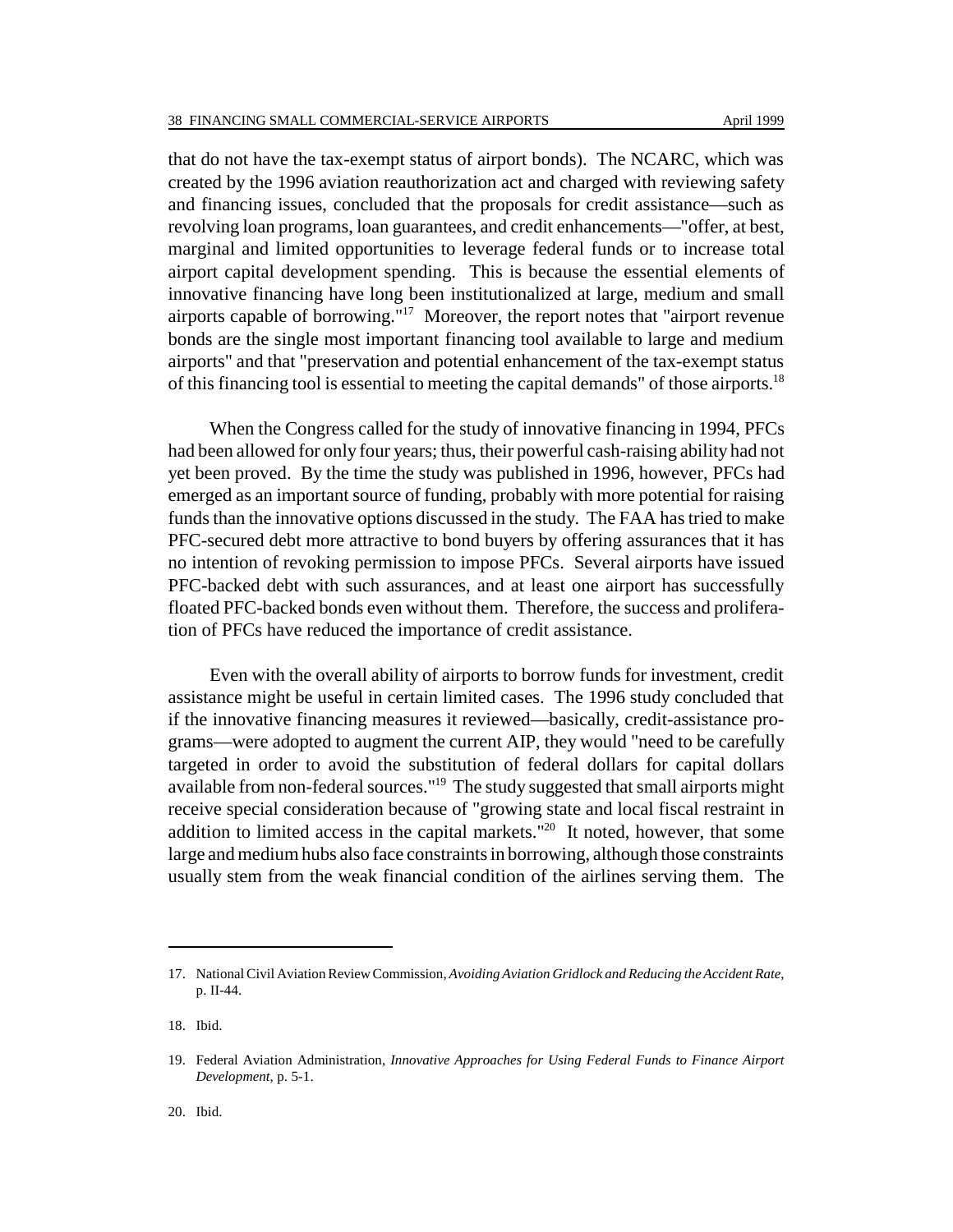that do not have the tax-exempt status of airport bonds). The NCARC, which was created by the 1996 aviation reauthorization act and charged with reviewing safety and financing issues, concluded that the proposals for credit assistance—such as revolving loan programs, loan guarantees, and credit enhancements—"offer, at best, marginal and limited opportunities to leverage federal funds or to increase total airport capital development spending. This is because the essential elements of innovative financing have long been institutionalized at large, medium and small airports capable of borrowing."[17] Moreover, the report notes that "airport revenue bonds are the single most important financing tool available to large and medium airports" and that "preservation and potential enhancement of the tax-exempt status of this financing tool is essential to meeting the capital demands" of those airports.[18]

When the Congress called for the study of innovative financing in 1994, PFCs had been allowed for only four years; thus, their powerful cash-raising ability had not yet been proved. By the time the study was published in 1996, however, PFCs had emerged as an important source of funding, probably with more potential for raising funds than the innovative options discussed in the study. The FAA has tried to make PFC-secured debt more attractive to bond buyers by offering assurances that it has no intention of revoking permission to impose PFCs. Several airports have issued PFC-backed debt with such assurances, and at least one airport has successfully floated PFC-backed bonds even without them. Therefore, the success and proliferation of PFCs have reduced the importance of credit assistance.

Even with the overall ability of airports to borrow funds for investment, credit assistance might be useful in certain limited cases. The 1996 study concluded that if the innovative financing measures it reviewed—basically, credit-assistance programs—were adopted to augment the current AIP, they would "need to be carefully targeted in order to avoid the substitution of federal dollars for capital dollars available from non-federal sources."[19] The study suggested that small airports might receive special consideration because of "growing state and local fiscal restraint in addition to limited access in the capital markets."[20] It noted, however, that some large and medium hubs also face constraints in borrowing, although those constraints usually stem from the weak financial condition of the airlines serving them. The

---

17. National Civil Aviation Review Commission, *Avoiding Aviation Gridlock and Reducing the Accident Rate*, p. II-44.

18. Ibid.

19. Federal Aviation Administration, *Innovative Approaches for Using Federal Funds to Finance Airport Development*, p. 5-1.

20. Ibid.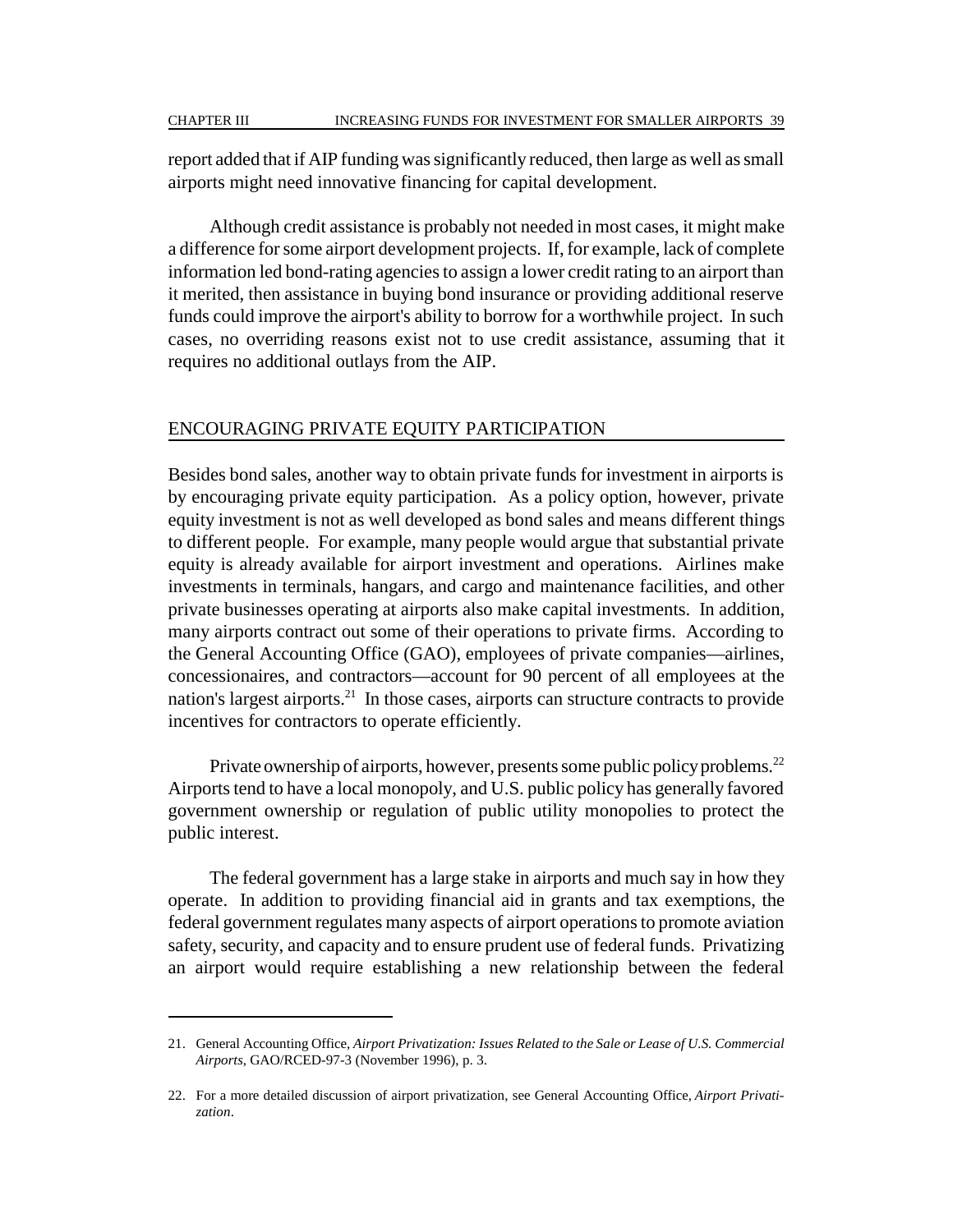report added that if AIP funding was significantly reduced, then large as well as small airports might need innovative financing for capital development.

Although credit assistance is probably not needed in most cases, it might make a difference for some airport development projects. If, for example, lack of complete information led bond-rating agencies to assign a lower credit rating to an airport than it merited, then assistance in buying bond insurance or providing additional reserve funds could improve the airport's ability to borrow for a worthwhile project. In such cases, no overriding reasons exist not to use credit assistance, assuming that it requires no additional outlays from the AIP.

## ENCOURAGING PRIVATE EQUITY PARTICIPATION

Besides bond sales, another way to obtain private funds for investment in airports is by encouraging private equity participation. As a policy option, however, private equity investment is not as well developed as bond sales and means different things to different people. For example, many people would argue that substantial private equity is already available for airport investment and operations. Airlines make investments in terminals, hangars, and cargo and maintenance facilities, and other private businesses operating at airports also make capital investments. In addition, many airports contract out some of their operations to private firms. According to the General Accounting Office (GAO), employees of private companies—airlines, concessionaires, and contractors—account for 90 percent of all employees at the nation's largest airports.[21] In those cases, airports can structure contracts to provide incentives for contractors to operate efficiently.

Private ownership of airports, however, presents some public policy problems.[22] Airports tend to have a local monopoly, and U.S. public policy has generally favored government ownership or regulation of public utility monopolies to protect the public interest.

The federal government has a large stake in airports and much say in how they operate. In addition to providing financial aid in grants and tax exemptions, the federal government regulates many aspects of airport operations to promote aviation safety, security, and capacity and to ensure prudent use of federal funds. Privatizing an airport would require establishing a new relationship between the federal

---

21. General Accounting Office, *Airport Privatization: Issues Related to the Sale or Lease of U.S. Commercial Airports*, GAO/RCED-97-3 (November 1996), p. 3.

22. For a more detailed discussion of airport privatization, see General Accounting Office, *Airport Privatization*.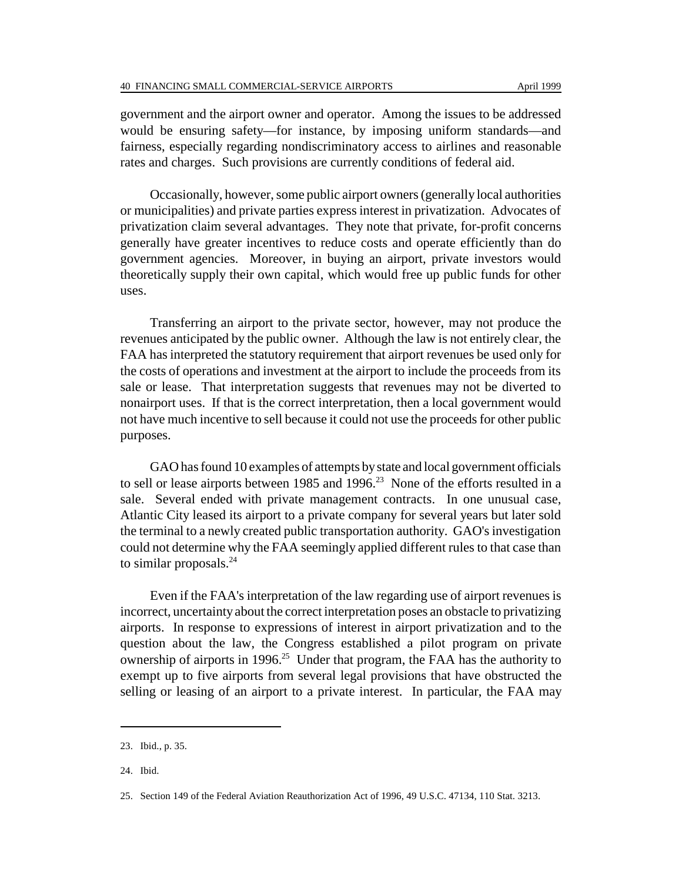government and the airport owner and operator. Among the issues to be addressed would be ensuring safety—for instance, by imposing uniform standards—and fairness, especially regarding nondiscriminatory access to airlines and reasonable rates and charges. Such provisions are currently conditions of federal aid.

Occasionally, however, some public airport owners (generally local authorities or municipalities) and private parties express interest in privatization. Advocates of privatization claim several advantages. They note that private, for-profit concerns generally have greater incentives to reduce costs and operate efficiently than do government agencies. Moreover, in buying an airport, private investors would theoretically supply their own capital, which would free up public funds for other uses.

Transferring an airport to the private sector, however, may not produce the revenues anticipated by the public owner. Although the law is not entirely clear, the FAA has interpreted the statutory requirement that airport revenues be used only for the costs of operations and investment at the airport to include the proceeds from its sale or lease. That interpretation suggests that revenues may not be diverted to nonairport uses. If that is the correct interpretation, then a local government would not have much incentive to sell because it could not use the proceeds for other public purposes.

GAO has found 10 examples of attempts by state and local government officials to sell or lease airports between 1985 and 1996.[23] None of the efforts resulted in a sale. Several ended with private management contracts. In one unusual case, Atlantic City leased its airport to a private company for several years but later sold the terminal to a newly created public transportation authority. GAO's investigation could not determine why the FAA seemingly applied different rules to that case than to similar proposals.[24]

Even if the FAA's interpretation of the law regarding use of airport revenues is incorrect, uncertainty about the correct interpretation poses an obstacle to privatizing airports. In response to expressions of interest in airport privatization and to the question about the law, the Congress established a pilot program on private ownership of airports in 1996.[25] Under that program, the FAA has the authority to exempt up to five airports from several legal provisions that have obstructed the selling or leasing of an airport to a private interest. In particular, the FAA may

---

23. Ibid., p. 35.

24. Ibid.

25. Section 149 of the Federal Aviation Reauthorization Act of 1996, 49 U.S.C. 47134, 110 Stat. 3213.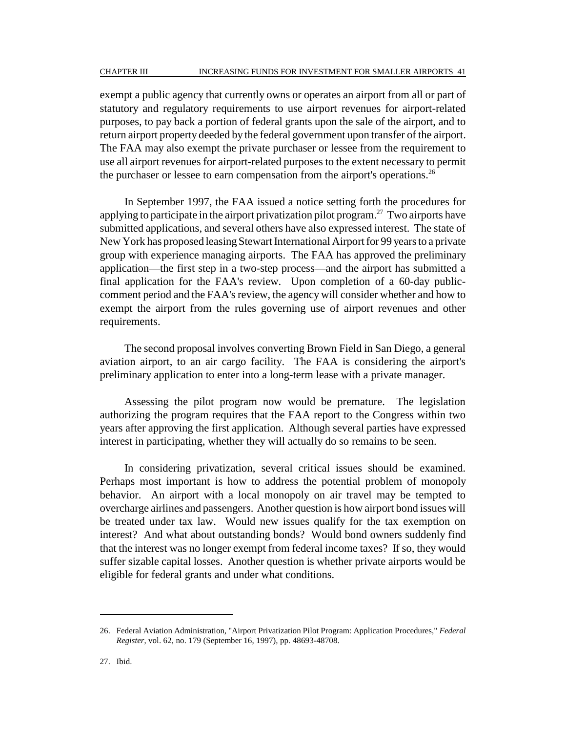exempt a public agency that currently owns or operates an airport from all or part of statutory and regulatory requirements to use airport revenues for airport-related purposes, to pay back a portion of federal grants upon the sale of the airport, and to return airport property deeded by the federal government upon transfer of the airport. The FAA may also exempt the private purchaser or lessee from the requirement to use all airport revenues for airport-related purposes to the extent necessary to permit the purchaser or lessee to earn compensation from the airport's operations.[26]

In September 1997, the FAA issued a notice setting forth the procedures for applying to participate in the airport privatization pilot program.[27] Two airports have submitted applications, and several others have also expressed interest. The state of New York has proposed leasing Stewart International Airport for 99 years to a private group with experience managing airports. The FAA has approved the preliminary application—the first step in a two-step process—and the airport has submitted a final application for the FAA's review. Upon completion of a 60-day public-comment period and the FAA's review, the agency will consider whether and how to exempt the airport from the rules governing use of airport revenues and other requirements.

The second proposal involves converting Brown Field in San Diego, a general aviation airport, to an air cargo facility. The FAA is considering the airport's preliminary application to enter into a long-term lease with a private manager.

Assessing the pilot program now would be premature. The legislation authorizing the program requires that the FAA report to the Congress within two years after approving the first application. Although several parties have expressed interest in participating, whether they will actually do so remains to be seen.

In considering privatization, several critical issues should be examined. Perhaps most important is how to address the potential problem of monopoly behavior. An airport with a local monopoly on air travel may be tempted to overcharge airlines and passengers. Another question is how airport bond issues will be treated under tax law. Would new issues qualify for the tax exemption on interest? And what about outstanding bonds? Would bond owners suddenly find that the interest was no longer exempt from federal income taxes? If so, they would suffer sizable capital losses. Another question is whether private airports would be eligible for federal grants and under what conditions.

---

26. Federal Aviation Administration, "Airport Privatization Pilot Program: Application Procedures," *Federal Register*, vol. 62, no. 179 (September 16, 1997), pp. 48693-48708.

27. Ibid.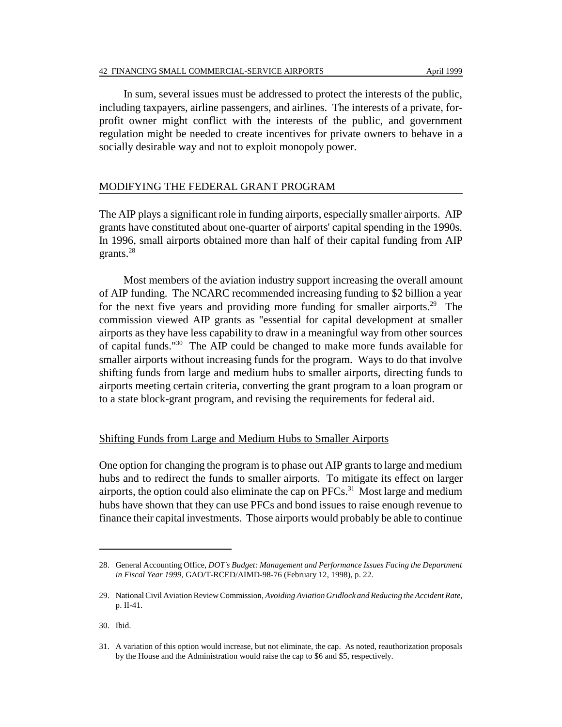In sum, several issues must be addressed to protect the interests of the public, including taxpayers, airline passengers, and airlines. The interests of a private, for-profit owner might conflict with the interests of the public, and government regulation might be needed to create incentives for private owners to behave in a socially desirable way and not to exploit monopoly power.

## MODIFYING THE FEDERAL GRANT PROGRAM

The AIP plays a significant role in funding airports, especially smaller airports. AIP grants have constituted about one-quarter of airports' capital spending in the 1990s. In 1996, small airports obtained more than half of their capital funding from AIP grants.[28]

Most members of the aviation industry support increasing the overall amount of AIP funding. The NCARC recommended increasing funding to $2 billion a year for the next five years and providing more funding for smaller airports.[29] The commission viewed AIP grants as "essential for capital development at smaller airports as they have less capability to draw in a meaningful way from other sources of capital funds."[30] The AIP could be changed to make more funds available for smaller airports without increasing funds for the program. Ways to do that involve shifting funds from large and medium hubs to smaller airports, directing funds to airports meeting certain criteria, converting the grant program to a loan program or to a state block-grant program, and revising the requirements for federal aid.

### Shifting Funds from Large and Medium Hubs to Smaller Airports

One option for changing the program is to phase out AIP grants to large and medium hubs and to redirect the funds to smaller airports. To mitigate its effect on larger airports, the option could also eliminate the cap on PFCs.[31] Most large and medium hubs have shown that they can use PFCs and bond issues to raise enough revenue to finance their capital investments. Those airports would probably be able to continue

---

28. General Accounting Office, *DOT's Budget: Management and Performance Issues Facing the Department in Fiscal Year 1999*, GAO/T-RCED/AIMD-98-76 (February 12, 1998), p. 22.

29. National Civil Aviation Review Commission, *Avoiding Aviation Gridlock and Reducing the Accident Rate*, p. II-41.

30. Ibid.

31. A variation of this option would increase, but not eliminate, the cap. As noted, reauthorization proposals by the House and the Administration would raise the cap to $6 and $5, respectively.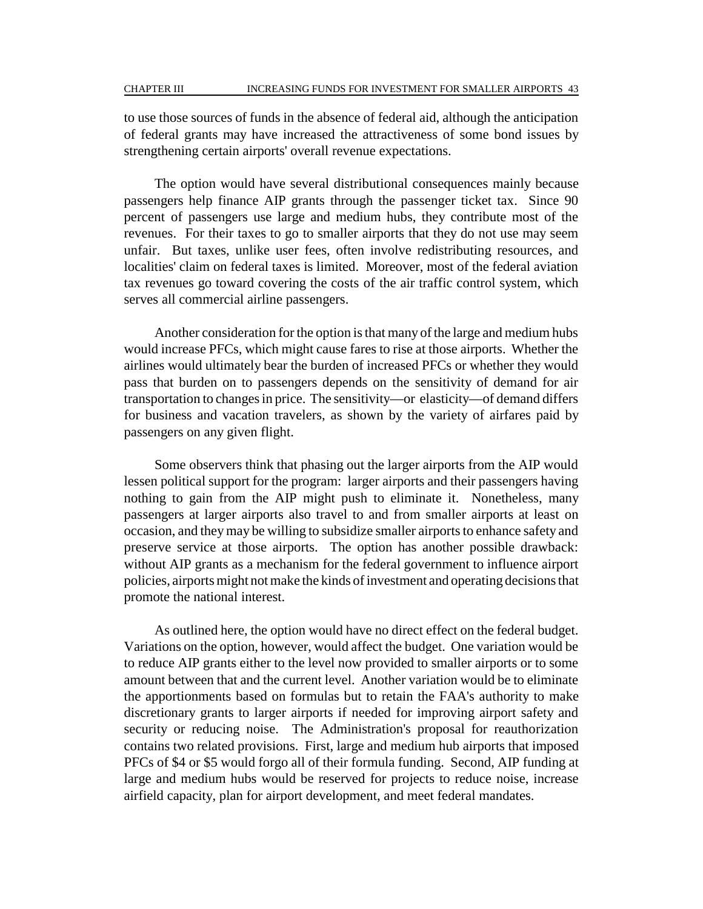to use those sources of funds in the absence of federal aid, although the anticipation of federal grants may have increased the attractiveness of some bond issues by strengthening certain airports' overall revenue expectations.

The option would have several distributional consequences mainly because passengers help finance AIP grants through the passenger ticket tax. Since 90 percent of passengers use large and medium hubs, they contribute most of the revenues. For their taxes to go to smaller airports that they do not use may seem unfair. But taxes, unlike user fees, often involve redistributing resources, and localities' claim on federal taxes is limited. Moreover, most of the federal aviation tax revenues go toward covering the costs of the air traffic control system, which serves all commercial airline passengers.

Another consideration for the option is that many of the large and medium hubs would increase PFCs, which might cause fares to rise at those airports. Whether the airlines would ultimately bear the burden of increased PFCs or whether they would pass that burden on to passengers depends on the sensitivity of demand for air transportation to changes in price. The sensitivity—or elasticity—of demand differs for business and vacation travelers, as shown by the variety of airfares paid by passengers on any given flight.

Some observers think that phasing out the larger airports from the AIP would lessen political support for the program: larger airports and their passengers having nothing to gain from the AIP might push to eliminate it. Nonetheless, many passengers at larger airports also travel to and from smaller airports at least on occasion, and they may be willing to subsidize smaller airports to enhance safety and preserve service at those airports. The option has another possible drawback: without AIP grants as a mechanism for the federal government to influence airport policies, airports might not make the kinds of investment and operating decisions that promote the national interest.

As outlined here, the option would have no direct effect on the federal budget. Variations on the option, however, would affect the budget. One variation would be to reduce AIP grants either to the level now provided to smaller airports or to some amount between that and the current level. Another variation would be to eliminate the apportionments based on formulas but to retain the FAA's authority to make discretionary grants to larger airports if needed for improving airport safety and security or reducing noise. The Administration's proposal for reauthorization contains two related provisions. First, large and medium hub airports that imposed PFCs of $4 or $5 would forgo all of their formula funding. Second, AIP funding at large and medium hubs would be reserved for projects to reduce noise, increase airfield capacity, plan for airport development, and meet federal mandates.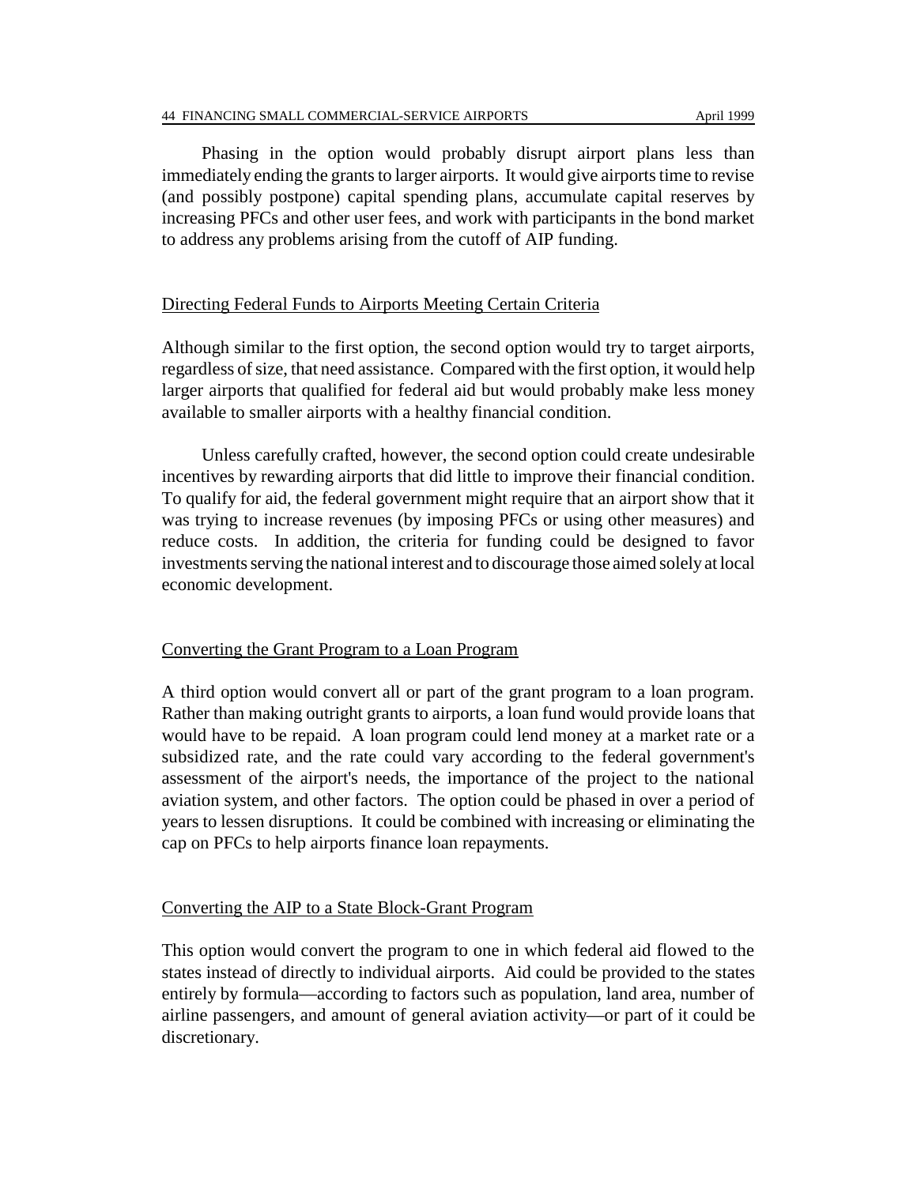Phasing in the option would probably disrupt airport plans less than immediately ending the grants to larger airports. It would give airports time to revise (and possibly postpone) capital spending plans, accumulate capital reserves by increasing PFCs and other user fees, and work with participants in the bond market to address any problems arising from the cutoff of AIP funding.

### Directing Federal Funds to Airports Meeting Certain Criteria

Although similar to the first option, the second option would try to target airports, regardless of size, that need assistance. Compared with the first option, it would help larger airports that qualified for federal aid but would probably make less money available to smaller airports with a healthy financial condition.

Unless carefully crafted, however, the second option could create undesirable incentives by rewarding airports that did little to improve their financial condition. To qualify for aid, the federal government might require that an airport show that it was trying to increase revenues (by imposing PFCs or using other measures) and reduce costs. In addition, the criteria for funding could be designed to favor investments serving the national interest and to discourage those aimed solely at local economic development.

### Converting the Grant Program to a Loan Program

A third option would convert all or part of the grant program to a loan program. Rather than making outright grants to airports, a loan fund would provide loans that would have to be repaid. A loan program could lend money at a market rate or a subsidized rate, and the rate could vary according to the federal government's assessment of the airport's needs, the importance of the project to the national aviation system, and other factors. The option could be phased in over a period of years to lessen disruptions. It could be combined with increasing or eliminating the cap on PFCs to help airports finance loan repayments.

### Converting the AIP to a State Block-Grant Program

This option would convert the program to one in which federal aid flowed to the states instead of directly to individual airports. Aid could be provided to the states entirely by formula—according to factors such as population, land area, number of airline passengers, and amount of general aviation activity—or part of it could be discretionary.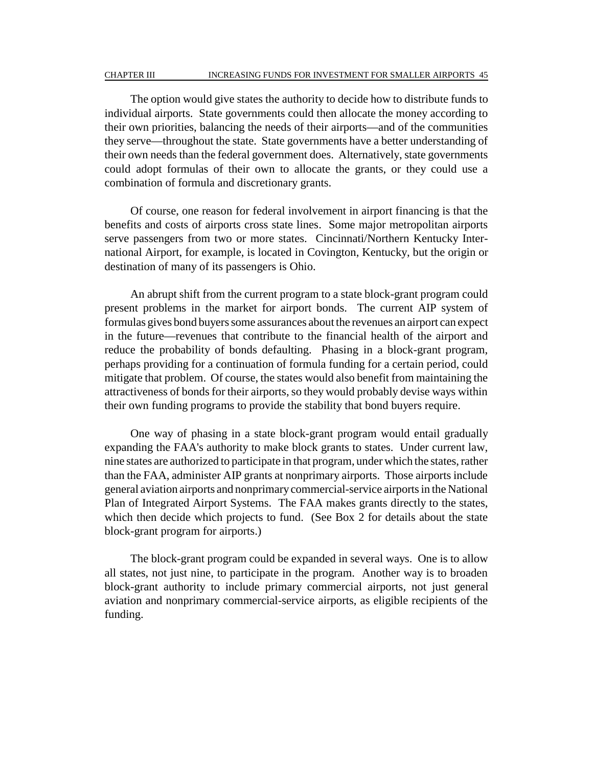The option would give states the authority to decide how to distribute funds to individual airports. State governments could then allocate the money according to their own priorities, balancing the needs of their airports—and of the communities they serve—throughout the state. State governments have a better understanding of their own needs than the federal government does. Alternatively, state governments could adopt formulas of their own to allocate the grants, or they could use a combination of formula and discretionary grants.

Of course, one reason for federal involvement in airport financing is that the benefits and costs of airports cross state lines. Some major metropolitan airports serve passengers from two or more states. Cincinnati/Northern Kentucky International Airport, for example, is located in Covington, Kentucky, but the origin or destination of many of its passengers is Ohio.

An abrupt shift from the current program to a state block-grant program could present problems in the market for airport bonds. The current AIP system of formulas gives bond buyers some assurances about the revenues an airport can expect in the future—revenues that contribute to the financial health of the airport and reduce the probability of bonds defaulting. Phasing in a block-grant program, perhaps providing for a continuation of formula funding for a certain period, could mitigate that problem. Of course, the states would also benefit from maintaining the attractiveness of bonds for their airports, so they would probably devise ways within their own funding programs to provide the stability that bond buyers require.

One way of phasing in a state block-grant program would entail gradually expanding the FAA's authority to make block grants to states. Under current law, nine states are authorized to participate in that program, under which the states, rather than the FAA, administer AIP grants at nonprimary airports. Those airports include general aviation airports and nonprimary commercial-service airports in the National Plan of Integrated Airport Systems. The FAA makes grants directly to the states, which then decide which projects to fund. (See Box 2 for details about the state block-grant program for airports.)

The block-grant program could be expanded in several ways. One is to allow all states, not just nine, to participate in the program. Another way is to broaden block-grant authority to include primary commercial airports, not just general aviation and nonprimary commercial-service airports, as eligible recipients of the funding.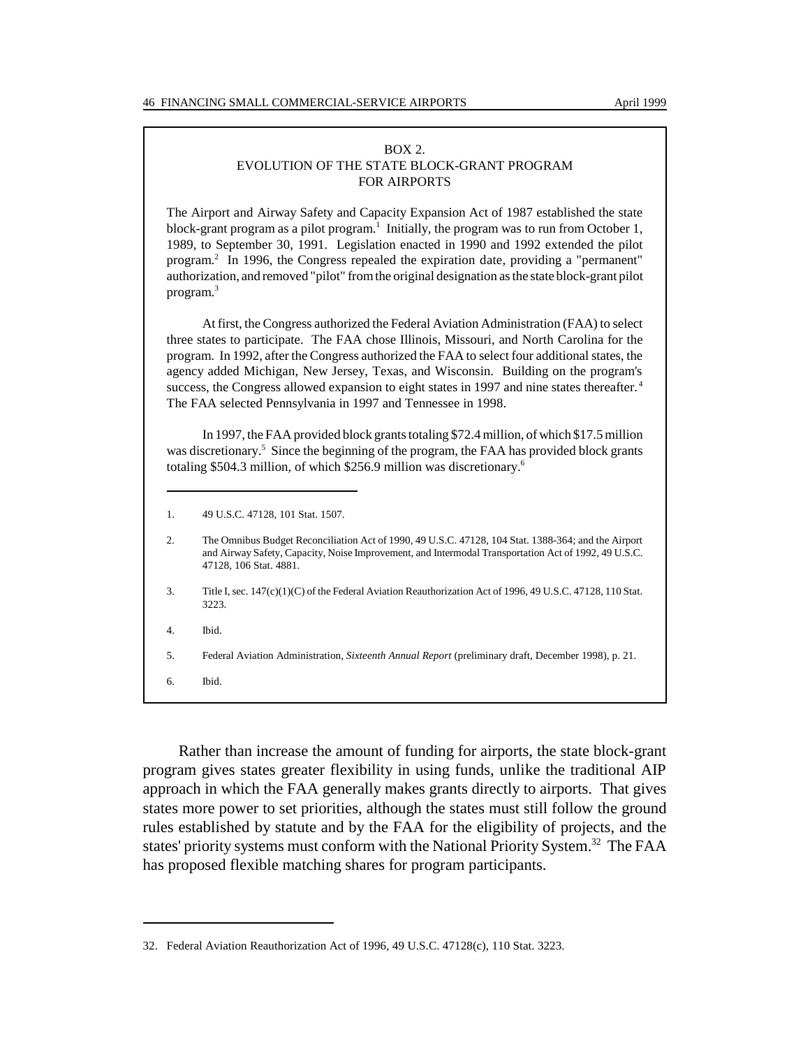## BOX 2.
## EVOLUTION OF THE STATE BLOCK-GRANT PROGRAM FOR AIRPORTS

The Airport and Airway Safety and Capacity Expansion Act of 1987 established the state block-grant program as a pilot program.[1] Initially, the program was to run from October 1, 1989, to September 30, 1991. Legislation enacted in 1990 and 1992 extended the pilot program.[2] In 1996, the Congress repealed the expiration date, providing a "permanent" authorization, and removed "pilot" from the original designation as the state block-grant pilot program.[3]

At first, the Congress authorized the Federal Aviation Administration (FAA) to select three states to participate. The FAA chose Illinois, Missouri, and North Carolina for the program. In 1992, after the Congress authorized the FAA to select four additional states, the agency added Michigan, New Jersey, Texas, and Wisconsin. Building on the program's success, the Congress allowed expansion to eight states in 1997 and nine states thereafter.[4] The FAA selected Pennsylvania in 1997 and Tennessee in 1998.

In 1997, the FAA provided block grants totaling $72.4 million, of which $17.5 million was discretionary.[5] Since the beginning of the program, the FAA has provided block grants totaling $504.3 million, of which $256.9 million was discretionary.[6]

---

1. 49 U.S.C. 47128, 101 Stat. 1507.
2. The Omnibus Budget Reconciliation Act of 1990, 49 U.S.C. 47128, 104 Stat. 1388-364; and the Airport and Airway Safety, Capacity, Noise Improvement, and Intermodal Transportation Act of 1992, 49 U.S.C. 47128, 106 Stat. 4881.
3. Title I, sec. 147(c)(1)(C) of the Federal Aviation Reauthorization Act of 1996, 49 U.S.C. 47128, 110 Stat. 3223.
4. Ibid.
5. Federal Aviation Administration, *Sixteenth Annual Report* (preliminary draft, December 1998), p. 21.
6. Ibid.

Rather than increase the amount of funding for airports, the state block-grant program gives states greater flexibility in using funds, unlike the traditional AIP approach in which the FAA generally makes grants directly to airports. That gives states more power to set priorities, although the states must still follow the ground rules established by statute and by the FAA for the eligibility of projects, and the states' priority systems must conform with the National Priority System.[32] The FAA has proposed flexible matching shares for program participants.

---

32. Federal Aviation Reauthorization Act of 1996, 49 U.S.C. 47128(c), 110 Stat. 3223.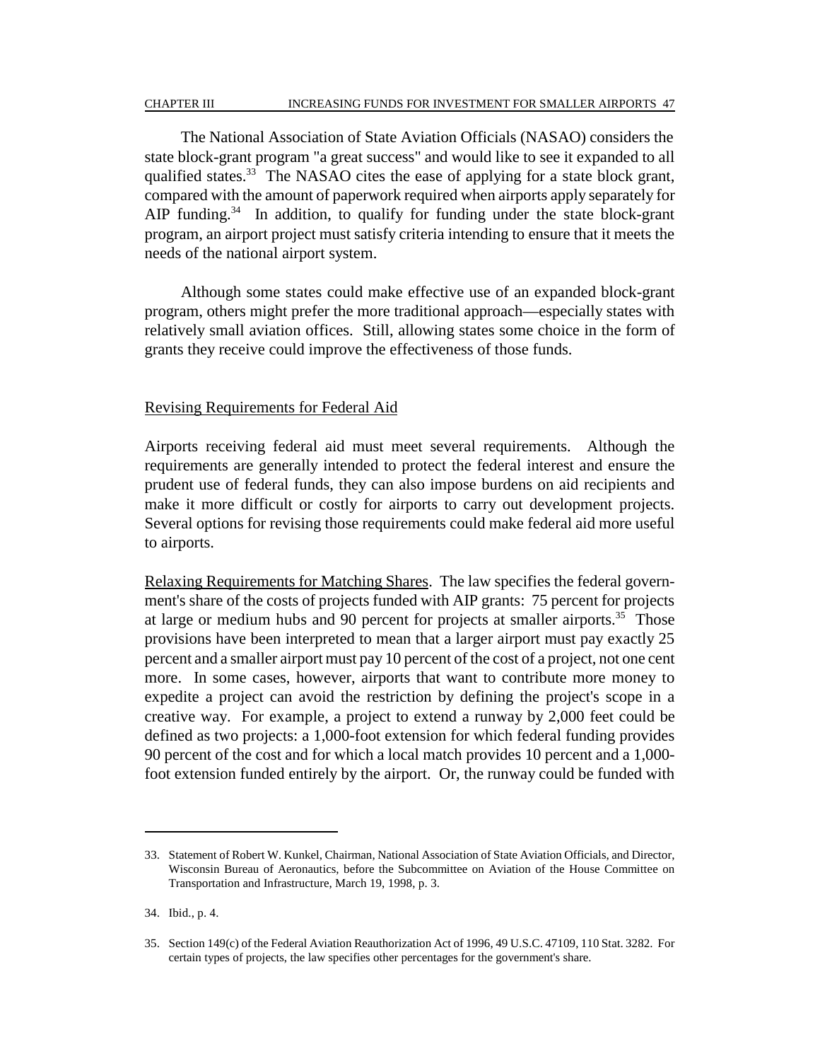The National Association of State Aviation Officials (NASAO) considers the state block-grant program "a great success" and would like to see it expanded to all qualified states.[33] The NASAO cites the ease of applying for a state block grant, compared with the amount of paperwork required when airports apply separately for AIP funding.[34] In addition, to qualify for funding under the state block-grant program, an airport project must satisfy criteria intending to ensure that it meets the needs of the national airport system.

Although some states could make effective use of an expanded block-grant program, others might prefer the more traditional approach—especially states with relatively small aviation offices. Still, allowing states some choice in the form of grants they receive could improve the effectiveness of those funds.

## Revising Requirements for Federal Aid

Airports receiving federal aid must meet several requirements. Although the requirements are generally intended to protect the federal interest and ensure the prudent use of federal funds, they can also impose burdens on aid recipients and make it more difficult or costly for airports to carry out development projects. Several options for revising those requirements could make federal aid more useful to airports.

Relaxing Requirements for Matching Shares. The law specifies the federal government's share of the costs of projects funded with AIP grants: 75 percent for projects at large or medium hubs and 90 percent for projects at smaller airports.[35] Those provisions have been interpreted to mean that a larger airport must pay exactly 25 percent and a smaller airport must pay 10 percent of the cost of a project, not one cent more. In some cases, however, airports that want to contribute more money to expedite a project can avoid the restriction by defining the project's scope in a creative way. For example, a project to extend a runway by 2,000 feet could be defined as two projects: a 1,000-foot extension for which federal funding provides 90 percent of the cost and for which a local match provides 10 percent and a 1,000-foot extension funded entirely by the airport. Or, the runway could be funded with

---

33. Statement of Robert W. Kunkel, Chairman, National Association of State Aviation Officials, and Director, Wisconsin Bureau of Aeronautics, before the Subcommittee on Aviation of the House Committee on Transportation and Infrastructure, March 19, 1998, p. 3.

34. Ibid., p. 4.

35. Section 149(c) of the Federal Aviation Reauthorization Act of 1996, 49 U.S.C. 47109, 110 Stat. 3282. For certain types of projects, the law specifies other percentages for the government's share.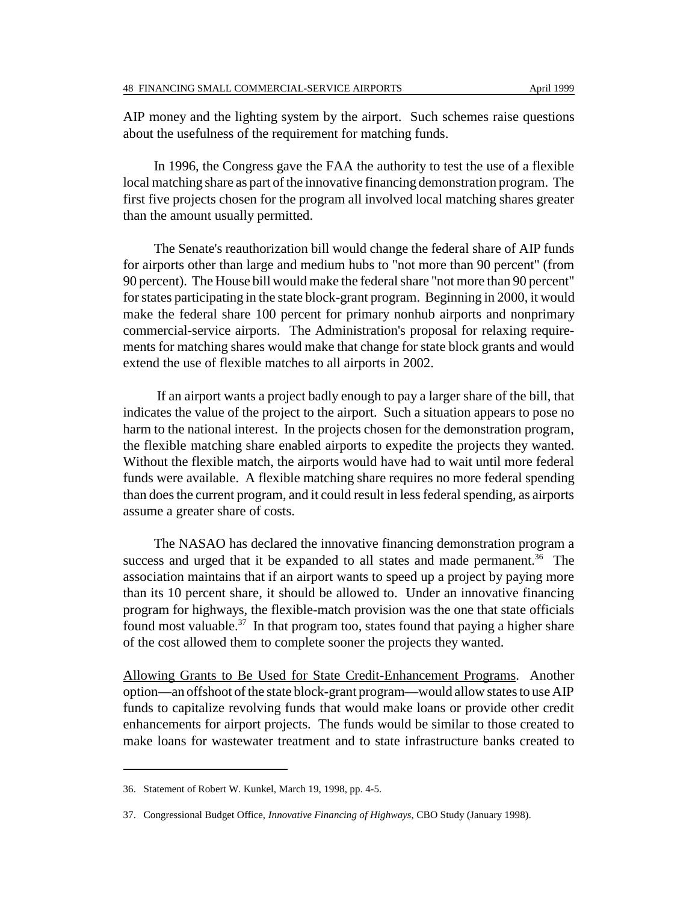AIP money and the lighting system by the airport. Such schemes raise questions about the usefulness of the requirement for matching funds.

In 1996, the Congress gave the FAA the authority to test the use of a flexible local matching share as part of the innovative financing demonstration program. The first five projects chosen for the program all involved local matching shares greater than the amount usually permitted.

The Senate's reauthorization bill would change the federal share of AIP funds for airports other than large and medium hubs to "not more than 90 percent" (from 90 percent). The House bill would make the federal share "not more than 90 percent" for states participating in the state block-grant program. Beginning in 2000, it would make the federal share 100 percent for primary nonhub airports and nonprimary commercial-service airports. The Administration's proposal for relaxing requirements for matching shares would make that change for state block grants and would extend the use of flexible matches to all airports in 2002.

If an airport wants a project badly enough to pay a larger share of the bill, that indicates the value of the project to the airport. Such a situation appears to pose no harm to the national interest. In the projects chosen for the demonstration program, the flexible matching share enabled airports to expedite the projects they wanted. Without the flexible match, the airports would have had to wait until more federal funds were available. A flexible matching share requires no more federal spending than does the current program, and it could result in less federal spending, as airports assume a greater share of costs.

The NASAO has declared the innovative financing demonstration program a success and urged that it be expanded to all states and made permanent.[36] The association maintains that if an airport wants to speed up a project by paying more than its 10 percent share, it should be allowed to. Under an innovative financing program for highways, the flexible-match provision was the one that state officials found most valuable.[37] In that program too, states found that paying a higher share of the cost allowed them to complete sooner the projects they wanted.

Allowing Grants to Be Used for State Credit-Enhancement Programs. Another option—an offshoot of the state block-grant program—would allow states to use AIP funds to capitalize revolving funds that would make loans or provide other credit enhancements for airport projects. The funds would be similar to those created to make loans for wastewater treatment and to state infrastructure banks created to

---

36. Statement of Robert W. Kunkel, March 19, 1998, pp. 4-5.

37. Congressional Budget Office, *Innovative Financing of Highways*, CBO Study (January 1998).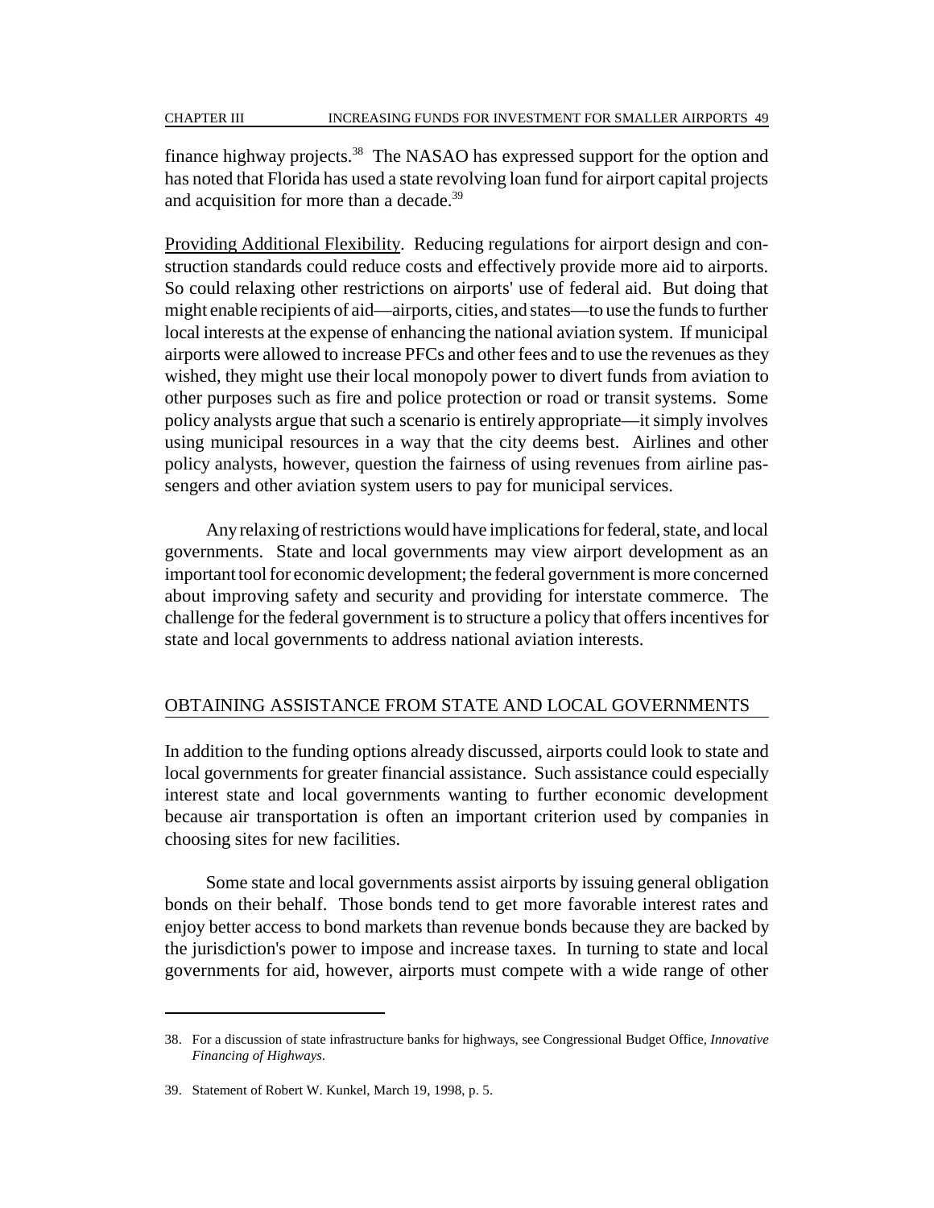finance highway projects.[38] The NASAO has expressed support for the option and has noted that Florida has used a state revolving loan fund for airport capital projects and acquisition for more than a decade.[39]

Providing Additional Flexibility. Reducing regulations for airport design and construction standards could reduce costs and effectively provide more aid to airports. So could relaxing other restrictions on airports' use of federal aid. But doing that might enable recipients of aid—airports, cities, and states—to use the funds to further local interests at the expense of enhancing the national aviation system. If municipal airports were allowed to increase PFCs and other fees and to use the revenues as they wished, they might use their local monopoly power to divert funds from aviation to other purposes such as fire and police protection or road or transit systems. Some policy analysts argue that such a scenario is entirely appropriate—it simply involves using municipal resources in a way that the city deems best. Airlines and other policy analysts, however, question the fairness of using revenues from airline passengers and other aviation system users to pay for municipal services.

Any relaxing of restrictions would have implications for federal, state, and local governments. State and local governments may view airport development as an important tool for economic development; the federal government is more concerned about improving safety and security and providing for interstate commerce. The challenge for the federal government is to structure a policy that offers incentives for state and local governments to address national aviation interests.

## OBTAINING ASSISTANCE FROM STATE AND LOCAL GOVERNMENTS

In addition to the funding options already discussed, airports could look to state and local governments for greater financial assistance. Such assistance could especially interest state and local governments wanting to further economic development because air transportation is often an important criterion used by companies in choosing sites for new facilities.

Some state and local governments assist airports by issuing general obligation bonds on their behalf. Those bonds tend to get more favorable interest rates and enjoy better access to bond markets than revenue bonds because they are backed by the jurisdiction's power to impose and increase taxes. In turning to state and local governments for aid, however, airports must compete with a wide range of other

---

38. For a discussion of state infrastructure banks for highways, see Congressional Budget Office, *Innovative Financing of Highways*.

39. Statement of Robert W. Kunkel, March 19, 1998, p. 5.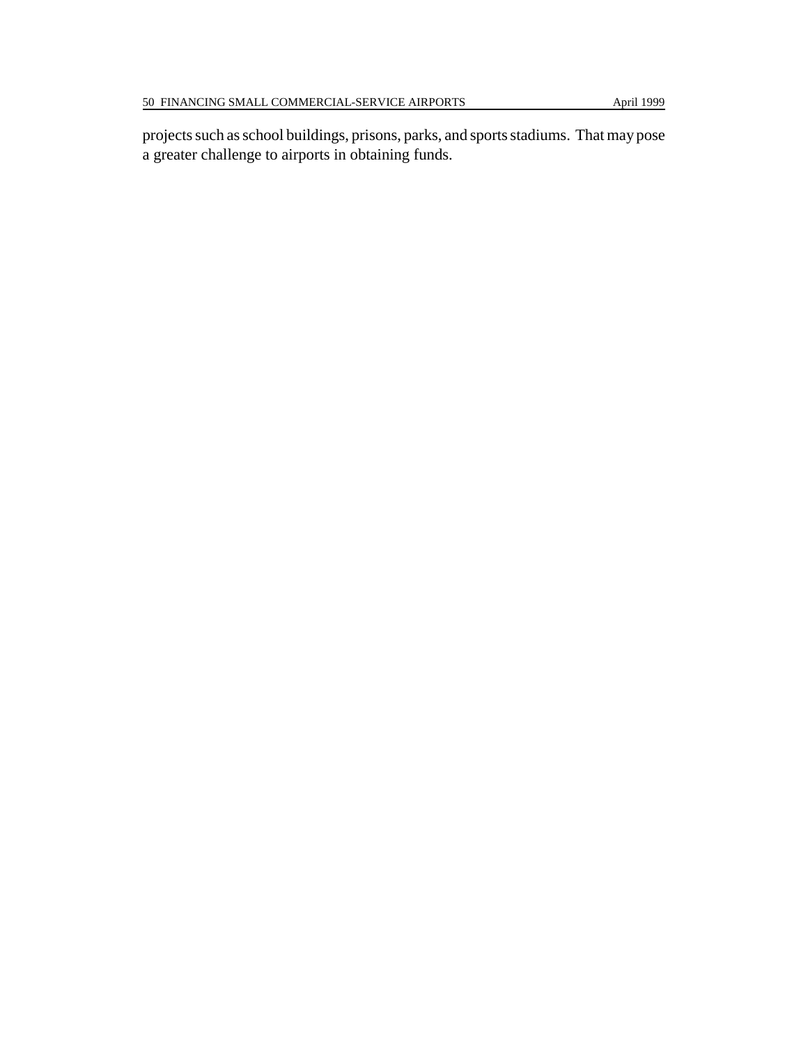projects such as school buildings, prisons, parks, and sports stadiums. That may pose a greater challenge to airports in obtaining funds.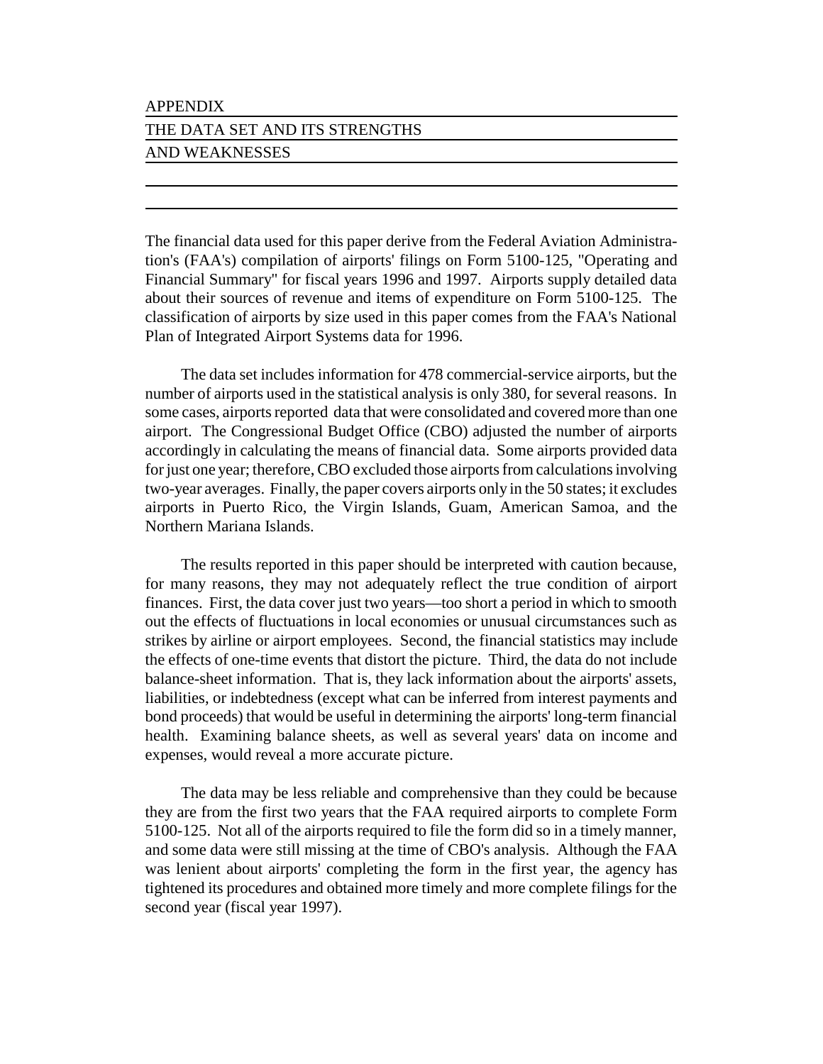# APPENDIX

# THE DATA SET AND ITS STRENGTHS AND WEAKNESSES

The financial data used for this paper derive from the Federal Aviation Administration's (FAA's) compilation of airports' filings on Form 5100-125, "Operating and Financial Summary" for fiscal years 1996 and 1997. Airports supply detailed data about their sources of revenue and items of expenditure on Form 5100-125. The classification of airports by size used in this paper comes from the FAA's National Plan of Integrated Airport Systems data for 1996.

The data set includes information for 478 commercial-service airports, but the number of airports used in the statistical analysis is only 380, for several reasons. In some cases, airports reported data that were consolidated and covered more than one airport. The Congressional Budget Office (CBO) adjusted the number of airports accordingly in calculating the means of financial data. Some airports provided data for just one year; therefore, CBO excluded those airports from calculations involving two-year averages. Finally, the paper covers airports only in the 50 states; it excludes airports in Puerto Rico, the Virgin Islands, Guam, American Samoa, and the Northern Mariana Islands.

The results reported in this paper should be interpreted with caution because, for many reasons, they may not adequately reflect the true condition of airport finances. First, the data cover just two years—too short a period in which to smooth out the effects of fluctuations in local economies or unusual circumstances such as strikes by airline or airport employees. Second, the financial statistics may include the effects of one-time events that distort the picture. Third, the data do not include balance-sheet information. That is, they lack information about the airports' assets, liabilities, or indebtedness (except what can be inferred from interest payments and bond proceeds) that would be useful in determining the airports' long-term financial health. Examining balance sheets, as well as several years' data on income and expenses, would reveal a more accurate picture.

The data may be less reliable and comprehensive than they could be because they are from the first two years that the FAA required airports to complete Form 5100-125. Not all of the airports required to file the form did so in a timely manner, and some data were still missing at the time of CBO's analysis. Although the FAA was lenient about airports' completing the form in the first year, the agency has tightened its procedures and obtained more timely and more complete filings for the second year (fiscal year 1997).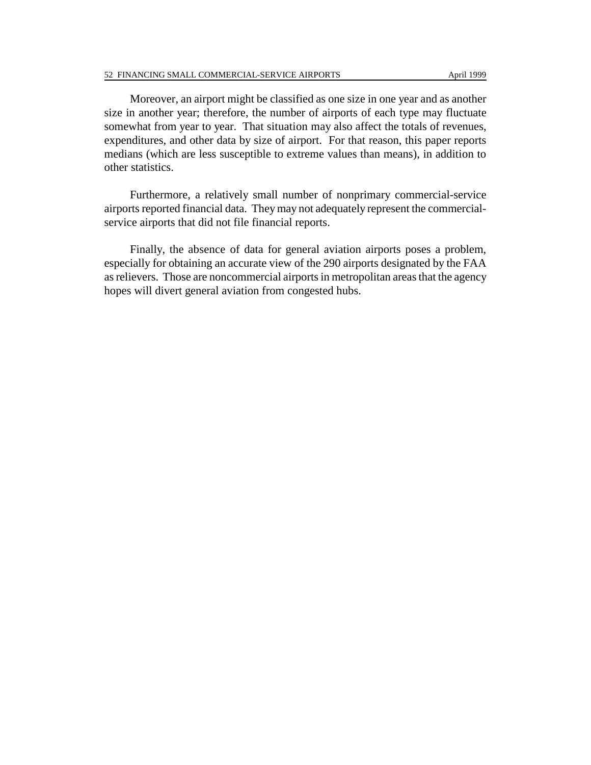Moreover, an airport might be classified as one size in one year and as another size in another year; therefore, the number of airports of each type may fluctuate somewhat from year to year. That situation may also affect the totals of revenues, expenditures, and other data by size of airport. For that reason, this paper reports medians (which are less susceptible to extreme values than means), in addition to other statistics.

Furthermore, a relatively small number of nonprimary commercial-service airports reported financial data. They may not adequately represent the commercial-service airports that did not file financial reports.

Finally, the absence of data for general aviation airports poses a problem, especially for obtaining an accurate view of the 290 airports designated by the FAA as relievers. Those are noncommercial airports in metropolitan areas that the agency hopes will divert general aviation from congested hubs.